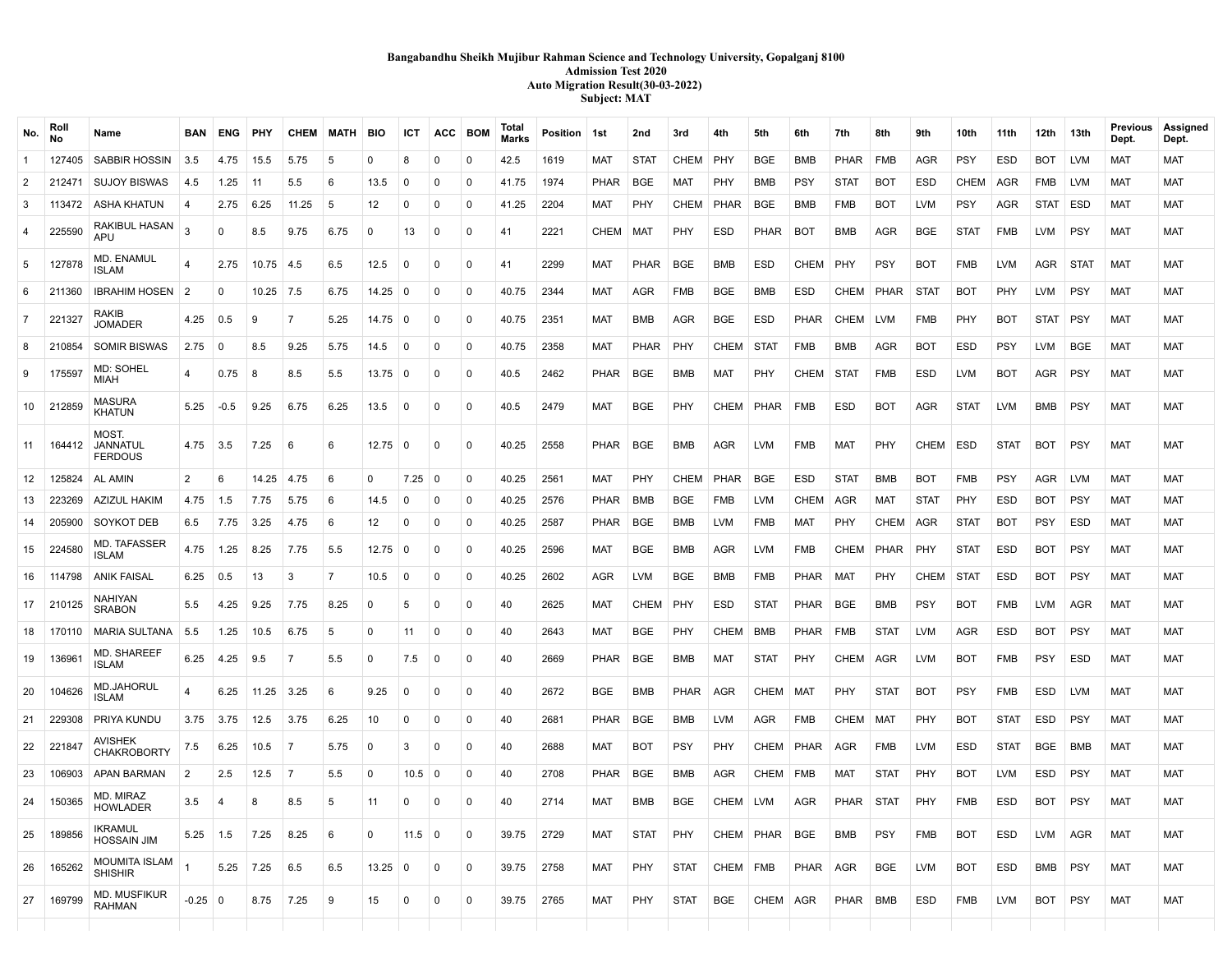**Bangabandhu Sheikh Mujibur Rahman Science and Technology University, Gopalganj 8100**
**Admission Test 2020**
**Auto Migration Result(30-03-2022)**
**Subject: MAT**

| No. | Roll No | Name | BAN | ENG | PHY | CHEM | MATH | BIO | ICT | ACC | BOM | Total Marks | Position | 1st | 2nd | 3rd | 4th | 5th | 6th | 7th | 8th | 9th | 10th | 11th | 12th | 13th | Previous Dept. | Assigned Dept. |
|---|---|---|---|---|---|---|---|---|---|---|---|---|---|---|---|---|---|---|---|---|---|---|---|---|---|---|---|---|
| 1 | 127405 | SABBIR HOSSIN | 3.5 | 4.75 | 15.5 | 5.75 | 5 | 0 | 8 | 0 | 0 | 42.5 | 1619 | MAT | STAT | CHEM | PHY | BGE | BMB | PHAR | FMB | AGR | PSY | ESD | BOT | LVM | MAT | MAT |
| 2 | 212471 | SUJOY BISWAS | 4.5 | 1.25 | 11 | 5.5 | 6 | 13.5 | 0 | 0 | 0 | 41.75 | 1974 | PHAR | BGE | MAT | PHY | BMB | PSY | STAT | BOT | ESD | CHEM | AGR | FMB | LVM | MAT | MAT |
| 3 | 113472 | ASHA KHATUN | 4 | 2.75 | 6.25 | 11.25 | 5 | 12 | 0 | 0 | 0 | 41.25 | 2204 | MAT | PHY | CHEM | PHAR | BGE | BMB | FMB | BOT | LVM | PSY | AGR | STAT | ESD | MAT | MAT |
| 4 | 225590 | RAKIBUL HASAN APU | 3 | 0 | 8.5 | 9.75 | 6.75 | 0 | 13 | 0 | 0 | 41 | 2221 | CHEM | MAT | PHY | ESD | PHAR | BOT | BMB | AGR | BGE | STAT | FMB | LVM | PSY | MAT | MAT |
| 5 | 127878 | MD. ENAMUL ISLAM | 4 | 2.75 | 10.75 | 4.5 | 6.5 | 12.5 | 0 | 0 | 0 | 41 | 2299 | MAT | PHAR | BGE | BMB | ESD | CHEM | PHY | PSY | BOT | FMB | LVM | AGR | STAT | MAT | MAT |
| 6 | 211360 | IBRAHIM HOSEN | 2 | 0 | 10.25 | 7.5 | 6.75 | 14.25 | 0 | 0 | 0 | 40.75 | 2344 | MAT | AGR | FMB | BGE | BMB | ESD | CHEM | PHAR | STAT | BOT | PHY | LVM | PSY | MAT | MAT |
| 7 | 221327 | RAKIB JOMADER | 4.25 | 0.5 | 9 | 7 | 5.25 | 14.75 | 0 | 0 | 0 | 40.75 | 2351 | MAT | BMB | AGR | BGE | ESD | PHAR | CHEM | LVM | FMB | PHY | BOT | STAT | PSY | MAT | MAT |
| 8 | 210854 | SOMIR BISWAS | 2.75 | 0 | 8.5 | 9.25 | 5.75 | 14.5 | 0 | 0 | 0 | 40.75 | 2358 | MAT | PHAR | PHY | CHEM | STAT | FMB | BMB | AGR | BOT | ESD | PSY | LVM | BGE | MAT | MAT |
| 9 | 175597 | MD: SOHEL MIAH | 4 | 0.75 | 8 | 8.5 | 5.5 | 13.75 | 0 | 0 | 0 | 40.5 | 2462 | PHAR | BGE | BMB | MAT | PHY | CHEM | STAT | FMB | ESD | LVM | BOT | AGR | PSY | MAT | MAT |
| 10 | 212859 | MASURA KHATUN | 5.25 | -0.5 | 9.25 | 6.75 | 6.25 | 13.5 | 0 | 0 | 0 | 40.5 | 2479 | MAT | BGE | PHY | CHEM | PHAR | FMB | ESD | BOT | AGR | STAT | LVM | BMB | PSY | MAT | MAT |
| 11 | 164412 | MOST. JANNATUL FERDOUS | 4.75 | 3.5 | 7.25 | 6 | 6 | 12.75 | 0 | 0 | 0 | 40.25 | 2558 | PHAR | BGE | BMB | AGR | LVM | FMB | MAT | PHY | CHEM | ESD | STAT | BOT | PSY | MAT | MAT |
| 12 | 125824 | AL AMIN | 2 | 6 | 14.25 | 4.75 | 6 | 0 | 7.25 | 0 | 0 | 40.25 | 2561 | MAT | PHY | CHEM | PHAR | BGE | ESD | STAT | BMB | BOT | FMB | PSY | AGR | LVM | MAT | MAT |
| 13 | 223269 | AZIZUL HAKIM | 4.75 | 1.5 | 7.75 | 5.75 | 6 | 14.5 | 0 | 0 | 0 | 40.25 | 2576 | PHAR | BMB | BGE | FMB | LVM | CHEM | AGR | MAT | STAT | PHY | ESD | BOT | PSY | MAT | MAT |
| 14 | 205900 | SOYKOT DEB | 6.5 | 7.75 | 3.25 | 4.75 | 6 | 12 | 0 | 0 | 0 | 40.25 | 2587 | PHAR | BGE | BMB | LVM | FMB | MAT | PHY | CHEM | AGR | STAT | BOT | PSY | ESD | MAT | MAT |
| 15 | 224580 | MD. TAFASSER ISLAM | 4.75 | 1.25 | 8.25 | 7.75 | 5.5 | 12.75 | 0 | 0 | 0 | 40.25 | 2596 | MAT | BGE | BMB | AGR | LVM | FMB | CHEM | PHAR | PHY | STAT | ESD | BOT | PSY | MAT | MAT |
| 16 | 114798 | ANIK FAISAL | 6.25 | 0.5 | 13 | 3 | 7 | 10.5 | 0 | 0 | 0 | 40.25 | 2602 | AGR | LVM | BGE | BMB | FMB | PHAR | MAT | PHY | CHEM | STAT | ESD | BOT | PSY | MAT | MAT |
| 17 | 210125 | NAHIYAN SRABON | 5.5 | 4.25 | 9.25 | 7.75 | 8.25 | 0 | 5 | 0 | 0 | 40 | 2625 | MAT | CHEM | PHY | ESD | STAT | PHAR | BGE | BMB | PSY | BOT | FMB | LVM | AGR | MAT | MAT |
| 18 | 170110 | MARIA SULTANA | 5.5 | 1.25 | 10.5 | 6.75 | 5 | 0 | 11 | 0 | 0 | 40 | 2643 | MAT | BGE | PHY | CHEM | BMB | PHAR | FMB | STAT | LVM | AGR | ESD | BOT | PSY | MAT | MAT |
| 19 | 136961 | MD. SHAREEF ISLAM | 6.25 | 4.25 | 9.5 | 7 | 5.5 | 0 | 7.5 | 0 | 0 | 40 | 2669 | PHAR | BGE | BMB | MAT | STAT | PHY | CHEM | AGR | LVM | BOT | FMB | PSY | ESD | MAT | MAT |
| 20 | 104626 | MD.JAHORUL ISLAM | 4 | 6.25 | 11.25 | 3.25 | 6 | 9.25 | 0 | 0 | 0 | 40 | 2672 | BGE | BMB | PHAR | AGR | CHEM | MAT | PHY | STAT | BOT | PSY | FMB | ESD | LVM | MAT | MAT |
| 21 | 229308 | PRIYA KUNDU | 3.75 | 3.75 | 12.5 | 3.75 | 6.25 | 10 | 0 | 0 | 0 | 40 | 2681 | PHAR | BGE | BMB | LVM | AGR | FMB | CHEM | MAT | PHY | BOT | STAT | ESD | PSY | MAT | MAT |
| 22 | 221847 | AVISHEK CHAKROBORTY | 7.5 | 6.25 | 10.5 | 7 | 5.75 | 0 | 3 | 0 | 0 | 40 | 2688 | MAT | BOT | PSY | PHY | CHEM | PHAR | AGR | FMB | LVM | ESD | STAT | BGE | BMB | MAT | MAT |
| 23 | 106903 | APAN BARMAN | 2 | 2.5 | 12.5 | 7 | 5.5 | 0 | 10.5 | 0 | 0 | 40 | 2708 | PHAR | BGE | BMB | AGR | CHEM | FMB | MAT | STAT | PHY | BOT | LVM | ESD | PSY | MAT | MAT |
| 24 | 150365 | MD. MIRAZ HOWLADER | 3.5 | 4 | 8 | 8.5 | 5 | 11 | 0 | 0 | 0 | 40 | 2714 | MAT | BMB | BGE | CHEM | LVM | AGR | PHAR | STAT | PHY | FMB | ESD | BOT | PSY | MAT | MAT |
| 25 | 189856 | IKRAMUL HOSSAIN JIM | 5.25 | 1.5 | 7.25 | 8.25 | 6 | 0 | 11.5 | 0 | 0 | 39.75 | 2729 | MAT | STAT | PHY | CHEM | PHAR | BGE | BMB | PSY | FMB | BOT | ESD | LVM | AGR | MAT | MAT |
| 26 | 165262 | MOUMITA ISLAM SHISHIR | 1 | 5.25 | 7.25 | 6.5 | 6.5 | 13.25 | 0 | 0 | 0 | 39.75 | 2758 | MAT | PHY | STAT | CHEM | FMB | PHAR | AGR | BGE | LVM | BOT | ESD | BMB | PSY | MAT | MAT |
| 27 | 169799 | MD. MUSFIKUR RAHMAN | -0.25 | 0 | 8.75 | 7.25 | 9 | 15 | 0 | 0 | 0 | 39.75 | 2765 | MAT | PHY | STAT | BGE | CHEM | AGR | PHAR | BMB | ESD | FMB | LVM | BOT | PSY | MAT | MAT |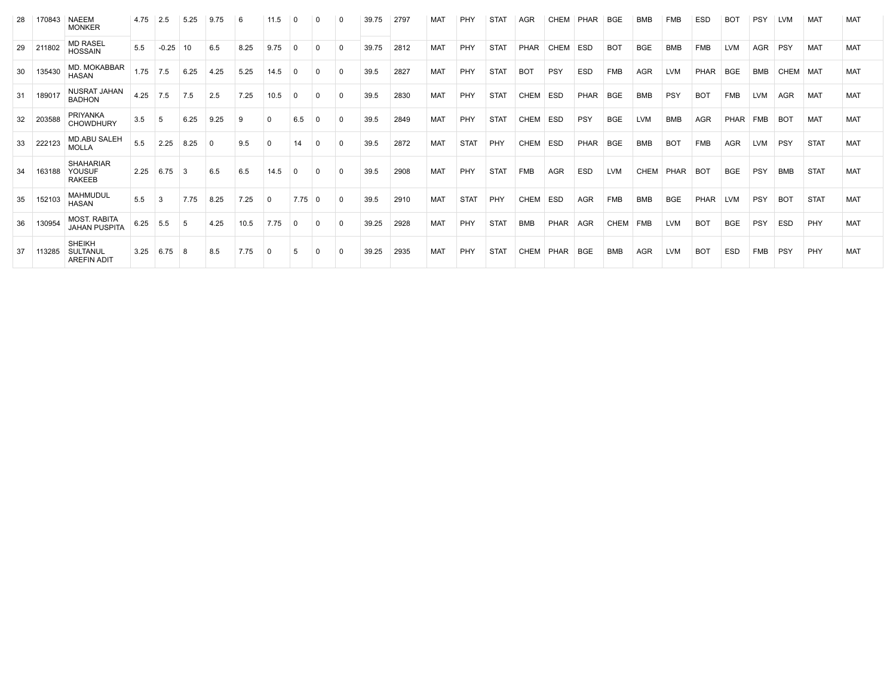| 28 | 170843 | NAEEM MONKER | 4.75 | 2.5 | 5.25 | 9.75 | 6 | 11.5 | 0 | 0 | 0 | 39.75 | 2797 | MAT | PHY | STAT | AGR | CHEM | PHAR | BGE | BMB | FMB | ESD | BOT | PSY | LVM | MAT | MAT |
|---|---|---|---|---|---|---|---|---|---|---|---|---|---|---|---|---|---|---|---|---|---|---|---|---|---|---|---|---|
| 29 | 211802 | MD RASEL HOSSAIN | 5.5 | -0.25 | 10 | 6.5 | 8.25 | 9.75 | 0 | 0 | 0 | 39.75 | 2812 | MAT | PHY | STAT | PHAR | CHEM | ESD | BOT | BGE | BMB | FMB | LVM | AGR | PSY | MAT | MAT |
| 30 | 135430 | MD. MOKABBAR HASAN | 1.75 | 7.5 | 6.25 | 4.25 | 5.25 | 14.5 | 0 | 0 | 0 | 39.5 | 2827 | MAT | PHY | STAT | BOT | PSY | ESD | FMB | AGR | LVM | PHAR | BGE | BMB | CHEM | MAT | MAT |
| 31 | 189017 | NUSRAT JAHAN BADHON | 4.25 | 7.5 | 7.5 | 2.5 | 7.25 | 10.5 | 0 | 0 | 0 | 39.5 | 2830 | MAT | PHY | STAT | CHEM | ESD | PHAR | BGE | BMB | PSY | BOT | FMB | LVM | AGR | MAT | MAT |
| 32 | 203588 | PRIYANKA CHOWDHURY | 3.5 | 5 | 6.25 | 9.25 | 9 | 0 | 6.5 | 0 | 0 | 39.5 | 2849 | MAT | PHY | STAT | CHEM | ESD | PSY | BGE | LVM | BMB | AGR | PHAR | FMB | BOT | MAT | MAT |
| 33 | 222123 | MD.ABU SALEH MOLLA | 5.5 | 2.25 | 8.25 | 0 | 9.5 | 0 | 14 | 0 | 0 | 39.5 | 2872 | MAT | STAT | PHY | CHEM | ESD | PHAR | BGE | BMB | BOT | FMB | AGR | LVM | PSY | STAT | MAT |
| 34 | 163188 | SHAHARIAR YOUSUF RAKEEB | 2.25 | 6.75 | 3 | 6.5 | 6.5 | 14.5 | 0 | 0 | 0 | 39.5 | 2908 | MAT | PHY | STAT | FMB | AGR | ESD | LVM | CHEM | PHAR | BOT | BGE | PSY | BMB | STAT | MAT |
| 35 | 152103 | MAHMUDUL HASAN | 5.5 | 3 | 7.75 | 8.25 | 7.25 | 0 | 7.75 | 0 | 0 | 39.5 | 2910 | MAT | STAT | PHY | CHEM | ESD | AGR | FMB | BMB | BGE | PHAR | LVM | PSY | BOT | STAT | MAT |
| 36 | 130954 | MOST. RABITA JAHAN PUSPITA | 6.25 | 5.5 | 5 | 4.25 | 10.5 | 7.75 | 0 | 0 | 0 | 39.25 | 2928 | MAT | PHY | STAT | BMB | PHAR | AGR | CHEM | FMB | LVM | BOT | BGE | PSY | ESD | PHY | MAT |
| 37 | 113285 | SHEIKH SULTANUL AREFIN ADIT | 3.25 | 6.75 | 8 | 8.5 | 7.75 | 0 | 5 | 0 | 0 | 39.25 | 2935 | MAT | PHY | STAT | CHEM | PHAR | BGE | BMB | AGR | LVM | BOT | ESD | FMB | PSY | PHY | MAT |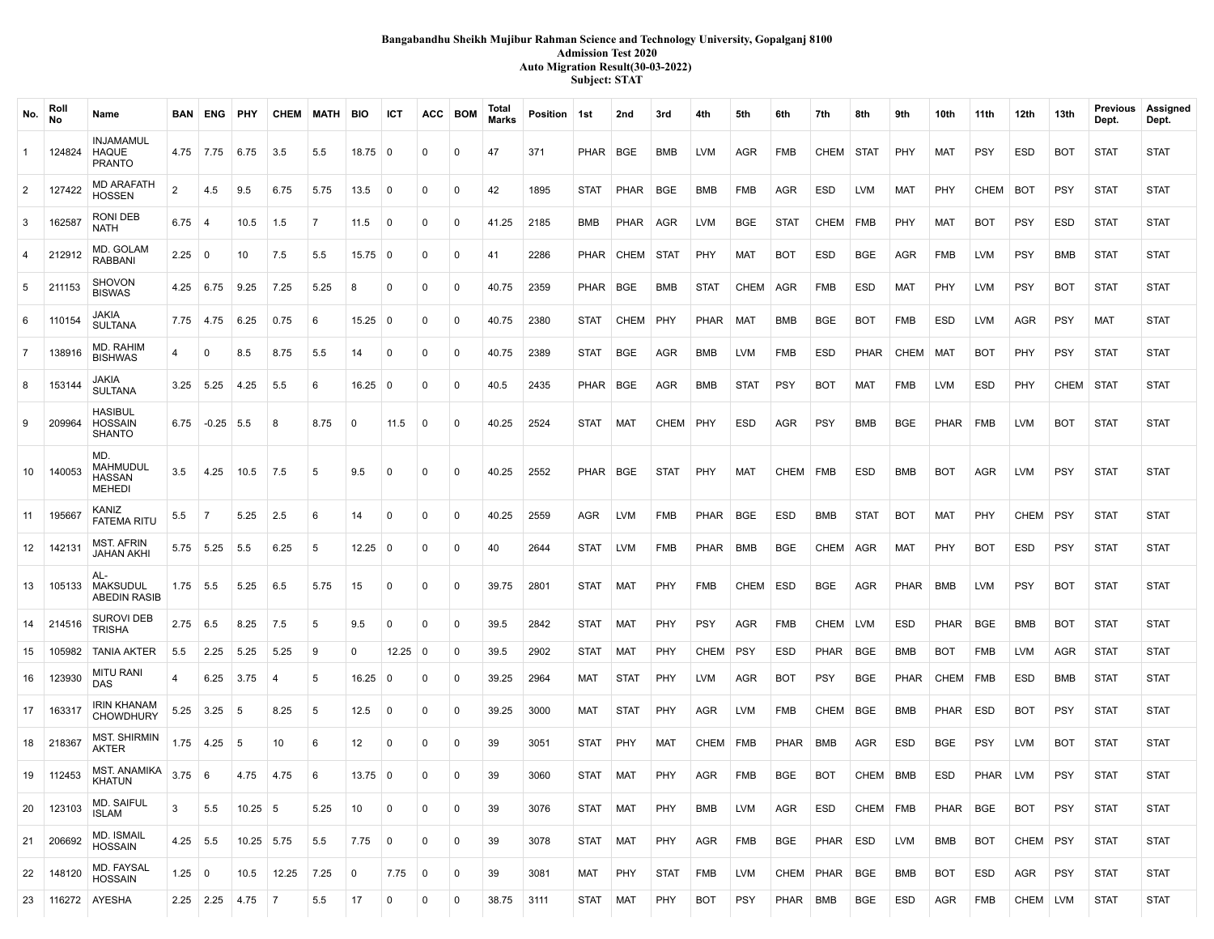**Bangabandhu Sheikh Mujibur Rahman Science and Technology University, Gopalganj 8100**
**Admission Test 2020**
**Auto Migration Result(30-03-2022)**
**Subject: STAT**

| No. | Roll No | Name | BAN | ENG | PHY | CHEM | MATH | BIO | ICT | ACC | BOM | Total Marks | Position | 1st | 2nd | 3rd | 4th | 5th | 6th | 7th | 8th | 9th | 10th | 11th | 12th | 13th | Previous Dept. | Assigned Dept. |
|---|---|---|---|---|---|---|---|---|---|---|---|---|---|---|---|---|---|---|---|---|---|---|---|---|---|---|---|---|
| 1 | 124824 | INJAMAMUL HAQUE PRANTO | 4.75 | 7.75 | 6.75 | 3.5 | 5.5 | 18.75 | 0 | 0 | 0 | 47 | 371 | PHAR | BGE | BMB | LVM | AGR | FMB | CHEM | STAT | PHY | MAT | PSY | ESD | BOT | STAT | STAT |
| 2 | 127422 | MD ARAFATH HOSSEN | 2 | 4.5 | 9.5 | 6.75 | 5.75 | 13.5 | 0 | 0 | 0 | 42 | 1895 | STAT | PHAR | BGE | BMB | FMB | AGR | ESD | LVM | MAT | PHY | CHEM | BOT | PSY | STAT | STAT |
| 3 | 162587 | RONI DEB NATH | 6.75 | 4 | 10.5 | 1.5 | 7 | 11.5 | 0 | 0 | 0 | 41.25 | 2185 | BMB | PHAR | AGR | LVM | BGE | STAT | CHEM | FMB | PHY | MAT | BOT | PSY | ESD | STAT | STAT |
| 4 | 212912 | MD. GOLAM RABBANI | 2.25 | 0 | 10 | 7.5 | 5.5 | 15.75 | 0 | 0 | 0 | 41 | 2286 | PHAR | CHEM | STAT | PHY | MAT | BOT | ESD | BGE | AGR | FMB | LVM | PSY | BMB | STAT | STAT |
| 5 | 211153 | SHOVON BISWAS | 4.25 | 6.75 | 9.25 | 7.25 | 5.25 | 8 | 0 | 0 | 0 | 40.75 | 2359 | PHAR | BGE | BMB | STAT | CHEM | AGR | FMB | ESD | MAT | PHY | LVM | PSY | BOT | STAT | STAT |
| 6 | 110154 | JAKIA SULTANA | 7.75 | 4.75 | 6.25 | 0.75 | 6 | 15.25 | 0 | 0 | 0 | 40.75 | 2380 | STAT | CHEM | PHY | PHAR | MAT | BMB | BGE | BOT | FMB | ESD | LVM | AGR | PSY | MAT | STAT |
| 7 | 138916 | MD. RAHIM BISHWAS | 4 | 0 | 8.5 | 8.75 | 5.5 | 14 | 0 | 0 | 0 | 40.75 | 2389 | STAT | BGE | AGR | BMB | LVM | FMB | ESD | PHAR | CHEM | MAT | BOT | PHY | PSY | STAT | STAT |
| 8 | 153144 | JAKIA SULTANA | 3.25 | 5.25 | 4.25 | 5.5 | 6 | 16.25 | 0 | 0 | 0 | 40.5 | 2435 | PHAR | BGE | AGR | BMB | STAT | PSY | BOT | MAT | FMB | LVM | ESD | PHY | CHEM | STAT | STAT |
| 9 | 209964 | HASIBUL HOSSAIN SHANTO | 6.75 | -0.25 | 5.5 | 8 | 8.75 | 0 | 11.5 | 0 | 0 | 40.25 | 2524 | STAT | MAT | CHEM | PHY | ESD | AGR | PSY | BMB | BGE | PHAR | FMB | LVM | BOT | STAT | STAT |
| 10 | 140053 | MD. MAHMUDUL HASSAN MEHEDI | 3.5 | 4.25 | 10.5 | 7.5 | 5 | 9.5 | 0 | 0 | 0 | 40.25 | 2552 | PHAR | BGE | STAT | PHY | MAT | CHEM | FMB | ESD | BMB | BOT | AGR | LVM | PSY | STAT | STAT |
| 11 | 195667 | KANIZ FATEMA RITU | 5.5 | 7 | 5.25 | 2.5 | 6 | 14 | 0 | 0 | 0 | 40.25 | 2559 | AGR | LVM | FMB | PHAR | BGE | ESD | BMB | STAT | BOT | MAT | PHY | CHEM | PSY | STAT | STAT |
| 12 | 142131 | MST. AFRIN JAHAN AKHI | 5.75 | 5.25 | 5.5 | 6.25 | 5 | 12.25 | 0 | 0 | 0 | 40 | 2644 | STAT | LVM | FMB | PHAR | BMB | BGE | CHEM | AGR | MAT | PHY | BOT | ESD | PSY | STAT | STAT |
| 13 | 105133 | AL-MAKSUDUL ABEDIN RASIB | 1.75 | 5.5 | 5.25 | 6.5 | 5.75 | 15 | 0 | 0 | 0 | 39.75 | 2801 | STAT | MAT | PHY | FMB | CHEM | ESD | BGE | AGR | PHAR | BMB | LVM | PSY | BOT | STAT | STAT |
| 14 | 214516 | SUROVI DEB TRISHA | 2.75 | 6.5 | 8.25 | 7.5 | 5 | 9.5 | 0 | 0 | 0 | 39.5 | 2842 | STAT | MAT | PHY | PSY | AGR | FMB | CHEM | LVM | ESD | PHAR | BGE | BMB | BOT | STAT | STAT |
| 15 | 105982 | TANIA AKTER | 5.5 | 2.25 | 5.25 | 5.25 | 9 | 0 | 12.25 | 0 | 0 | 39.5 | 2902 | STAT | MAT | PHY | CHEM | PSY | ESD | PHAR | BGE | BMB | BOT | FMB | LVM | AGR | STAT | STAT |
| 16 | 123930 | MITU RANI DAS | 4 | 6.25 | 3.75 | 4 | 5 | 16.25 | 0 | 0 | 0 | 39.25 | 2964 | MAT | STAT | PHY | LVM | AGR | BOT | PSY | BGE | PHAR | CHEM | FMB | ESD | BMB | STAT | STAT |
| 17 | 163317 | IRIN KHANAM CHOWDHURY | 5.25 | 3.25 | 5 | 8.25 | 5 | 12.5 | 0 | 0 | 0 | 39.25 | 3000 | MAT | STAT | PHY | AGR | LVM | FMB | CHEM | BGE | BMB | PHAR | ESD | BOT | PSY | STAT | STAT |
| 18 | 218367 | MST. SHIRMIN AKTER | 1.75 | 4.25 | 5 | 10 | 6 | 12 | 0 | 0 | 0 | 39 | 3051 | STAT | PHY | MAT | CHEM | FMB | PHAR | BMB | AGR | ESD | BGE | PSY | LVM | BOT | STAT | STAT |
| 19 | 112453 | MST. ANAMIKA KHATUN | 3.75 | 6 | 4.75 | 4.75 | 6 | 13.75 | 0 | 0 | 0 | 39 | 3060 | STAT | MAT | PHY | AGR | FMB | BGE | BOT | CHEM | BMB | ESD | PHAR | LVM | PSY | STAT | STAT |
| 20 | 123103 | MD. SAIFUL ISLAM | 3 | 5.5 | 10.25 | 5 | 5.25 | 10 | 0 | 0 | 0 | 39 | 3076 | STAT | MAT | PHY | BMB | LVM | AGR | ESD | CHEM | FMB | PHAR | BGE | BOT | PSY | STAT | STAT |
| 21 | 206692 | MD. ISMAIL HOSSAIN | 4.25 | 5.5 | 10.25 | 5.75 | 5.5 | 7.75 | 0 | 0 | 0 | 39 | 3078 | STAT | MAT | PHY | AGR | FMB | BGE | PHAR | ESD | LVM | BMB | BOT | CHEM | PSY | STAT | STAT |
| 22 | 148120 | MD. FAYSAL HOSSAIN | 1.25 | 0 | 10.5 | 12.25 | 7.25 | 0 | 7.75 | 0 | 0 | 39 | 3081 | MAT | PHY | STAT | FMB | LVM | CHEM | PHAR | BGE | BMB | BOT | ESD | AGR | PSY | STAT | STAT |
| 23 | 116272 | AYESHA | 2.25 | 2.25 | 4.75 | 7 | 5.5 | 17 | 0 | 0 | 0 | 38.75 | 3111 | STAT | MAT | PHY | BOT | PSY | PHAR | BMB | BGE | ESD | AGR | FMB | CHEM | LVM | STAT | STAT |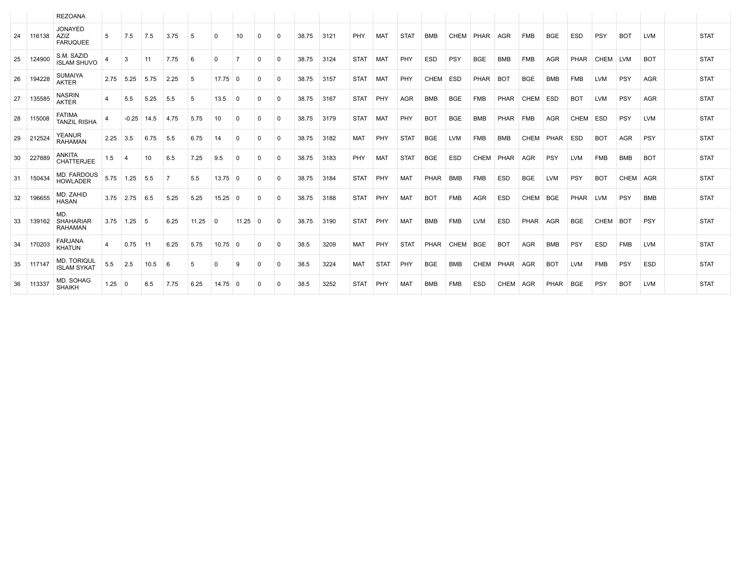| | | | | | | | | | | | | | | | | | | | | | | | | | | | | |
|---|---|---|---|---|---|---|---|---|---|---|---|---|---|---|---|---|---|---|---|---|---|---|---|---|---|---|---|---|
| | | REZOANA | | | | | | | | | | | | | | | | | | | | | | | | | | |
| 24 | 116138 | JONAYED AZIZ FARUQUEE | 5 | 7.5 | 7.5 | 3.75 | 5 | 0 | 10 | 0 | 0 | 38.75 | 3121 | PHY | MAT | STAT | BMB | CHEM | PHAR | AGR | FMB | BGE | ESD | PSY | BOT | LVM | | STAT |
| 25 | 124900 | S.M. SAZID ISLAM SHUVO | 4 | 3 | 11 | 7.75 | 6 | 0 | 7 | 0 | 0 | 38.75 | 3124 | STAT | MAT | PHY | ESD | PSY | BGE | BMB | FMB | AGR | PHAR | CHEM | LVM | BOT | | STAT |
| 26 | 194228 | SUMAIYA AKTER | 2.75 | 5.25 | 5.75 | 2.25 | 5 | 17.75 | 0 | 0 | 0 | 38.75 | 3157 | STAT | MAT | PHY | CHEM | ESD | PHAR | BOT | BGE | BMB | FMB | LVM | PSY | AGR | | STAT |
| 27 | 135585 | NASRIN AKTER | 4 | 5.5 | 5.25 | 5.5 | 5 | 13.5 | 0 | 0 | 0 | 38.75 | 3167 | STAT | PHY | AGR | BMB | BGE | FMB | PHAR | CHEM | ESD | BOT | LVM | PSY | AGR | | STAT |
| 28 | 115008 | FATIMA TANZIL RISHA | 4 | -0.25 | 14.5 | 4.75 | 5.75 | 10 | 0 | 0 | 0 | 38.75 | 3179 | STAT | MAT | PHY | BOT | BGE | BMB | PHAR | FMB | AGR | CHEM | ESD | PSY | LVM | | STAT |
| 29 | 212524 | YEANUR RAHAMAN | 2.25 | 3.5 | 6.75 | 5.5 | 6.75 | 14 | 0 | 0 | 0 | 38.75 | 3182 | MAT | PHY | STAT | BGE | LVM | FMB | BMB | CHEM | PHAR | ESD | BOT | AGR | PSY | | STAT |
| 30 | 227889 | ANKITA CHATTERJEE | 1.5 | 4 | 10 | 6.5 | 7.25 | 9.5 | 0 | 0 | 0 | 38.75 | 3183 | PHY | MAT | STAT | BGE | ESD | CHEM | PHAR | AGR | PSY | LVM | FMB | BMB | BOT | | STAT |
| 31 | 150434 | MD. FARDOUS HOWLADER | 5.75 | 1.25 | 5.5 | 7 | 5.5 | 13.75 | 0 | 0 | 0 | 38.75 | 3184 | STAT | PHY | MAT | PHAR | BMB | FMB | ESD | BGE | LVM | PSY | BOT | CHEM | AGR | | STAT |
| 32 | 196655 | MD. ZAHID HASAN | 3.75 | 2.75 | 6.5 | 5.25 | 5.25 | 15.25 | 0 | 0 | 0 | 38.75 | 3188 | STAT | PHY | MAT | BOT | FMB | AGR | ESD | CHEM | BGE | PHAR | LVM | PSY | BMB | | STAT |
| 33 | 139162 | MD. SHAHARIAR RAHAMAN | 3.75 | 1.25 | 5 | 6.25 | 11.25 | 0 | 11.25 | 0 | 0 | 38.75 | 3190 | STAT | PHY | MAT | BMB | FMB | LVM | ESD | PHAR | AGR | BGE | CHEM | BOT | PSY | | STAT |
| 34 | 170203 | FARJANA KHATUN | 4 | 0.75 | 11 | 6.25 | 5.75 | 10.75 | 0 | 0 | 0 | 38.5 | 3209 | MAT | PHY | STAT | PHAR | CHEM | BGE | BOT | AGR | BMB | PSY | ESD | FMB | LVM | | STAT |
| 35 | 117147 | MD. TORIQUL ISLAM SYKAT | 5.5 | 2.5 | 10.5 | 6 | 5 | 0 | 9 | 0 | 0 | 38.5 | 3224 | MAT | STAT | PHY | BGE | BMB | CHEM | PHAR | AGR | BOT | LVM | FMB | PSY | ESD | | STAT |
| 36 | 113337 | MD. SOHAG SHAIKH | 1.25 | 0 | 8.5 | 7.75 | 6.25 | 14.75 | 0 | 0 | 0 | 38.5 | 3252 | STAT | PHY | MAT | BMB | FMB | ESD | CHEM | AGR | PHAR | BGE | PSY | BOT | LVM | | STAT |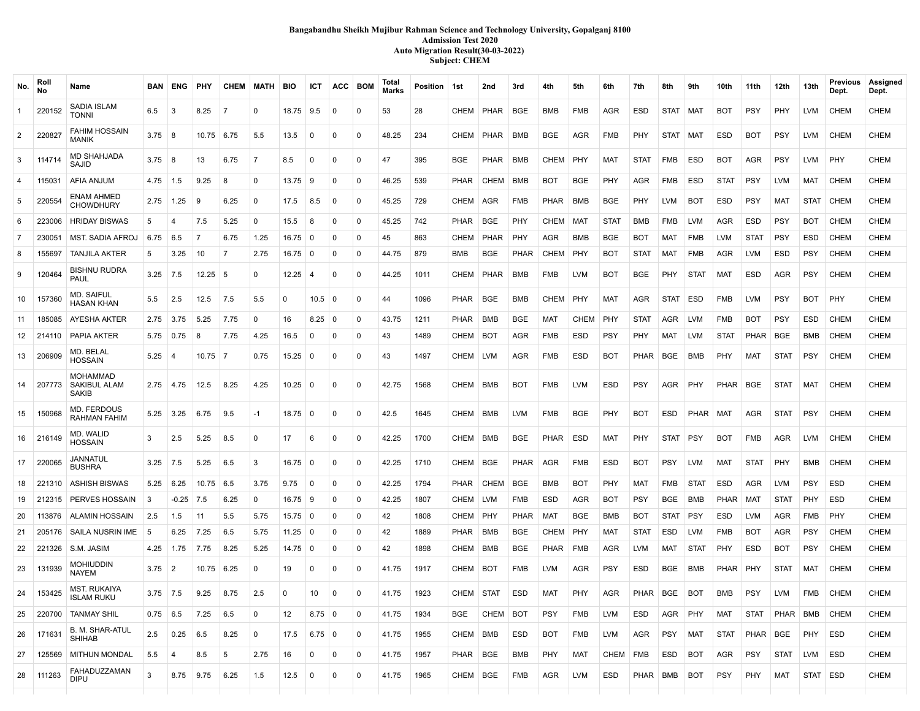**Bangabandhu Sheikh Mujibur Rahman Science and Technology University, Gopalganj 8100**
**Admission Test 2020**
**Auto Migration Result(30-03-2022)**
**Subject: CHEM**

| No. | Roll No | Name | BAN | ENG | PHY | CHEM | MATH | BIO | ICT | ACC | BOM | Total Marks | Position | 1st | 2nd | 3rd | 4th | 5th | 6th | 7th | 8th | 9th | 10th | 11th | 12th | 13th | Previous Dept. | Assigned Dept. |
|---|---|---|---|---|---|---|---|---|---|---|---|---|---|---|---|---|---|---|---|---|---|---|---|---|---|---|---|---|
| 1 | 220152 | SADIA ISLAM TONNI | 6.5 | 3 | 8.25 | 7 | 0 | 18.75 | 9.5 | 0 | 0 | 53 | 28 | CHEM | PHAR | BGE | BMB | FMB | AGR | ESD | STAT | MAT | BOT | PSY | PHY | LVM | CHEM | CHEM |
| 2 | 220827 | FAHIM HOSSAIN MANIK | 3.75 | 8 | 10.75 | 6.75 | 5.5 | 13.5 | 0 | 0 | 0 | 48.25 | 234 | CHEM | PHAR | BMB | BGE | AGR | FMB | PHY | STAT | MAT | ESD | BOT | PSY | LVM | CHEM | CHEM |
| 3 | 114714 | MD SHAHJADA SAJID | 3.75 | 8 | 13 | 6.75 | 7 | 8.5 | 0 | 0 | 0 | 47 | 395 | BGE | PHAR | BMB | CHEM | PHY | MAT | STAT | FMB | ESD | BOT | AGR | PSY | LVM | PHY | CHEM |
| 4 | 115031 | AFIA ANJUM | 4.75 | 1.5 | 9.25 | 8 | 0 | 13.75 | 9 | 0 | 0 | 46.25 | 539 | PHAR | CHEM | BMB | BOT | BGE | PHY | AGR | FMB | ESD | STAT | PSY | LVM | MAT | CHEM | CHEM |
| 5 | 220554 | ENAM AHMED CHOWDHURY | 2.75 | 1.25 | 9 | 6.25 | 0 | 17.5 | 8.5 | 0 | 0 | 45.25 | 729 | CHEM | AGR | FMB | PHAR | BMB | BGE | PHY | LVM | BOT | ESD | PSY | MAT | STAT | CHEM | CHEM |
| 6 | 223006 | HRIDAY BISWAS | 5 | 4 | 7.5 | 5.25 | 0 | 15.5 | 8 | 0 | 0 | 45.25 | 742 | PHAR | BGE | PHY | CHEM | MAT | STAT | BMB | FMB | LVM | AGR | ESD | PSY | BOT | CHEM | CHEM |
| 7 | 230051 | MST. SADIA AFROJ | 6.75 | 6.5 | 7 | 6.75 | 1.25 | 16.75 | 0 | 0 | 0 | 45 | 863 | CHEM | PHAR | PHY | AGR | BMB | BGE | BOT | MAT | FMB | LVM | STAT | PSY | ESD | CHEM | CHEM |
| 8 | 155697 | TANJILA AKTER | 5 | 3.25 | 10 | 7 | 2.75 | 16.75 | 0 | 0 | 0 | 44.75 | 879 | BMB | BGE | PHAR | CHEM | PHY | BOT | STAT | MAT | FMB | AGR | LVM | ESD | PSY | CHEM | CHEM |
| 9 | 120464 | BISHNU RUDRA PAUL | 3.25 | 7.5 | 12.25 | 5 | 0 | 12.25 | 4 | 0 | 0 | 44.25 | 1011 | CHEM | PHAR | BMB | FMB | LVM | BOT | BGE | PHY | STAT | MAT | ESD | AGR | PSY | CHEM | CHEM |
| 10 | 157360 | MD. SAIFUL HASAN KHAN | 5.5 | 2.5 | 12.5 | 7.5 | 5.5 | 0 | 10.5 | 0 | 0 | 44 | 1096 | PHAR | BGE | BMB | CHEM | PHY | MAT | AGR | STAT | ESD | FMB | LVM | PSY | BOT | PHY | CHEM |
| 11 | 185085 | AYESHA AKTER | 2.75 | 3.75 | 5.25 | 7.75 | 0 | 16 | 8.25 | 0 | 0 | 43.75 | 1211 | PHAR | BMB | BGE | MAT | CHEM | PHY | STAT | AGR | LVM | FMB | BOT | PSY | ESD | CHEM | CHEM |
| 12 | 214110 | PAPIA AKTER | 5.75 | 0.75 | 8 | 7.75 | 4.25 | 16.5 | 0 | 0 | 0 | 43 | 1489 | CHEM | BOT | AGR | FMB | ESD | PSY | PHY | MAT | LVM | STAT | PHAR | BGE | BMB | CHEM | CHEM |
| 13 | 206909 | MD. BELAL HOSSAIN | 5.25 | 4 | 10.75 | 7 | 0.75 | 15.25 | 0 | 0 | 0 | 43 | 1497 | CHEM | LVM | AGR | FMB | ESD | BOT | PHAR | BGE | BMB | PHY | MAT | STAT | PSY | CHEM | CHEM |
| 14 | 207773 | MOHAMMAD SAKIBUL ALAM SAKIB | 2.75 | 4.75 | 12.5 | 8.25 | 4.25 | 10.25 | 0 | 0 | 0 | 42.75 | 1568 | CHEM | BMB | BOT | FMB | LVM | ESD | PSY | AGR | PHY | PHAR | BGE | STAT | MAT | CHEM | CHEM |
| 15 | 150968 | MD. FERDOUS RAHMAN FAHIM | 5.25 | 3.25 | 6.75 | 9.5 | -1 | 18.75 | 0 | 0 | 0 | 42.5 | 1645 | CHEM | BMB | LVM | FMB | BGE | PHY | BOT | ESD | PHAR | MAT | AGR | STAT | PSY | CHEM | CHEM |
| 16 | 216149 | MD. WALID HOSSAIN | 3 | 2.5 | 5.25 | 8.5 | 0 | 17 | 6 | 0 | 0 | 42.25 | 1700 | CHEM | BMB | BGE | PHAR | ESD | MAT | PHY | STAT | PSY | BOT | FMB | AGR | LVM | CHEM | CHEM |
| 17 | 220065 | JANNATUL BUSHRA | 3.25 | 7.5 | 5.25 | 6.5 | 3 | 16.75 | 0 | 0 | 0 | 42.25 | 1710 | CHEM | BGE | PHAR | AGR | FMB | ESD | BOT | PSY | LVM | MAT | STAT | PHY | BMB | CHEM | CHEM |
| 18 | 221310 | ASHISH BISWAS | 5.25 | 6.25 | 10.75 | 6.5 | 3.75 | 9.75 | 0 | 0 | 0 | 42.25 | 1794 | PHAR | CHEM | BGE | BMB | BOT | PHY | MAT | FMB | STAT | ESD | AGR | LVM | PSY | ESD | CHEM |
| 19 | 212315 | PERVES HOSSAIN | 3 | -0.25 | 7.5 | 6.25 | 0 | 16.75 | 9 | 0 | 0 | 42.25 | 1807 | CHEM | LVM | FMB | ESD | AGR | BOT | PSY | BGE | BMB | PHAR | MAT | STAT | PHY | ESD | CHEM |
| 20 | 113876 | ALAMIN HOSSAIN | 2.5 | 1.5 | 11 | 5.5 | 5.75 | 15.75 | 0 | 0 | 0 | 42 | 1808 | CHEM | PHY | PHAR | MAT | BGE | BMB | BOT | STAT | PSY | ESD | LVM | AGR | FMB | PHY | CHEM |
| 21 | 205176 | SAILA NUSRIN IME | 5 | 6.25 | 7.25 | 6.5 | 5.75 | 11.25 | 0 | 0 | 0 | 42 | 1889 | PHAR | BMB | BGE | CHEM | PHY | MAT | STAT | ESD | LVM | FMB | BOT | AGR | PSY | CHEM | CHEM |
| 22 | 221326 | S.M. JASIM | 4.25 | 1.75 | 7.75 | 8.25 | 5.25 | 14.75 | 0 | 0 | 0 | 42 | 1898 | CHEM | BMB | BGE | PHAR | FMB | AGR | LVM | MAT | STAT | PHY | ESD | BOT | PSY | CHEM | CHEM |
| 23 | 131939 | MOHIUDDIN NAYEM | 3.75 | 2 | 10.75 | 6.25 | 0 | 19 | 0 | 0 | 0 | 41.75 | 1917 | CHEM | BOT | FMB | LVM | AGR | PSY | ESD | BGE | BMB | PHAR | PHY | STAT | MAT | CHEM | CHEM |
| 24 | 153425 | MST. RUKAIYA ISLAM RUKU | 3.75 | 7.5 | 9.25 | 8.75 | 2.5 | 0 | 10 | 0 | 0 | 41.75 | 1923 | CHEM | STAT | ESD | MAT | PHY | AGR | PHAR | BGE | BOT | BMB | PSY | LVM | FMB | CHEM | CHEM |
| 25 | 220700 | TANMAY SHIL | 0.75 | 6.5 | 7.25 | 6.5 | 0 | 12 | 8.75 | 0 | 0 | 41.75 | 1934 | BGE | CHEM | BOT | PSY | FMB | LVM | ESD | AGR | PHY | MAT | STAT | PHAR | BMB | CHEM | CHEM |
| 26 | 171631 | B. M. SHAR-ATUL SHIHAB | 2.5 | 0.25 | 6.5 | 8.25 | 0 | 17.5 | 6.75 | 0 | 0 | 41.75 | 1955 | CHEM | BMB | ESD | BOT | FMB | LVM | AGR | PSY | MAT | STAT | PHAR | BGE | PHY | ESD | CHEM |
| 27 | 125569 | MITHUN MONDAL | 5.5 | 4 | 8.5 | 5 | 2.75 | 16 | 0 | 0 | 0 | 41.75 | 1957 | PHAR | BGE | BMB | PHY | MAT | CHEM | FMB | ESD | BOT | AGR | PSY | STAT | LVM | ESD | CHEM |
| 28 | 111263 | FAHADUZZAMAN DIPU | 3 | 8.75 | 9.75 | 6.25 | 1.5 | 12.5 | 0 | 0 | 0 | 41.75 | 1965 | CHEM | BGE | FMB | AGR | LVM | ESD | PHAR | BMB | BOT | PSY | PHY | MAT | STAT | ESD | CHEM |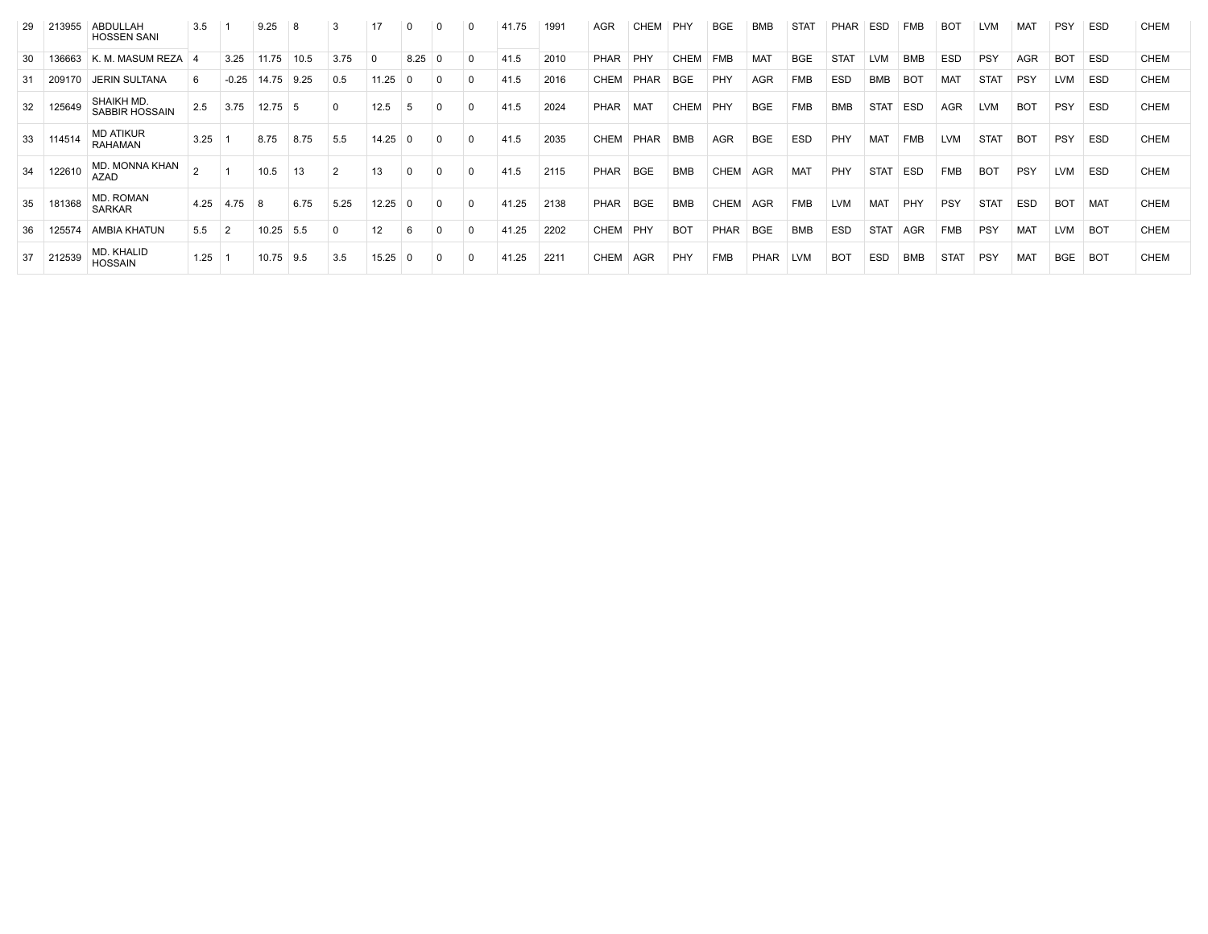| 29 | 213955 | ABDULLAH HOSSEN SANI | 3.5 | 1 | 9.25 | 8 | 3 | 17 | 0 | 0 | 0 | 41.75 | 1991 | AGR | CHEM | PHY | BGE | BMB | STAT | PHAR | ESD | FMB | BOT | LVM | MAT | PSY | ESD | CHEM |
|---|---|---|---|---|---|---|---|---|---|---|---|---|---|---|---|---|---|---|---|---|---|---|---|---|---|---|---|---|
| 30 | 136663 | K. M. MASUM REZA | 4 | 3.25 | 11.75 | 10.5 | 3.75 | 0 | 8.25 | 0 | 0 | 41.5 | 2010 | PHAR | PHY | CHEM | FMB | MAT | BGE | STAT | LVM | BMB | ESD | PSY | AGR | BOT | ESD | CHEM |
| 31 | 209170 | JERIN SULTANA | 6 | -0.25 | 14.75 | 9.25 | 0.5 | 11.25 | 0 | 0 | 0 | 41.5 | 2016 | CHEM | PHAR | BGE | PHY | AGR | FMB | ESD | BMB | BOT | MAT | STAT | PSY | LVM | ESD | CHEM |
| 32 | 125649 | SHAIKH MD. SABBIR HOSSAIN | 2.5 | 3.75 | 12.75 | 5 | 0 | 12.5 | 5 | 0 | 0 | 41.5 | 2024 | PHAR | MAT | CHEM | PHY | BGE | FMB | BMB | STAT | ESD | AGR | LVM | BOT | PSY | ESD | CHEM |
| 33 | 114514 | MD ATIKUR RAHAMAN | 3.25 | 1 | 8.75 | 8.75 | 5.5 | 14.25 | 0 | 0 | 0 | 41.5 | 2035 | CHEM | PHAR | BMB | AGR | BGE | ESD | PHY | MAT | FMB | LVM | STAT | BOT | PSY | ESD | CHEM |
| 34 | 122610 | MD. MONNA KHAN AZAD | 2 | 1 | 10.5 | 13 | 2 | 13 | 0 | 0 | 0 | 41.5 | 2115 | PHAR | BGE | BMB | CHEM | AGR | MAT | PHY | STAT | ESD | FMB | BOT | PSY | LVM | ESD | CHEM |
| 35 | 181368 | MD. ROMAN SARKAR | 4.25 | 4.75 | 8 | 6.75 | 5.25 | 12.25 | 0 | 0 | 0 | 41.25 | 2138 | PHAR | BGE | BMB | CHEM | AGR | FMB | LVM | MAT | PHY | PSY | STAT | ESD | BOT | MAT | CHEM |
| 36 | 125574 | AMBIA KHATUN | 5.5 | 2 | 10.25 | 5.5 | 0 | 12 | 6 | 0 | 0 | 41.25 | 2202 | CHEM | PHY | BOT | PHAR | BGE | BMB | ESD | STAT | AGR | FMB | PSY | MAT | LVM | BOT | CHEM |
| 37 | 212539 | MD. KHALID HOSSAIN | 1.25 | 1 | 10.75 | 9.5 | 3.5 | 15.25 | 0 | 0 | 0 | 41.25 | 2211 | CHEM | AGR | PHY | FMB | PHAR | LVM | BOT | ESD | BMB | STAT | PSY | MAT | BGE | BOT | CHEM |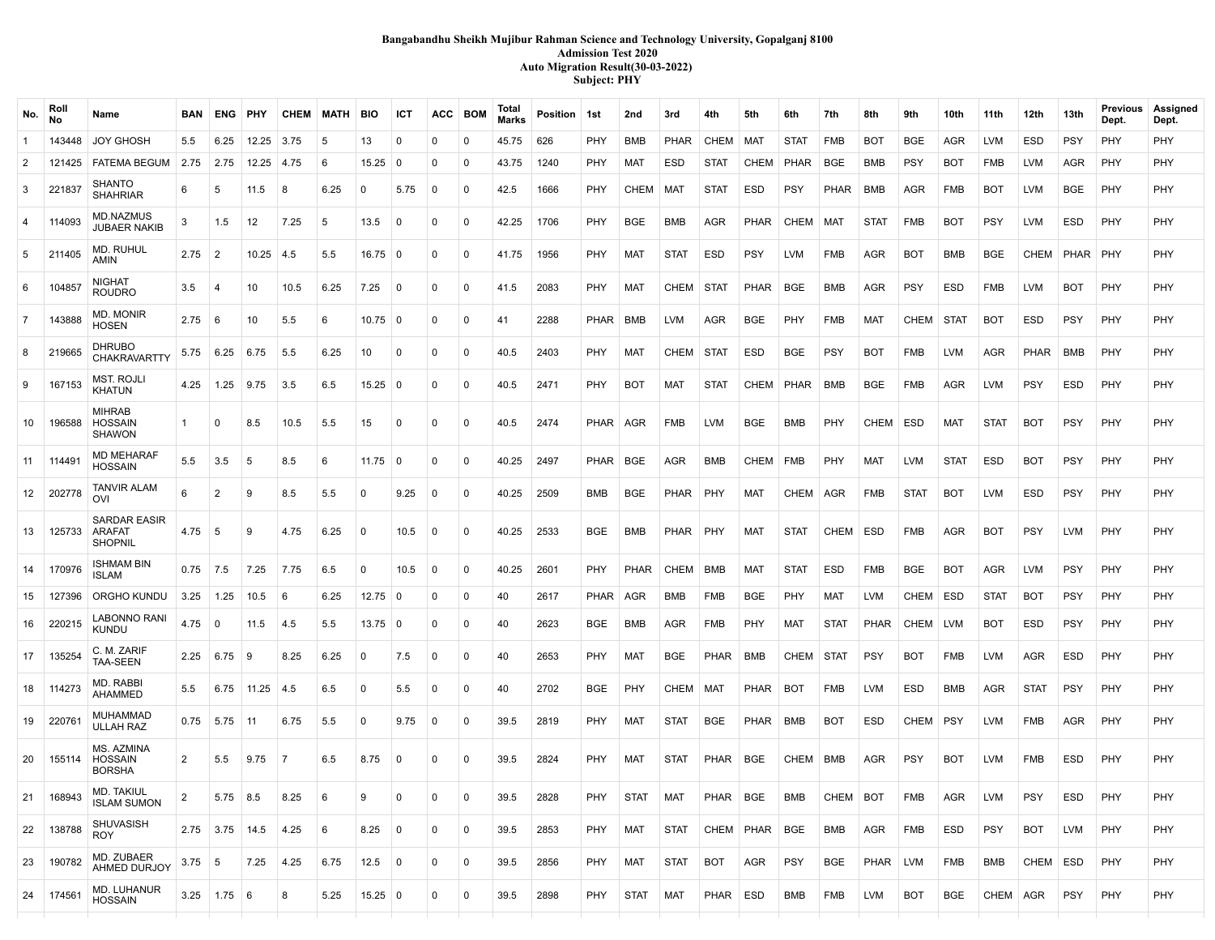**Bangabandhu Sheikh Mujibur Rahman Science and Technology University, Gopalganj 8100**
**Admission Test 2020**
**Auto Migration Result(30-03-2022)**
**Subject: PHY**

| No. | Roll No | Name | BAN | ENG | PHY | CHEM | MATH | BIO | ICT | ACC | BOM | Total Marks | Position | 1st | 2nd | 3rd | 4th | 5th | 6th | 7th | 8th | 9th | 10th | 11th | 12th | 13th | Previous Dept. | Assigned Dept. |
|---|---|---|---|---|---|---|---|---|---|---|---|---|---|---|---|---|---|---|---|---|---|---|---|---|---|---|---|---|
| 1 | 143448 | JOY GHOSH | 5.5 | 6.25 | 12.25 | 3.75 | 5 | 13 | 0 | 0 | 0 | 45.75 | 626 | PHY | BMB | PHAR | CHEM | MAT | STAT | FMB | BOT | BGE | AGR | LVM | ESD | PSY | PHY | PHY |
| 2 | 121425 | FATEMA BEGUM | 2.75 | 2.75 | 12.25 | 4.75 | 6 | 15.25 | 0 | 0 | 0 | 43.75 | 1240 | PHY | MAT | ESD | STAT | CHEM | PHAR | BGE | BMB | PSY | BOT | FMB | LVM | AGR | PHY | PHY |
| 3 | 221837 | SHANTO SHAHRIAR | 6 | 5 | 11.5 | 8 | 6.25 | 0 | 5.75 | 0 | 0 | 42.5 | 1666 | PHY | CHEM | MAT | STAT | ESD | PSY | PHAR | BMB | AGR | FMB | BOT | LVM | BGE | PHY | PHY |
| 4 | 114093 | MD.NAZMUS JUBAER NAKIB | 3 | 1.5 | 12 | 7.25 | 5 | 13.5 | 0 | 0 | 0 | 42.25 | 1706 | PHY | BGE | BMB | AGR | PHAR | CHEM | MAT | STAT | FMB | BOT | PSY | LVM | ESD | PHY | PHY |
| 5 | 211405 | MD. RUHUL AMIN | 2.75 | 2 | 10.25 | 4.5 | 5.5 | 16.75 | 0 | 0 | 0 | 41.75 | 1956 | PHY | MAT | STAT | ESD | PSY | LVM | FMB | AGR | BOT | BMB | BGE | CHEM | PHAR | PHY | PHY |
| 6 | 104857 | NIGHAT ROUDRO | 3.5 | 4 | 10 | 10.5 | 6.25 | 7.25 | 0 | 0 | 0 | 41.5 | 2083 | PHY | MAT | CHEM | STAT | PHAR | BGE | BMB | AGR | PSY | ESD | FMB | LVM | BOT | PHY | PHY |
| 7 | 143888 | MD. MONIR HOSEN | 2.75 | 6 | 10 | 5.5 | 6 | 10.75 | 0 | 0 | 0 | 41 | 2288 | PHAR | BMB | LVM | AGR | BGE | PHY | FMB | MAT | CHEM | STAT | BOT | ESD | PSY | PHY | PHY |
| 8 | 219665 | DHRUBO CHAKRAVARTTY | 5.75 | 6.25 | 6.75 | 5.5 | 6.25 | 10 | 0 | 0 | 0 | 40.5 | 2403 | PHY | MAT | CHEM | STAT | ESD | BGE | PSY | BOT | FMB | LVM | AGR | PHAR | BMB | PHY | PHY |
| 9 | 167153 | MST. ROJLI KHATUN | 4.25 | 1.25 | 9.75 | 3.5 | 6.5 | 15.25 | 0 | 0 | 0 | 40.5 | 2471 | PHY | BOT | MAT | STAT | CHEM | PHAR | BMB | BGE | FMB | AGR | LVM | PSY | ESD | PHY | PHY |
| 10 | 196588 | MIHRAB HOSSAIN SHAWON | 1 | 0 | 8.5 | 10.5 | 5.5 | 15 | 0 | 0 | 0 | 40.5 | 2474 | PHAR | AGR | FMB | LVM | BGE | BMB | PHY | CHEM | ESD | MAT | STAT | BOT | PSY | PHY | PHY |
| 11 | 114491 | MD MEHARAF HOSSAIN | 5.5 | 3.5 | 5 | 8.5 | 6 | 11.75 | 0 | 0 | 0 | 40.25 | 2497 | PHAR | BGE | AGR | BMB | CHEM | FMB | PHY | MAT | LVM | STAT | ESD | BOT | PSY | PHY | PHY |
| 12 | 202778 | TANVIR ALAM OVI | 6 | 2 | 9 | 8.5 | 5.5 | 0 | 9.25 | 0 | 0 | 40.25 | 2509 | BMB | BGE | PHAR | PHY | MAT | CHEM | AGR | FMB | STAT | BOT | LVM | ESD | PSY | PHY | PHY |
| 13 | 125733 | SARDAR EASIR ARAFAT SHOPNIL | 4.75 | 5 | 9 | 4.75 | 6.25 | 0 | 10.5 | 0 | 0 | 40.25 | 2533 | BGE | BMB | PHAR | PHY | MAT | STAT | CHEM | ESD | FMB | AGR | BOT | PSY | LVM | PHY | PHY |
| 14 | 170976 | ISHMAM BIN ISLAM | 0.75 | 7.5 | 7.25 | 7.75 | 6.5 | 0 | 10.5 | 0 | 0 | 40.25 | 2601 | PHY | PHAR | CHEM | BMB | MAT | STAT | ESD | FMB | BGE | BOT | AGR | LVM | PSY | PHY | PHY |
| 15 | 127396 | ORGHO KUNDU | 3.25 | 1.25 | 10.5 | 6 | 6.25 | 12.75 | 0 | 0 | 0 | 40 | 2617 | PHAR | AGR | BMB | FMB | BGE | PHY | MAT | LVM | CHEM | ESD | STAT | BOT | PSY | PHY | PHY |
| 16 | 220215 | LABONNO RANI KUNDU | 4.75 | 0 | 11.5 | 4.5 | 5.5 | 13.75 | 0 | 0 | 0 | 40 | 2623 | BGE | BMB | AGR | FMB | PHY | MAT | STAT | PHAR | CHEM | LVM | BOT | ESD | PSY | PHY | PHY |
| 17 | 135254 | C. M. ZARIF TAA-SEEN | 2.25 | 6.75 | 9 | 8.25 | 6.25 | 0 | 7.5 | 0 | 0 | 40 | 2653 | PHY | MAT | BGE | PHAR | BMB | CHEM | STAT | PSY | BOT | FMB | LVM | AGR | ESD | PHY | PHY |
| 18 | 114273 | MD. RABBI AHAMMED | 5.5 | 6.75 | 11.25 | 4.5 | 6.5 | 0 | 5.5 | 0 | 0 | 40 | 2702 | BGE | PHY | CHEM | MAT | PHAR | BOT | FMB | LVM | ESD | BMB | AGR | STAT | PSY | PHY | PHY |
| 19 | 220761 | MUHAMMAD ULLAH RAZ | 0.75 | 5.75 | 11 | 6.75 | 5.5 | 0 | 9.75 | 0 | 0 | 39.5 | 2819 | PHY | MAT | STAT | BGE | PHAR | BMB | BOT | ESD | CHEM | PSY | LVM | FMB | AGR | PHY | PHY |
| 20 | 155114 | MS. AZMINA HOSSAIN BORSHA | 2 | 5.5 | 9.75 | 7 | 6.5 | 8.75 | 0 | 0 | 0 | 39.5 | 2824 | PHY | MAT | STAT | PHAR | BGE | CHEM | BMB | AGR | PSY | BOT | LVM | FMB | ESD | PHY | PHY |
| 21 | 168943 | MD. TAKIUL ISLAM SUMON | 2 | 5.75 | 8.5 | 8.25 | 6 | 9 | 0 | 0 | 0 | 39.5 | 2828 | PHY | STAT | MAT | PHAR | BGE | BMB | CHEM | BOT | FMB | AGR | LVM | PSY | ESD | PHY | PHY |
| 22 | 138788 | SHUVASISH ROY | 2.75 | 3.75 | 14.5 | 4.25 | 6 | 8.25 | 0 | 0 | 0 | 39.5 | 2853 | PHY | MAT | STAT | CHEM | PHAR | BGE | BMB | AGR | FMB | ESD | PSY | BOT | LVM | PHY | PHY |
| 23 | 190782 | MD. ZUBAER AHMED DURJOY | 3.75 | 5 | 7.25 | 4.25 | 6.75 | 12.5 | 0 | 0 | 0 | 39.5 | 2856 | PHY | MAT | STAT | BOT | AGR | PSY | BGE | PHAR | LVM | FMB | BMB | CHEM | ESD | PHY | PHY |
| 24 | 174561 | MD. LUHANUR HOSSAIN | 3.25 | 1.75 | 6 | 8 | 5.25 | 15.25 | 0 | 0 | 0 | 39.5 | 2898 | PHY | STAT | MAT | PHAR | ESD | BMB | FMB | LVM | BOT | BGE | CHEM | AGR | PSY | PHY | PHY |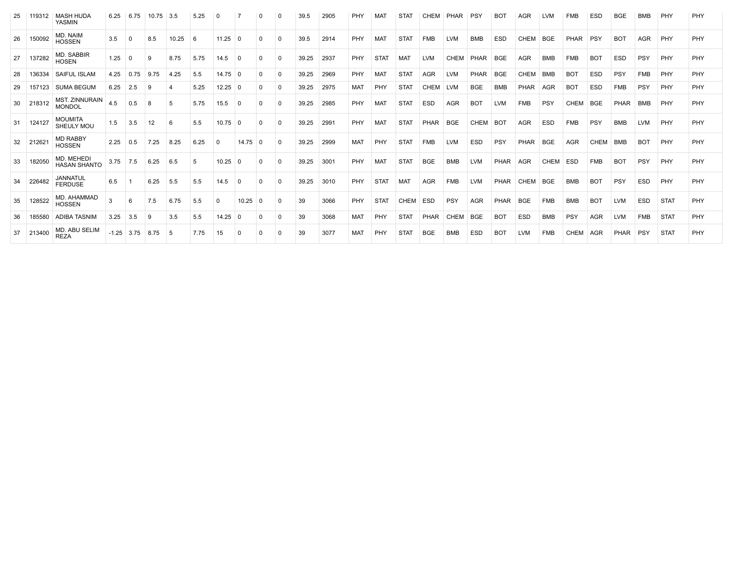| | | | | | | | | | | | | | | | | | | | | | | | | | | | |
|---|---|---|---|---|---|---|---|---|---|---|---|---|---|---|---|---|---|---|---|---|---|---|---|---|---|---|---|
| 25 | 119312 | MASH HUDA YASMIN | 6.25 | 6.75 | 10.75 | 3.5 | 5.25 | 0 | 7 | 0 | 0 | 39.5 | 2905 | PHY | MAT | STAT | CHEM | PHAR | PSY | BOT | AGR | LVM | FMB | ESD | BGE | BMB | PHY | PHY |
| 26 | 150092 | MD. NAIM HOSSEN | 3.5 | 0 | 8.5 | 10.25 | 6 | 11.25 | 0 | 0 | 0 | 39.5 | 2914 | PHY | MAT | STAT | FMB | LVM | BMB | ESD | CHEM | BGE | PHAR | PSY | BOT | AGR | PHY | PHY |
| 27 | 137282 | MD. SABBIR HOSEN | 1.25 | 0 | 9 | 8.75 | 5.75 | 14.5 | 0 | 0 | 0 | 39.25 | 2937 | PHY | STAT | MAT | LVM | CHEM | PHAR | BGE | AGR | BMB | FMB | BOT | ESD | PSY | PHY | PHY |
| 28 | 136334 | SAIFUL ISLAM | 4.25 | 0.75 | 9.75 | 4.25 | 5.5 | 14.75 | 0 | 0 | 0 | 39.25 | 2969 | PHY | MAT | STAT | AGR | LVM | PHAR | BGE | CHEM | BMB | BOT | ESD | PSY | FMB | PHY | PHY |
| 29 | 157123 | SUMA BEGUM | 6.25 | 2.5 | 9 | 4 | 5.25 | 12.25 | 0 | 0 | 0 | 39.25 | 2975 | MAT | PHY | STAT | CHEM | LVM | BGE | BMB | PHAR | AGR | BOT | ESD | FMB | PSY | PHY | PHY |
| 30 | 218312 | MST. ZINNURAIN MONDOL | 4.5 | 0.5 | 8 | 5 | 5.75 | 15.5 | 0 | 0 | 0 | 39.25 | 2985 | PHY | MAT | STAT | ESD | AGR | BOT | LVM | FMB | PSY | CHEM | BGE | PHAR | BMB | PHY | PHY |
| 31 | 124127 | MOUMITA SHEULY MOU | 1.5 | 3.5 | 12 | 6 | 5.5 | 10.75 | 0 | 0 | 0 | 39.25 | 2991 | PHY | MAT | STAT | PHAR | BGE | CHEM | BOT | AGR | ESD | FMB | PSY | BMB | LVM | PHY | PHY |
| 32 | 212621 | MD RABBY HOSSEN | 2.25 | 0.5 | 7.25 | 8.25 | 6.25 | 0 | 14.75 | 0 | 0 | 39.25 | 2999 | MAT | PHY | STAT | FMB | LVM | ESD | PSY | PHAR | BGE | AGR | CHEM | BMB | BOT | PHY | PHY |
| 33 | 182050 | MD. MEHEDI HASAN SHANTO | 3.75 | 7.5 | 6.25 | 6.5 | 5 | 10.25 | 0 | 0 | 0 | 39.25 | 3001 | PHY | MAT | STAT | BGE | BMB | LVM | PHAR | AGR | CHEM | ESD | FMB | BOT | PSY | PHY | PHY |
| 34 | 226482 | JANNATUL FERDUSE | 6.5 | 1 | 6.25 | 5.5 | 5.5 | 14.5 | 0 | 0 | 0 | 39.25 | 3010 | PHY | STAT | MAT | AGR | FMB | LVM | PHAR | CHEM | BGE | BMB | BOT | PSY | ESD | PHY | PHY |
| 35 | 128522 | MD. AHAMMAD HOSSEN | 3 | 6 | 7.5 | 6.75 | 5.5 | 0 | 10.25 | 0 | 0 | 39 | 3066 | PHY | STAT | CHEM | ESD | PSY | AGR | PHAR | BGE | FMB | BMB | BOT | LVM | ESD | STAT | PHY |
| 36 | 185580 | ADIBA TASNIM | 3.25 | 3.5 | 9 | 3.5 | 5.5 | 14.25 | 0 | 0 | 0 | 39 | 3068 | MAT | PHY | STAT | PHAR | CHEM | BGE | BOT | ESD | BMB | PSY | AGR | LVM | FMB | STAT | PHY |
| 37 | 213400 | MD. ABU SELIM REZA | -1.25 | 3.75 | 8.75 | 5 | 7.75 | 15 | 0 | 0 | 0 | 39 | 3077 | MAT | PHY | STAT | BGE | BMB | ESD | BOT | LVM | FMB | CHEM | AGR | PHAR | PSY | STAT | PHY |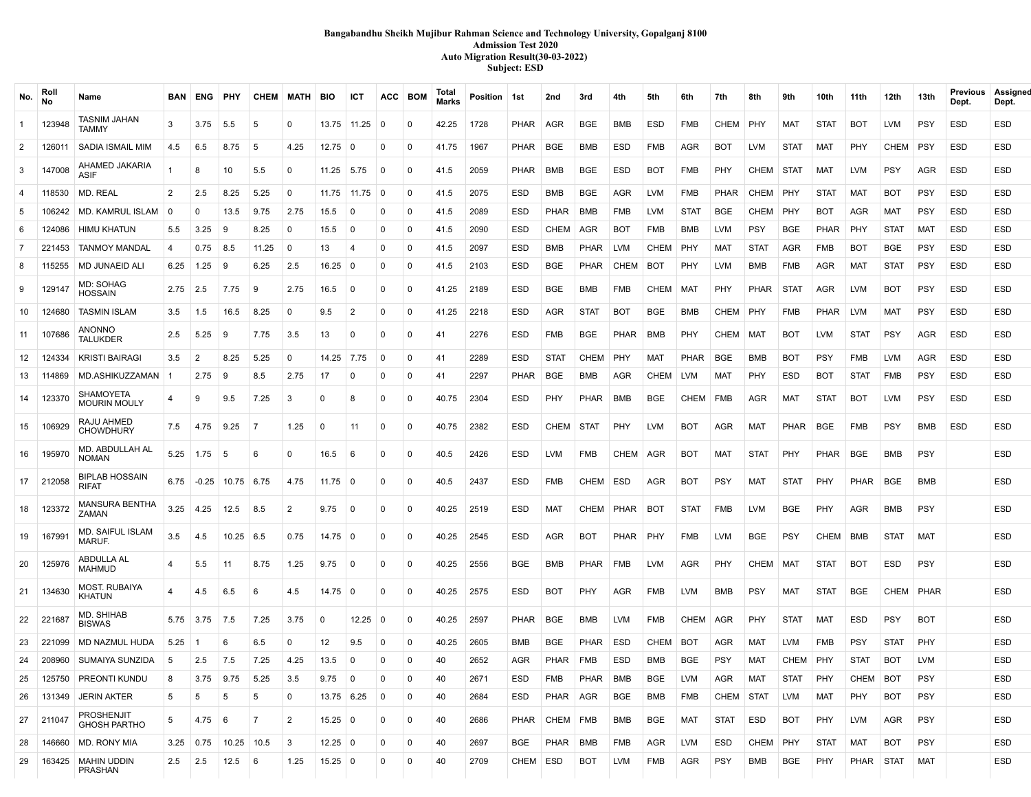**Bangabandhu Sheikh Mujibur Rahman Science and Technology University, Gopalganj 8100**
**Admission Test 2020**
**Auto Migration Result(30-03-2022)**
**Subject: ESD**

| No. | Roll No | Name | BAN | ENG | PHY | CHEM | MATH | BIO | ICT | ACC | BOM | Total Marks | Position | 1st | 2nd | 3rd | 4th | 5th | 6th | 7th | 8th | 9th | 10th | 11th | 12th | 13th | Previous Dept. | Assigned Dept. |
|---|---|---|---|---|---|---|---|---|---|---|---|---|---|---|---|---|---|---|---|---|---|---|---|---|---|---|---|---|
| 1 | 123948 | TASNIM JAHAN TAMMY | 3 | 3.75 | 5.5 | 5 | 0 | 13.75 | 11.25 | 0 | 0 | 42.25 | 1728 | PHAR | AGR | BGE | BMB | ESD | FMB | CHEM | PHY | MAT | STAT | BOT | LVM | PSY | ESD | ESD |
| 2 | 126011 | SADIA ISMAIL MIM | 4.5 | 6.5 | 8.75 | 5 | 4.25 | 12.75 | 0 | 0 | 0 | 41.75 | 1967 | PHAR | BGE | BMB | ESD | FMB | AGR | BOT | LVM | STAT | MAT | PHY | CHEM | PSY | ESD | ESD |
| 3 | 147008 | AHAMED JAKARIA ASIF | 1 | 8 | 10 | 5.5 | 0 | 11.25 | 5.75 | 0 | 0 | 41.5 | 2059 | PHAR | BMB | BGE | ESD | BOT | FMB | PHY | CHEM | STAT | MAT | LVM | PSY | AGR | ESD | ESD |
| 4 | 118530 | MD. REAL | 2 | 2.5 | 8.25 | 5.25 | 0 | 11.75 | 11.75 | 0 | 0 | 41.5 | 2075 | ESD | BMB | BGE | AGR | LVM | FMB | PHAR | CHEM | PHY | STAT | MAT | BOT | PSY | ESD | ESD |
| 5 | 106242 | MD. KAMRUL ISLAM | 0 | 0 | 13.5 | 9.75 | 2.75 | 15.5 | 0 | 0 | 0 | 41.5 | 2089 | ESD | PHAR | BMB | FMB | LVM | STAT | BGE | CHEM | PHY | BOT | AGR | MAT | PSY | ESD | ESD |
| 6 | 124086 | HIMU KHATUN | 5.5 | 3.25 | 9 | 8.25 | 0 | 15.5 | 0 | 0 | 0 | 41.5 | 2090 | ESD | CHEM | AGR | BOT | FMB | BMB | LVM | PSY | BGE | PHAR | PHY | STAT | MAT | ESD | ESD |
| 7 | 221453 | TANMOY MANDAL | 4 | 0.75 | 8.5 | 11.25 | 0 | 13 | 4 | 0 | 0 | 41.5 | 2097 | ESD | BMB | PHAR | LVM | CHEM | PHY | MAT | STAT | AGR | FMB | BOT | BGE | PSY | ESD | ESD |
| 8 | 115255 | MD JUNAEID ALI | 6.25 | 1.25 | 9 | 6.25 | 2.5 | 16.25 | 0 | 0 | 0 | 41.5 | 2103 | ESD | BGE | PHAR | CHEM | BOT | PHY | LVM | BMB | FMB | AGR | MAT | STAT | PSY | ESD | ESD |
| 9 | 129147 | MD: SOHAG HOSSAIN | 2.75 | 2.5 | 7.75 | 9 | 2.75 | 16.5 | 0 | 0 | 0 | 41.25 | 2189 | ESD | BGE | BMB | FMB | CHEM | MAT | PHY | PHAR | STAT | AGR | LVM | BOT | PSY | ESD | ESD |
| 10 | 124680 | TASMIN ISLAM | 3.5 | 1.5 | 16.5 | 8.25 | 0 | 9.5 | 2 | 0 | 0 | 41.25 | 2218 | ESD | AGR | STAT | BOT | BGE | BMB | CHEM | PHY | FMB | PHAR | LVM | MAT | PSY | ESD | ESD |
| 11 | 107686 | ANONNO TALUKDER | 2.5 | 5.25 | 9 | 7.75 | 3.5 | 13 | 0 | 0 | 0 | 41 | 2276 | ESD | FMB | BGE | PHAR | BMB | PHY | CHEM | MAT | BOT | LVM | STAT | PSY | AGR | ESD | ESD |
| 12 | 124334 | KRISTI BAIRAGI | 3.5 | 2 | 8.25 | 5.25 | 0 | 14.25 | 7.75 | 0 | 0 | 41 | 2289 | ESD | STAT | CHEM | PHY | MAT | PHAR | BGE | BMB | BOT | PSY | FMB | LVM | AGR | ESD | ESD |
| 13 | 114869 | MD.ASHIKUZZAMAN | 1 | 2.75 | 9 | 8.5 | 2.75 | 17 | 0 | 0 | 0 | 41 | 2297 | PHAR | BGE | BMB | AGR | CHEM | LVM | MAT | PHY | ESD | BOT | STAT | FMB | PSY | ESD | ESD |
| 14 | 123370 | SHAMOYETA MOURIN MOULY | 4 | 9 | 9.5 | 7.25 | 3 | 0 | 8 | 0 | 0 | 40.75 | 2304 | ESD | PHY | PHAR | BMB | BGE | CHEM | FMB | AGR | MAT | STAT | BOT | LVM | PSY | ESD | ESD |
| 15 | 106929 | RAJU AHMED CHOWDHURY | 7.5 | 4.75 | 9.25 | 7 | 1.25 | 0 | 11 | 0 | 0 | 40.75 | 2382 | ESD | CHEM | STAT | PHY | LVM | BOT | AGR | MAT | PHAR | BGE | FMB | PSY | BMB | ESD | ESD |
| 16 | 195970 | MD. ABDULLAH AL NOMAN | 5.25 | 1.75 | 5 | 6 | 0 | 16.5 | 6 | 0 | 0 | 40.5 | 2426 | ESD | LVM | FMB | CHEM | AGR | BOT | MAT | STAT | PHY | PHAR | BGE | BMB | PSY | | ESD |
| 17 | 212058 | BIPLAB HOSSAIN RIFAT | 6.75 | -0.25 | 10.75 | 6.75 | 4.75 | 11.75 | 0 | 0 | 0 | 40.5 | 2437 | ESD | FMB | CHEM | ESD | AGR | BOT | PSY | MAT | STAT | PHY | PHAR | BGE | BMB | | ESD |
| 18 | 123372 | MANSURA BENTHA ZAMAN | 3.25 | 4.25 | 12.5 | 8.5 | 2 | 9.75 | 0 | 0 | 0 | 40.25 | 2519 | ESD | MAT | CHEM | PHAR | BOT | STAT | FMB | LVM | BGE | PHY | AGR | BMB | PSY | | ESD |
| 19 | 167991 | MD. SAIFUL ISLAM MARUF. | 3.5 | 4.5 | 10.25 | 6.5 | 0.75 | 14.75 | 0 | 0 | 0 | 40.25 | 2545 | ESD | AGR | BOT | PHAR | PHY | FMB | LVM | BGE | PSY | CHEM | BMB | STAT | MAT | | ESD |
| 20 | 125976 | ABDULLA AL MAHMUD | 4 | 5.5 | 11 | 8.75 | 1.25 | 9.75 | 0 | 0 | 0 | 40.25 | 2556 | BGE | BMB | PHAR | FMB | LVM | AGR | PHY | CHEM | MAT | STAT | BOT | ESD | PSY | | ESD |
| 21 | 134630 | MOST. RUBAIYA KHATUN | 4 | 4.5 | 6.5 | 6 | 4.5 | 14.75 | 0 | 0 | 0 | 40.25 | 2575 | ESD | BOT | PHY | AGR | FMB | LVM | BMB | PSY | MAT | STAT | BGE | CHEM | PHAR | | ESD |
| 22 | 221687 | MD. SHIHAB BISWAS | 5.75 | 3.75 | 7.5 | 7.25 | 3.75 | 0 | 12.25 | 0 | 0 | 40.25 | 2597 | PHAR | BGE | BMB | LVM | FMB | CHEM | AGR | PHY | STAT | MAT | ESD | PSY | BOT | | ESD |
| 23 | 221099 | MD NAZMUL HUDA | 5.25 | 1 | 6 | 6.5 | 0 | 12 | 9.5 | 0 | 0 | 40.25 | 2605 | BMB | BGE | PHAR | ESD | CHEM | BOT | AGR | MAT | LVM | FMB | PSY | STAT | PHY | | ESD |
| 24 | 208960 | SUMAIYA SUNZIDA | 5 | 2.5 | 7.5 | 7.25 | 4.25 | 13.5 | 0 | 0 | 0 | 40 | 2652 | AGR | PHAR | FMB | ESD | BMB | BGE | PSY | MAT | CHEM | PHY | STAT | BOT | LVM | | ESD |
| 25 | 125750 | PREONTI KUNDU | 8 | 3.75 | 9.75 | 5.25 | 3.5 | 9.75 | 0 | 0 | 0 | 40 | 2671 | ESD | FMB | PHAR | BMB | BGE | LVM | AGR | MAT | STAT | PHY | CHEM | BOT | PSY | | ESD |
| 26 | 131349 | JERIN AKTER | 5 | 5 | 5 | 5 | 0 | 13.75 | 6.25 | 0 | 0 | 40 | 2684 | ESD | PHAR | AGR | BGE | BMB | FMB | CHEM | STAT | LVM | MAT | PHY | BOT | PSY | | ESD |
| 27 | 211047 | PROSHENJIT GHOSH PARTHO | 5 | 4.75 | 6 | 7 | 2 | 15.25 | 0 | 0 | 0 | 40 | 2686 | PHAR | CHEM | FMB | BMB | BGE | MAT | STAT | ESD | BOT | PHY | LVM | AGR | PSY | | ESD |
| 28 | 146660 | MD. RONY MIA | 3.25 | 0.75 | 10.25 | 10.5 | 3 | 12.25 | 0 | 0 | 0 | 40 | 2697 | BGE | PHAR | BMB | FMB | AGR | LVM | ESD | CHEM | PHY | STAT | MAT | BOT | PSY | | ESD |
| 29 | 163425 | MAHIN UDDIN PRASHAN | 2.5 | 2.5 | 12.5 | 6 | 1.25 | 15.25 | 0 | 0 | 0 | 40 | 2709 | CHEM | ESD | BOT | LVM | FMB | AGR | PSY | BMB | BGE | PHY | PHAR | STAT | MAT | | ESD |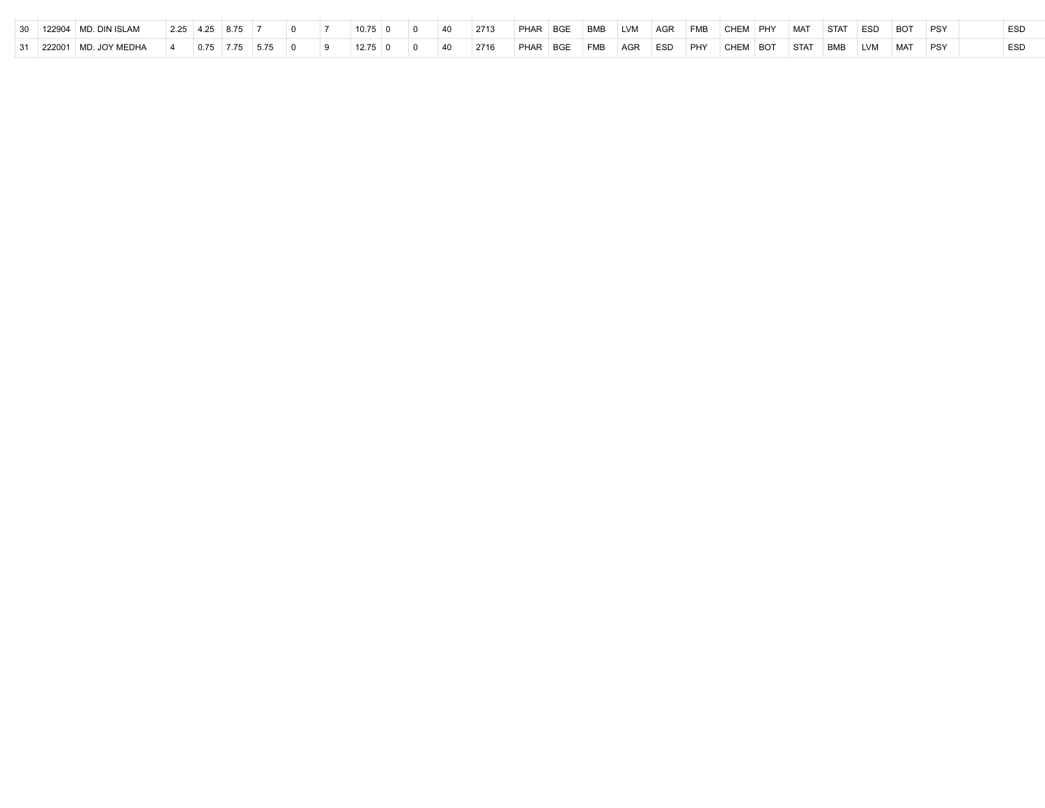| | | | | | | | | | | | | | | | | | | | | | | | | | | | | |
|---|---|---|---|---|---|---|---|---|---|---|---|---|---|---|---|---|---|---|---|---|---|---|---|---|---|---|---|---|
| 30 | 122904 | MD. DIN ISLAM | 2.25 | 4.25 | 8.75 | 7 | 0 | 7 | 10.75 | 0 | 0 | 40 | 2713 | PHAR | BGE | BMB | LVM | AGR | FMB | CHEM | PHY | MAT | STAT | ESD | BOT | PSY | | ESD |
| 31 | 222001 | MD. JOY MEDHA | 4 | 0.75 | 7.75 | 5.75 | 0 | 9 | 12.75 | 0 | 0 | 40 | 2716 | PHAR | BGE | FMB | AGR | ESD | PHY | CHEM | BOT | STAT | BMB | LVM | MAT | PSY | | ESD |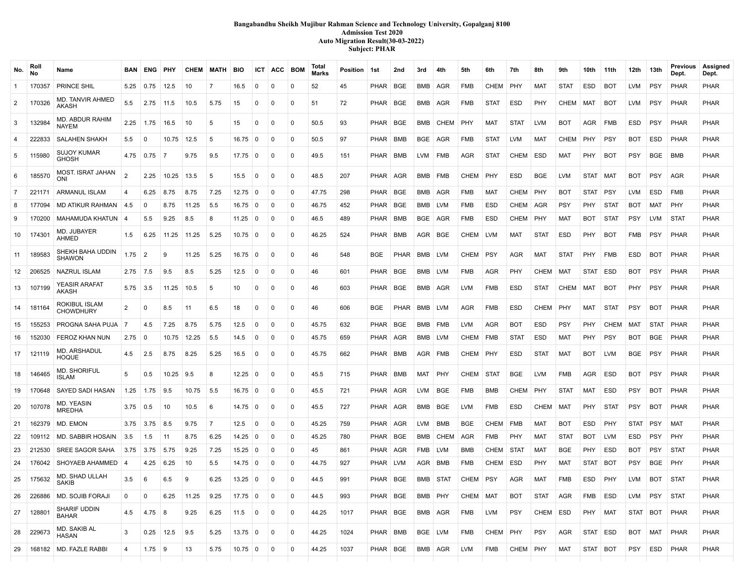**Bangabandhu Sheikh Mujibur Rahman Science and Technology University, Gopalganj 8100**
**Admission Test 2020**
**Auto Migration Result(30-03-2022)**
**Subject: PHAR**

| No. | Roll No | Name | BAN | ENG | PHY | CHEM | MATH | BIO | ICT | ACC | BOM | Total Marks | Position | 1st | 2nd | 3rd | 4th | 5th | 6th | 7th | 8th | 9th | 10th | 11th | 12th | 13th | Previous Dept. | Assigned Dept. |
|---|---|---|---|---|---|---|---|---|---|---|---|---|---|---|---|---|---|---|---|---|---|---|---|---|---|---|---|---|
| 1 | 170357 | PRINCE SHIL | 5.25 | 0.75 | 12.5 | 10 | 7 | 16.5 | 0 | 0 | 0 | 52 | 45 | PHAR | BGE | BMB | AGR | FMB | CHEM | PHY | MAT | STAT | ESD | BOT | LVM | PSY | PHAR | PHAR |
| 2 | 170326 | MD. TANVIR AHMED AKASH | 5.5 | 2.75 | 11.5 | 10.5 | 5.75 | 15 | 0 | 0 | 0 | 51 | 72 | PHAR | BGE | BMB | AGR | FMB | STAT | ESD | PHY | CHEM | MAT | BOT | LVM | PSY | PHAR | PHAR |
| 3 | 132984 | MD. ABDUR RAHIM NAYEM | 2.25 | 1.75 | 16.5 | 10 | 5 | 15 | 0 | 0 | 0 | 50.5 | 93 | PHAR | BGE | BMB | CHEM | PHY | MAT | STAT | LVM | BOT | AGR | FMB | ESD | PSY | PHAR | PHAR |
| 4 | 222833 | SALAHEN SHAKH | 5.5 | 0 | 10.75 | 12.5 | 5 | 16.75 | 0 | 0 | 0 | 50.5 | 97 | PHAR | BMB | BGE | AGR | FMB | STAT | LVM | MAT | CHEM | PHY | PSY | BOT | ESD | PHAR | PHAR |
| 5 | 115980 | SUJOY KUMAR GHOSH | 4.75 | 0.75 | 7 | 9.75 | 9.5 | 17.75 | 0 | 0 | 0 | 49.5 | 151 | PHAR | BMB | LVM | FMB | AGR | STAT | CHEM | ESD | MAT | PHY | BOT | PSY | BGE | BMB | PHAR |
| 6 | 185570 | MOST. ISRAT JAHAN ONI | 2 | 2.25 | 10.25 | 13.5 | 5 | 15.5 | 0 | 0 | 0 | 48.5 | 207 | PHAR | AGR | BMB | FMB | CHEM | PHY | ESD | BGE | LVM | STAT | MAT | BOT | PSY | AGR | PHAR |
| 7 | 221171 | ARMANUL ISLAM | 4 | 6.25 | 8.75 | 8.75 | 7.25 | 12.75 | 0 | 0 | 0 | 47.75 | 298 | PHAR | BGE | BMB | AGR | FMB | MAT | CHEM | PHY | BOT | STAT | PSY | LVM | ESD | FMB | PHAR |
| 8 | 177094 | MD ATIKUR RAHMAN | 4.5 | 0 | 8.75 | 11.25 | 5.5 | 16.75 | 0 | 0 | 0 | 46.75 | 452 | PHAR | BGE | BMB | LVM | FMB | ESD | CHEM | AGR | PSY | PHY | STAT | BOT | MAT | PHY | PHAR |
| 9 | 170200 | MAHAMUDA KHATUN | 4 | 5.5 | 9.25 | 8.5 | 8 | 11.25 | 0 | 0 | 0 | 46.5 | 489 | PHAR | BMB | BGE | AGR | FMB | ESD | CHEM | PHY | MAT | BOT | STAT | PSY | LVM | STAT | PHAR |
| 10 | 174301 | MD. JUBAYER AHMED | 1.5 | 6.25 | 11.25 | 11.25 | 5.25 | 10.75 | 0 | 0 | 0 | 46.25 | 524 | PHAR | BMB | AGR | BGE | CHEM | LVM | MAT | STAT | ESD | PHY | BOT | FMB | PSY | PHAR | PHAR |
| 11 | 189583 | SHEKH BAHA UDDIN SHAWON | 1.75 | 2 | 9 | 11.25 | 5.25 | 16.75 | 0 | 0 | 0 | 46 | 548 | BGE | PHAR | BMB | LVM | CHEM | PSY | AGR | MAT | STAT | PHY | FMB | ESD | BOT | PHAR | PHAR |
| 12 | 206525 | NAZRUL ISLAM | 2.75 | 7.5 | 9.5 | 8.5 | 5.25 | 12.5 | 0 | 0 | 0 | 46 | 601 | PHAR | BGE | BMB | LVM | FMB | AGR | PHY | CHEM | MAT | STAT | ESD | BOT | PSY | PHAR | PHAR |
| 13 | 107199 | YEASIR ARAFAT AKASH | 5.75 | 3.5 | 11.25 | 10.5 | 5 | 10 | 0 | 0 | 0 | 46 | 603 | PHAR | BGE | BMB | AGR | LVM | FMB | ESD | STAT | CHEM | MAT | BOT | PHY | PSY | PHAR | PHAR |
| 14 | 181164 | ROKIBUL ISLAM CHOWDHURY | 2 | 0 | 8.5 | 11 | 6.5 | 18 | 0 | 0 | 0 | 46 | 606 | BGE | PHAR | BMB | LVM | AGR | FMB | ESD | CHEM | PHY | MAT | STAT | PSY | BOT | PHAR | PHAR |
| 15 | 155253 | PROGNA SAHA PUJA | 7 | 4.5 | 7.25 | 8.75 | 5.75 | 12.5 | 0 | 0 | 0 | 45.75 | 632 | PHAR | BGE | BMB | FMB | LVM | AGR | BOT | ESD | PSY | PHY | CHEM | MAT | STAT | PHAR | PHAR |
| 16 | 152030 | FEROZ KHAN NUN | 2.75 | 0 | 10.75 | 12.25 | 5.5 | 14.5 | 0 | 0 | 0 | 45.75 | 659 | PHAR | AGR | BMB | LVM | CHEM | FMB | STAT | ESD | MAT | PHY | PSY | BOT | BGE | PHAR | PHAR |
| 17 | 121119 | MD. ARSHADUL HOQUE | 4.5 | 2.5 | 8.75 | 8.25 | 5.25 | 16.5 | 0 | 0 | 0 | 45.75 | 662 | PHAR | BMB | AGR | FMB | CHEM | PHY | ESD | STAT | MAT | BOT | LVM | BGE | PSY | PHAR | PHAR |
| 18 | 146465 | MD. SHORIFUL ISLAM | 5 | 0.5 | 10.25 | 9.5 | 8 | 12.25 | 0 | 0 | 0 | 45.5 | 715 | PHAR | BMB | MAT | PHY | CHEM | STAT | BGE | LVM | FMB | AGR | ESD | BOT | PSY | PHAR | PHAR |
| 19 | 170648 | SAYED SADI HASAN | 1.25 | 1.75 | 9.5 | 10.75 | 5.5 | 16.75 | 0 | 0 | 0 | 45.5 | 721 | PHAR | AGR | LVM | BGE | FMB | BMB | CHEM | PHY | STAT | MAT | ESD | PSY | BOT | PHAR | PHAR |
| 20 | 107078 | MD. YEASIN MREDHA | 3.75 | 0.5 | 10 | 10.5 | 6 | 14.75 | 0 | 0 | 0 | 45.5 | 727 | PHAR | AGR | BMB | BGE | LVM | FMB | ESD | CHEM | MAT | PHY | STAT | PSY | BOT | PHAR | PHAR |
| 21 | 162379 | MD. EMON | 3.75 | 3.75 | 8.5 | 9.75 | 7 | 12.5 | 0 | 0 | 0 | 45.25 | 759 | PHAR | AGR | LVM | BMB | BGE | CHEM | FMB | MAT | BOT | ESD | PHY | STAT | PSY | MAT | PHAR |
| 22 | 109112 | MD. SABBIR HOSAIN | 3.5 | 1.5 | 11 | 8.75 | 6.25 | 14.25 | 0 | 0 | 0 | 45.25 | 780 | PHAR | BGE | BMB | CHEM | AGR | FMB | PHY | MAT | STAT | BOT | LVM | ESD | PSY | PHY | PHAR |
| 23 | 212530 | SREE SAGOR SAHA | 3.75 | 3.75 | 5.75 | 9.25 | 7.25 | 15.25 | 0 | 0 | 0 | 45 | 861 | PHAR | AGR | FMB | LVM | BMB | CHEM | STAT | MAT | BGE | PHY | ESD | BOT | PSY | STAT | PHAR |
| 24 | 176042 | SHOYAEB AHAMMED | 4 | 4.25 | 6.25 | 10 | 5.5 | 14.75 | 0 | 0 | 0 | 44.75 | 927 | PHAR | LVM | AGR | BMB | FMB | CHEM | ESD | PHY | MAT | STAT | BOT | PSY | BGE | PHY | PHAR |
| 25 | 175632 | MD. SHAD ULLAH SAKIB | 3.5 | 6 | 6.5 | 9 | 6.25 | 13.25 | 0 | 0 | 0 | 44.5 | 991 | PHAR | BGE | BMB | STAT | CHEM | PSY | AGR | MAT | FMB | ESD | PHY | LVM | BOT | STAT | PHAR |
| 26 | 226886 | MD. SOJIB FORAJI | 0 | 0 | 6.25 | 11.25 | 9.25 | 17.75 | 0 | 0 | 0 | 44.5 | 993 | PHAR | BGE | BMB | PHY | CHEM | MAT | BOT | STAT | AGR | FMB | ESD | LVM | PSY | STAT | PHAR |
| 27 | 128801 | SHARIF UDDIN BAHAR | 4.5 | 4.75 | 8 | 9.25 | 6.25 | 11.5 | 0 | 0 | 0 | 44.25 | 1017 | PHAR | BGE | BMB | AGR | FMB | LVM | PSY | CHEM | ESD | PHY | MAT | STAT | BOT | PHAR | PHAR |
| 28 | 229673 | MD. SAKIB AL HASAN | 3 | 0.25 | 12.5 | 9.5 | 5.25 | 13.75 | 0 | 0 | 0 | 44.25 | 1024 | PHAR | BMB | BGE | LVM | FMB | CHEM | PHY | PSY | AGR | STAT | ESD | BOT | MAT | PHAR | PHAR |
| 29 | 168182 | MD. FAZLE RABBI | 4 | 1.75 | 9 | 13 | 5.75 | 10.75 | 0 | 0 | 0 | 44.25 | 1037 | PHAR | BGE | BMB | AGR | LVM | FMB | CHEM | PHY | MAT | STAT | BOT | PSY | ESD | PHAR | PHAR |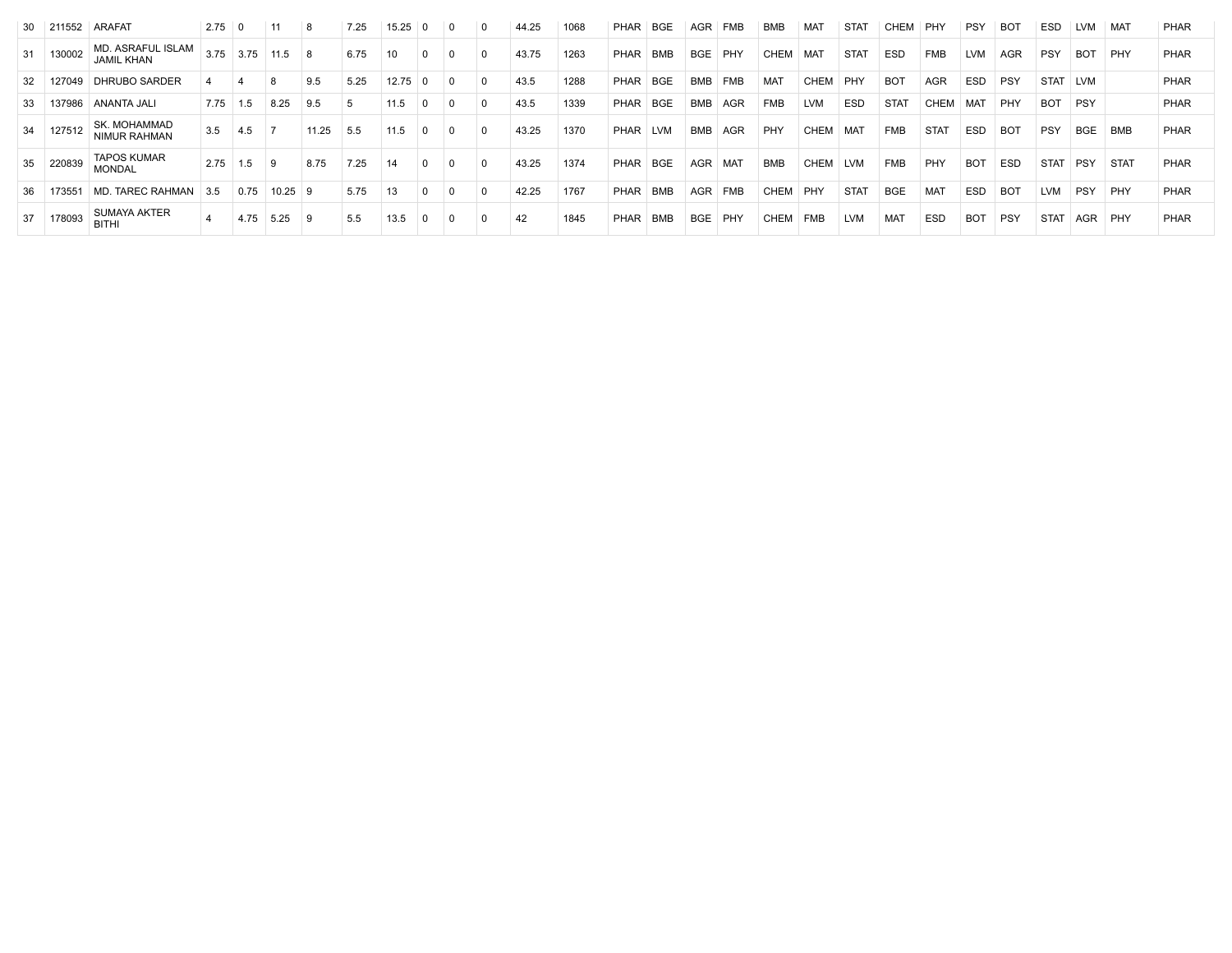| | | | | | | | | | | | | | | | | | | | | | | | | | | | | |
|---|---|---|---|---|---|---|---|---|---|---|---|---|---|---|---|---|---|---|---|---|---|---|---|---|---|---|---|---|
| 30 | 211552 | ARAFAT | 2.75 | 0 | 11 | 8 | 7.25 | 15.25 | 0 | 0 | 0 | 44.25 | 1068 | PHAR | BGE | AGR | FMB | BMB | MAT | STAT | CHEM | PHY | PSY | BOT | ESD | LVM | MAT | PHAR |
| 31 | 130002 | MD. ASRAFUL ISLAM JAMIL KHAN | 3.75 | 3.75 | 11.5 | 8 | 6.75 | 10 | 0 | 0 | 0 | 43.75 | 1263 | PHAR | BMB | BGE | PHY | CHEM | MAT | STAT | ESD | FMB | LVM | AGR | PSY | BOT | PHY | PHAR |
| 32 | 127049 | DHRUBO SARDER | 4 | 4 | 8 | 9.5 | 5.25 | 12.75 | 0 | 0 | 0 | 43.5 | 1288 | PHAR | BGE | BMB | FMB | MAT | CHEM | PHY | BOT | AGR | ESD | PSY | STAT | LVM | | PHAR |
| 33 | 137986 | ANANTA JALI | 7.75 | 1.5 | 8.25 | 9.5 | 5 | 11.5 | 0 | 0 | 0 | 43.5 | 1339 | PHAR | BGE | BMB | AGR | FMB | LVM | ESD | STAT | CHEM | MAT | PHY | BOT | PSY | | PHAR |
| 34 | 127512 | SK. MOHAMMAD NIMUR RAHMAN | 3.5 | 4.5 | 7 | 11.25 | 5.5 | 11.5 | 0 | 0 | 0 | 43.25 | 1370 | PHAR | LVM | BMB | AGR | PHY | CHEM | MAT | FMB | STAT | ESD | BOT | PSY | BGE | BMB | PHAR |
| 35 | 220839 | TAPOS KUMAR MONDAL | 2.75 | 1.5 | 9 | 8.75 | 7.25 | 14 | 0 | 0 | 0 | 43.25 | 1374 | PHAR | BGE | AGR | MAT | BMB | CHEM | LVM | FMB | PHY | BOT | ESD | STAT | PSY | STAT | PHAR |
| 36 | 173551 | MD. TAREC RAHMAN | 3.5 | 0.75 | 10.25 | 9 | 5.75 | 13 | 0 | 0 | 0 | 42.25 | 1767 | PHAR | BMB | AGR | FMB | CHEM | PHY | STAT | BGE | MAT | ESD | BOT | LVM | PSY | PHY | PHAR |
| 37 | 178093 | SUMAYA AKTER BITHI | 4 | 4.75 | 5.25 | 9 | 5.5 | 13.5 | 0 | 0 | 0 | 42 | 1845 | PHAR | BMB | BGE | PHY | CHEM | FMB | LVM | MAT | ESD | BOT | PSY | STAT | AGR | PHY | PHAR |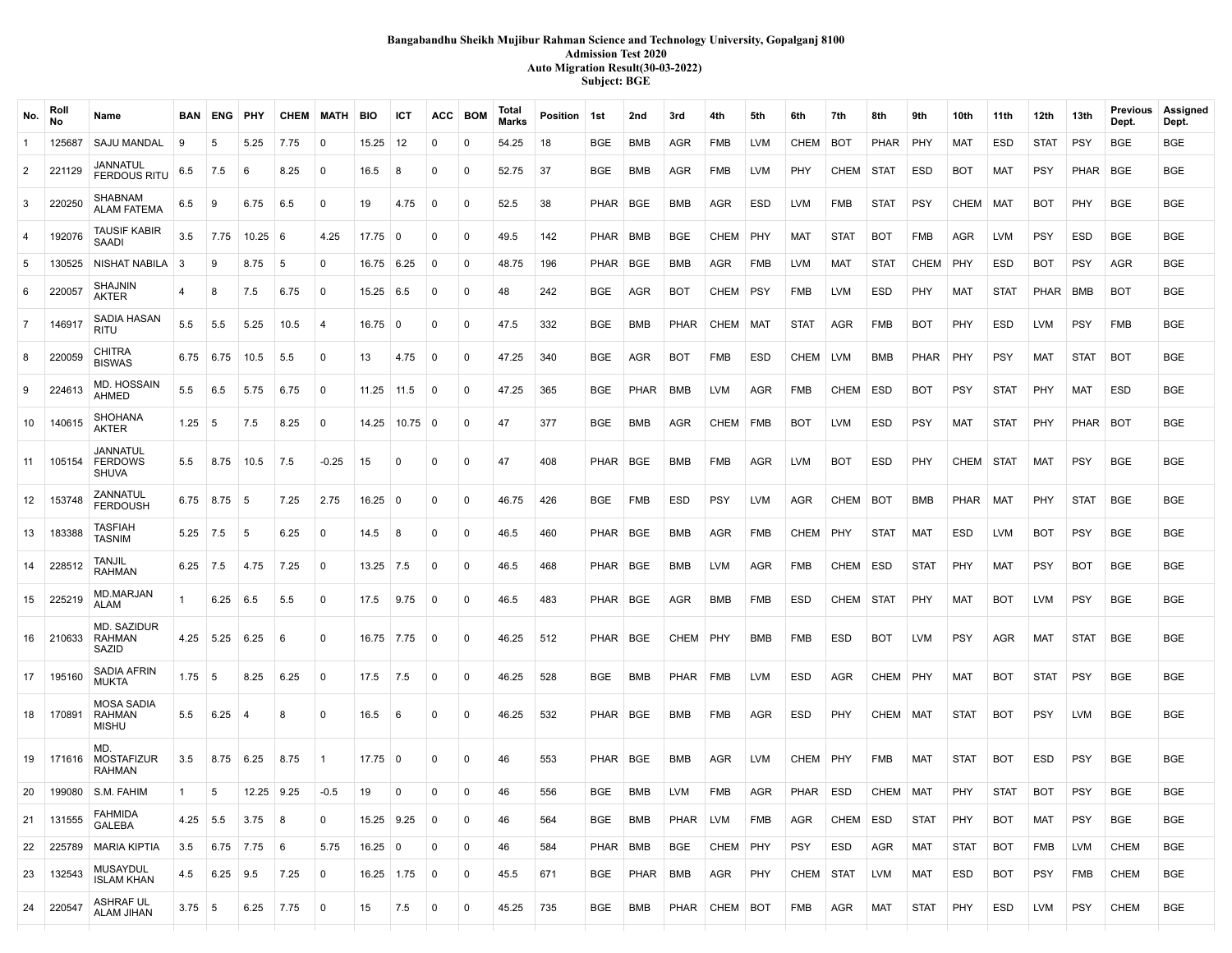**Bangabandhu Sheikh Mujibur Rahman Science and Technology University, Gopalganj 8100**
**Admission Test 2020**
**Auto Migration Result(30-03-2022)**
**Subject: BGE**

| No. | Roll No | Name | BAN | ENG | PHY | CHEM | MATH | BIO | ICT | ACC | BOM | Total Marks | Position | 1st | 2nd | 3rd | 4th | 5th | 6th | 7th | 8th | 9th | 10th | 11th | 12th | 13th | Previous Dept. | Assigned Dept. |
|---|---|---|---|---|---|---|---|---|---|---|---|---|---|---|---|---|---|---|---|---|---|---|---|---|---|---|---|---|
| 1 | 125687 | SAJU MANDAL | 9 | 5 | 5.25 | 7.75 | 0 | 15.25 | 12 | 0 | 0 | 54.25 | 18 | BGE | BMB | AGR | FMB | LVM | CHEM | BOT | PHAR | PHY | MAT | ESD | STAT | PSY | BGE | BGE |
| 2 | 221129 | JANNATUL FERDOUS RITU | 6.5 | 7.5 | 6 | 8.25 | 0 | 16.5 | 8 | 0 | 0 | 52.75 | 37 | BGE | BMB | AGR | FMB | LVM | PHY | CHEM | STAT | ESD | BOT | MAT | PSY | PHAR | BGE | BGE |
| 3 | 220250 | SHABNAM ALAM FATEMA | 6.5 | 9 | 6.75 | 6.5 | 0 | 19 | 4.75 | 0 | 0 | 52.5 | 38 | PHAR | BGE | BMB | AGR | ESD | LVM | FMB | STAT | PSY | CHEM | MAT | BOT | PHY | BGE | BGE |
| 4 | 192076 | TAUSIF KABIR SAADI | 3.5 | 7.75 | 10.25 | 6 | 4.25 | 17.75 | 0 | 0 | 0 | 49.5 | 142 | PHAR | BMB | BGE | CHEM | PHY | MAT | STAT | BOT | FMB | AGR | LVM | PSY | ESD | BGE | BGE |
| 5 | 130525 | NISHAT NABILA | 3 | 9 | 8.75 | 5 | 0 | 16.75 | 6.25 | 0 | 0 | 48.75 | 196 | PHAR | BGE | BMB | AGR | FMB | LVM | MAT | STAT | CHEM | PHY | ESD | BOT | PSY | AGR | BGE |
| 6 | 220057 | SHAJNIN AKTER | 4 | 8 | 7.5 | 6.75 | 0 | 15.25 | 6.5 | 0 | 0 | 48 | 242 | BGE | AGR | BOT | CHEM | PSY | FMB | LVM | ESD | PHY | MAT | STAT | PHAR | BMB | BOT | BGE |
| 7 | 146917 | SADIA HASAN RITU | 5.5 | 5.5 | 5.25 | 10.5 | 4 | 16.75 | 0 | 0 | 0 | 47.5 | 332 | BGE | BMB | PHAR | CHEM | MAT | STAT | AGR | FMB | BOT | PHY | ESD | LVM | PSY | FMB | BGE |
| 8 | 220059 | CHITRA BISWAS | 6.75 | 6.75 | 10.5 | 5.5 | 0 | 13 | 4.75 | 0 | 0 | 47.25 | 340 | BGE | AGR | BOT | FMB | ESD | CHEM | LVM | BMB | PHAR | PHY | PSY | MAT | STAT | BOT | BGE |
| 9 | 224613 | MD. HOSSAIN AHMED | 5.5 | 6.5 | 5.75 | 6.75 | 0 | 11.25 | 11.5 | 0 | 0 | 47.25 | 365 | BGE | PHAR | BMB | LVM | AGR | FMB | CHEM | ESD | BOT | PSY | STAT | PHY | MAT | ESD | BGE |
| 10 | 140615 | SHOHANA AKTER | 1.25 | 5 | 7.5 | 8.25 | 0 | 14.25 | 10.75 | 0 | 0 | 47 | 377 | BGE | BMB | AGR | CHEM | FMB | BOT | LVM | ESD | PSY | MAT | STAT | PHY | PHAR | BOT | BGE |
| 11 | 105154 | JANNATUL FERDOWS SHUVA | 5.5 | 8.75 | 10.5 | 7.5 | -0.25 | 15 | 0 | 0 | 0 | 47 | 408 | PHAR | BGE | BMB | FMB | AGR | LVM | BOT | ESD | PHY | CHEM | STAT | MAT | PSY | BGE | BGE |
| 12 | 153748 | ZANNATUL FERDOUSH | 6.75 | 8.75 | 5 | 7.25 | 2.75 | 16.25 | 0 | 0 | 0 | 46.75 | 426 | BGE | FMB | ESD | PSY | LVM | AGR | CHEM | BOT | BMB | PHAR | MAT | PHY | STAT | BGE | BGE |
| 13 | 183388 | TASFIAH TASNIM | 5.25 | 7.5 | 5 | 6.25 | 0 | 14.5 | 8 | 0 | 0 | 46.5 | 460 | PHAR | BGE | BMB | AGR | FMB | CHEM | PHY | STAT | MAT | ESD | LVM | BOT | PSY | BGE | BGE |
| 14 | 228512 | TANJIL RAHMAN | 6.25 | 7.5 | 4.75 | 7.25 | 0 | 13.25 | 7.5 | 0 | 0 | 46.5 | 468 | PHAR | BGE | BMB | LVM | AGR | FMB | CHEM | ESD | STAT | PHY | MAT | PSY | BOT | BGE | BGE |
| 15 | 225219 | MD.MARJAN ALAM | 1 | 6.25 | 6.5 | 5.5 | 0 | 17.5 | 9.75 | 0 | 0 | 46.5 | 483 | PHAR | BGE | AGR | BMB | FMB | ESD | CHEM | STAT | PHY | MAT | BOT | LVM | PSY | BGE | BGE |
| 16 | 210633 | MD. SAZIDUR RAHMAN SAZID | 4.25 | 5.25 | 6.25 | 6 | 0 | 16.75 | 7.75 | 0 | 0 | 46.25 | 512 | PHAR | BGE | CHEM | PHY | BMB | FMB | ESD | BOT | LVM | PSY | AGR | MAT | STAT | BGE | BGE |
| 17 | 195160 | SADIA AFRIN MUKTA | 1.75 | 5 | 8.25 | 6.25 | 0 | 17.5 | 7.5 | 0 | 0 | 46.25 | 528 | BGE | BMB | PHAR | FMB | LVM | ESD | AGR | CHEM | PHY | MAT | BOT | STAT | PSY | BGE | BGE |
| 18 | 170891 | MOSA SADIA RAHMAN MISHU | 5.5 | 6.25 | 4 | 8 | 0 | 16.5 | 6 | 0 | 0 | 46.25 | 532 | PHAR | BGE | BMB | FMB | AGR | ESD | PHY | CHEM | MAT | STAT | BOT | PSY | LVM | BGE | BGE |
| 19 | 171616 | MD. MOSTAFIZUR RAHMAN | 3.5 | 8.75 | 6.25 | 8.75 | 1 | 17.75 | 0 | 0 | 0 | 46 | 553 | PHAR | BGE | BMB | AGR | LVM | CHEM | PHY | FMB | MAT | STAT | BOT | ESD | PSY | BGE | BGE |
| 20 | 199080 | S.M. FAHIM | 1 | 5 | 12.25 | 9.25 | -0.5 | 19 | 0 | 0 | 0 | 46 | 556 | BGE | BMB | LVM | FMB | AGR | PHAR | ESD | CHEM | MAT | PHY | STAT | BOT | PSY | BGE | BGE |
| 21 | 131555 | FAHMIDA GALEBA | 4.25 | 5.5 | 3.75 | 8 | 0 | 15.25 | 9.25 | 0 | 0 | 46 | 564 | BGE | BMB | PHAR | LVM | FMB | AGR | CHEM | ESD | STAT | PHY | BOT | MAT | PSY | BGE | BGE |
| 22 | 225789 | MARIA KIPTIA | 3.5 | 6.75 | 7.75 | 6 | 5.75 | 16.25 | 0 | 0 | 0 | 46 | 584 | PHAR | BMB | BGE | CHEM | PHY | PSY | ESD | AGR | MAT | STAT | BOT | FMB | LVM | CHEM | BGE |
| 23 | 132543 | MUSAYDUL ISLAM KHAN | 4.5 | 6.25 | 9.5 | 7.25 | 0 | 16.25 | 1.75 | 0 | 0 | 45.5 | 671 | BGE | PHAR | BMB | AGR | PHY | CHEM | STAT | LVM | MAT | ESD | BOT | PSY | FMB | CHEM | BGE |
| 24 | 220547 | ASHRAF UL ALAM JIHAN | 3.75 | 5 | 6.25 | 7.75 | 0 | 15 | 7.5 | 0 | 0 | 45.25 | 735 | BGE | BMB | PHAR | CHEM | BOT | FMB | AGR | MAT | STAT | PHY | ESD | LVM | PSY | CHEM | BGE |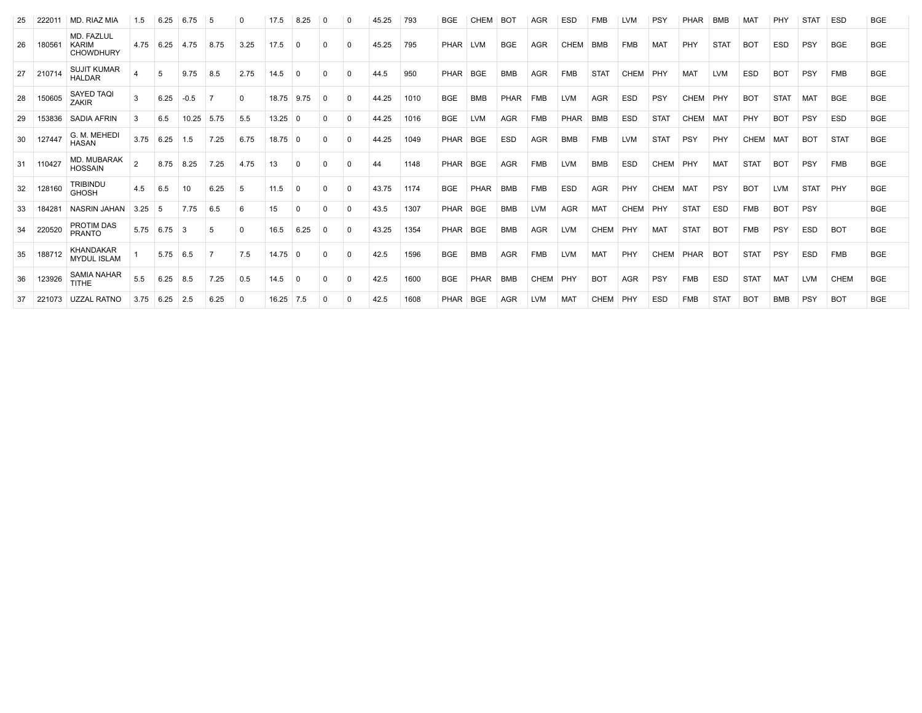| | | | | | | | | | | | | | | | | | | | | | | | | | | | | |
|---|---|---|---|---|---|---|---|---|---|---|---|---|---|---|---|---|---|---|---|---|---|---|---|---|---|---|---|---|
| 25 | 222011 | MD. RIAZ MIA | 1.5 | 6.25 | 6.75 | 5 | 0 | 17.5 | 8.25 | 0 | 0 | 45.25 | 793 | BGE | CHEM | BOT | AGR | ESD | FMB | LVM | PSY | PHAR | BMB | MAT | PHY | STAT | ESD | BGE |
| 26 | 180561 | MD. FAZLUL KARIM CHOWDHURY | 4.75 | 6.25 | 4.75 | 8.75 | 3.25 | 17.5 | 0 | 0 | 0 | 45.25 | 795 | PHAR | LVM | BGE | AGR | CHEM | BMB | FMB | MAT | PHY | STAT | BOT | ESD | PSY | BGE | BGE |
| 27 | 210714 | SUJIT KUMAR HALDAR | 4 | 5 | 9.75 | 8.5 | 2.75 | 14.5 | 0 | 0 | 0 | 44.5 | 950 | PHAR | BGE | BMB | AGR | FMB | STAT | CHEM | PHY | MAT | LVM | ESD | BOT | PSY | FMB | BGE |
| 28 | 150605 | SAYED TAQI ZAKIR | 3 | 6.25 | -0.5 | 7 | 0 | 18.75 | 9.75 | 0 | 0 | 44.25 | 1010 | BGE | BMB | PHAR | FMB | LVM | AGR | ESD | PSY | CHEM | PHY | BOT | STAT | MAT | BGE | BGE |
| 29 | 153836 | SADIA AFRIN | 3 | 6.5 | 10.25 | 5.75 | 5.5 | 13.25 | 0 | 0 | 0 | 44.25 | 1016 | BGE | LVM | AGR | FMB | PHAR | BMB | ESD | STAT | CHEM | MAT | PHY | BOT | PSY | ESD | BGE |
| 30 | 127447 | G. M. MEHEDI HASAN | 3.75 | 6.25 | 1.5 | 7.25 | 6.75 | 18.75 | 0 | 0 | 0 | 44.25 | 1049 | PHAR | BGE | ESD | AGR | BMB | FMB | LVM | STAT | PSY | PHY | CHEM | MAT | BOT | STAT | BGE |
| 31 | 110427 | MD. MUBARAK HOSSAIN | 2 | 8.75 | 8.25 | 7.25 | 4.75 | 13 | 0 | 0 | 0 | 44 | 1148 | PHAR | BGE | AGR | FMB | LVM | BMB | ESD | CHEM | PHY | MAT | STAT | BOT | PSY | FMB | BGE |
| 32 | 128160 | TRIBINDU GHOSH | 4.5 | 6.5 | 10 | 6.25 | 5 | 11.5 | 0 | 0 | 0 | 43.75 | 1174 | BGE | PHAR | BMB | FMB | ESD | AGR | PHY | CHEM | MAT | PSY | BOT | LVM | STAT | PHY | BGE |
| 33 | 184281 | NASRIN JAHAN | 3.25 | 5 | 7.75 | 6.5 | 6 | 15 | 0 | 0 | 0 | 43.5 | 1307 | PHAR | BGE | BMB | LVM | AGR | MAT | CHEM | PHY | STAT | ESD | FMB | BOT | PSY | | BGE |
| 34 | 220520 | PROTIM DAS PRANTO | 5.75 | 6.75 | 3 | 5 | 0 | 16.5 | 6.25 | 0 | 0 | 43.25 | 1354 | PHAR | BGE | BMB | AGR | LVM | CHEM | PHY | MAT | STAT | BOT | FMB | PSY | ESD | BOT | BGE |
| 35 | 188712 | KHANDAKAR MYDUL ISLAM | 1 | 5.75 | 6.5 | 7 | 7.5 | 14.75 | 0 | 0 | 0 | 42.5 | 1596 | BGE | BMB | AGR | FMB | LVM | MAT | PHY | CHEM | PHAR | BOT | STAT | PSY | ESD | FMB | BGE |
| 36 | 123926 | SAMIA NAHAR TITHE | 5.5 | 6.25 | 8.5 | 7.25 | 0.5 | 14.5 | 0 | 0 | 0 | 42.5 | 1600 | BGE | PHAR | BMB | CHEM | PHY | BOT | AGR | PSY | FMB | ESD | STAT | MAT | LVM | CHEM | BGE |
| 37 | 221073 | UZZAL RATNO | 3.75 | 6.25 | 2.5 | 6.25 | 0 | 16.25 | 7.5 | 0 | 0 | 42.5 | 1608 | PHAR | BGE | AGR | LVM | MAT | CHEM | PHY | ESD | FMB | STAT | BOT | BMB | PSY | BOT | BGE |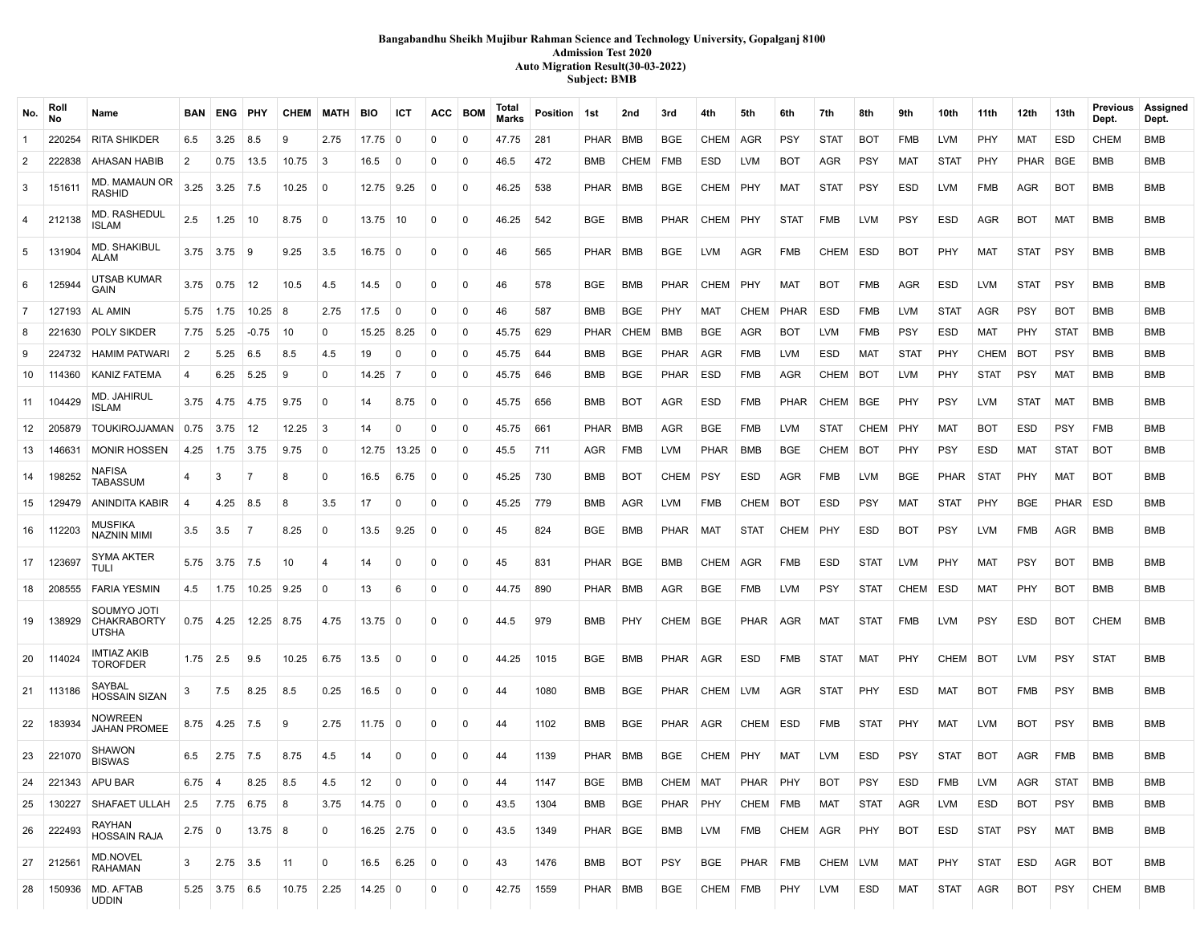**Bangabandhu Sheikh Mujibur Rahman Science and Technology University, Gopalganj 8100**
**Admission Test 2020**
**Auto Migration Result(30-03-2022)**
**Subject: BMB**

| No. | Roll No | Name | BAN | ENG | PHY | CHEM | MATH | BIO | ICT | ACC | BOM | Total Marks | Position | 1st | 2nd | 3rd | 4th | 5th | 6th | 7th | 8th | 9th | 10th | 11th | 12th | 13th | Previous Dept. | Assigned Dept. |
|---|---|---|---|---|---|---|---|---|---|---|---|---|---|---|---|---|---|---|---|---|---|---|---|---|---|---|---|---|
| 1 | 220254 | RITA SHIKDER | 6.5 | 3.25 | 8.5 | 9 | 2.75 | 17.75 | 0 | 0 | 0 | 47.75 | 281 | PHAR | BMB | BGE | CHEM | AGR | PSY | STAT | BOT | FMB | LVM | PHY | MAT | ESD | CHEM | BMB |
| 2 | 222838 | AHASAN HABIB | 2 | 0.75 | 13.5 | 10.75 | 3 | 16.5 | 0 | 0 | 0 | 46.5 | 472 | BMB | CHEM | FMB | ESD | LVM | BOT | AGR | PSY | MAT | STAT | PHY | PHAR | BGE | BMB | BMB |
| 3 | 151611 | MD. MAMAUN OR RASHID | 3.25 | 3.25 | 7.5 | 10.25 | 0 | 12.75 | 9.25 | 0 | 0 | 46.25 | 538 | PHAR | BMB | BGE | CHEM | PHY | MAT | STAT | PSY | ESD | LVM | FMB | AGR | BOT | BMB | BMB |
| 4 | 212138 | MD. RASHEDUL ISLAM | 2.5 | 1.25 | 10 | 8.75 | 0 | 13.75 | 10 | 0 | 0 | 46.25 | 542 | BGE | BMB | PHAR | CHEM | PHY | STAT | FMB | LVM | PSY | ESD | AGR | BOT | MAT | BMB | BMB |
| 5 | 131904 | MD. SHAKIBUL ALAM | 3.75 | 3.75 | 9 | 9.25 | 3.5 | 16.75 | 0 | 0 | 0 | 46 | 565 | PHAR | BMB | BGE | LVM | AGR | FMB | CHEM | ESD | BOT | PHY | MAT | STAT | PSY | BMB | BMB |
| 6 | 125944 | UTSAB KUMAR GAIN | 3.75 | 0.75 | 12 | 10.5 | 4.5 | 14.5 | 0 | 0 | 0 | 46 | 578 | BGE | BMB | PHAR | CHEM | PHY | MAT | BOT | FMB | AGR | ESD | LVM | STAT | PSY | BMB | BMB |
| 7 | 127193 | AL AMIN | 5.75 | 1.75 | 10.25 | 8 | 2.75 | 17.5 | 0 | 0 | 0 | 46 | 587 | BMB | BGE | PHY | MAT | CHEM | PHAR | ESD | FMB | LVM | STAT | AGR | PSY | BOT | BMB | BMB |
| 8 | 221630 | POLY SIKDER | 7.75 | 5.25 | -0.75 | 10 | 0 | 15.25 | 8.25 | 0 | 0 | 45.75 | 629 | PHAR | CHEM | BMB | BGE | AGR | BOT | LVM | FMB | PSY | ESD | MAT | PHY | STAT | BMB | BMB |
| 9 | 224732 | HAMIM PATWARI | 2 | 5.25 | 6.5 | 8.5 | 4.5 | 19 | 0 | 0 | 0 | 45.75 | 644 | BMB | BGE | PHAR | AGR | FMB | LVM | ESD | MAT | STAT | PHY | CHEM | BOT | PSY | BMB | BMB |
| 10 | 114360 | KANIZ FATEMA | 4 | 6.25 | 5.25 | 9 | 0 | 14.25 | 7 | 0 | 0 | 45.75 | 646 | BMB | BGE | PHAR | ESD | FMB | AGR | CHEM | BOT | LVM | PHY | STAT | PSY | MAT | BMB | BMB |
| 11 | 104429 | MD. JAHIRUL ISLAM | 3.75 | 4.75 | 4.75 | 9.75 | 0 | 14 | 8.75 | 0 | 0 | 45.75 | 656 | BMB | BOT | AGR | ESD | FMB | PHAR | CHEM | BGE | PHY | PSY | LVM | STAT | MAT | BMB | BMB |
| 12 | 205879 | TOUKIROJJAMAN | 0.75 | 3.75 | 12 | 12.25 | 3 | 14 | 0 | 0 | 0 | 45.75 | 661 | PHAR | BMB | AGR | BGE | FMB | LVM | STAT | CHEM | PHY | MAT | BOT | ESD | PSY | FMB | BMB |
| 13 | 146631 | MONIR HOSSEN | 4.25 | 1.75 | 3.75 | 9.75 | 0 | 12.75 | 13.25 | 0 | 0 | 45.5 | 711 | AGR | FMB | LVM | PHAR | BMB | BGE | CHEM | BOT | PHY | PSY | ESD | MAT | STAT | BOT | BMB |
| 14 | 198252 | NAFISA TABASSUM | 4 | 3 | 7 | 8 | 0 | 16.5 | 6.75 | 0 | 0 | 45.25 | 730 | BMB | BOT | CHEM | PSY | ESD | AGR | FMB | LVM | BGE | PHAR | STAT | PHY | MAT | BOT | BMB |
| 15 | 129479 | ANINDITA KABIR | 4 | 4.25 | 8.5 | 8 | 3.5 | 17 | 0 | 0 | 0 | 45.25 | 779 | BMB | AGR | LVM | FMB | CHEM | BOT | ESD | PSY | MAT | STAT | PHY | BGE | PHAR | ESD | BMB |
| 16 | 112203 | MUSFIKA NAZNIN MIMI | 3.5 | 3.5 | 7 | 8.25 | 0 | 13.5 | 9.25 | 0 | 0 | 45 | 824 | BGE | BMB | PHAR | MAT | STAT | CHEM | PHY | ESD | BOT | PSY | LVM | FMB | AGR | BMB | BMB |
| 17 | 123697 | SYMA AKTER TULI | 5.75 | 3.75 | 7.5 | 10 | 4 | 14 | 0 | 0 | 0 | 45 | 831 | PHAR | BGE | BMB | CHEM | AGR | FMB | ESD | STAT | LVM | PHY | MAT | PSY | BOT | BMB | BMB |
| 18 | 208555 | FARIA YESMIN | 4.5 | 1.75 | 10.25 | 9.25 | 0 | 13 | 6 | 0 | 0 | 44.75 | 890 | PHAR | BMB | AGR | BGE | FMB | LVM | PSY | STAT | CHEM | ESD | MAT | PHY | BOT | BMB | BMB |
| 19 | 138929 | SOUMYO JOTI CHAKRABORTY UTSHA | 0.75 | 4.25 | 12.25 | 8.75 | 4.75 | 13.75 | 0 | 0 | 0 | 44.5 | 979 | BMB | PHY | CHEM | BGE | PHAR | AGR | MAT | STAT | FMB | LVM | PSY | ESD | BOT | CHEM | BMB |
| 20 | 114024 | IMTIAZ AKIB TOROFDER | 1.75 | 2.5 | 9.5 | 10.25 | 6.75 | 13.5 | 0 | 0 | 0 | 44.25 | 1015 | BGE | BMB | PHAR | AGR | ESD | FMB | STAT | MAT | PHY | CHEM | BOT | LVM | PSY | STAT | BMB |
| 21 | 113186 | SAYBAL HOSSAIN SIZAN | 3 | 7.5 | 8.25 | 8.5 | 0.25 | 16.5 | 0 | 0 | 0 | 44 | 1080 | BMB | BGE | PHAR | CHEM | LVM | AGR | STAT | PHY | ESD | MAT | BOT | FMB | PSY | BMB | BMB |
| 22 | 183934 | NOWREEN JAHAN PROMEE | 8.75 | 4.25 | 7.5 | 9 | 2.75 | 11.75 | 0 | 0 | 0 | 44 | 1102 | BMB | BGE | PHAR | AGR | CHEM | ESD | FMB | STAT | PHY | MAT | LVM | BOT | PSY | BMB | BMB |
| 23 | 221070 | SHAWON BISWAS | 6.5 | 2.75 | 7.5 | 8.75 | 4.5 | 14 | 0 | 0 | 0 | 44 | 1139 | PHAR | BMB | BGE | CHEM | PHY | MAT | LVM | ESD | PSY | STAT | BOT | AGR | FMB | BMB | BMB |
| 24 | 221343 | APU BAR | 6.75 | 4 | 8.25 | 8.5 | 4.5 | 12 | 0 | 0 | 0 | 44 | 1147 | BGE | BMB | CHEM | MAT | PHAR | PHY | BOT | PSY | ESD | FMB | LVM | AGR | STAT | BMB | BMB |
| 25 | 130227 | SHAFAET ULLAH | 2.5 | 7.75 | 6.75 | 8 | 3.75 | 14.75 | 0 | 0 | 0 | 43.5 | 1304 | BMB | BGE | PHAR | PHY | CHEM | FMB | MAT | STAT | AGR | LVM | ESD | BOT | PSY | BMB | BMB |
| 26 | 222493 | RAYHAN HOSSAIN RAJA | 2.75 | 0 | 13.75 | 8 | 0 | 16.25 | 2.75 | 0 | 0 | 43.5 | 1349 | PHAR | BGE | BMB | LVM | FMB | CHEM | AGR | PHY | BOT | ESD | STAT | PSY | MAT | BMB | BMB |
| 27 | 212561 | MD.NOVEL RAHAMAN | 3 | 2.75 | 3.5 | 11 | 0 | 16.5 | 6.25 | 0 | 0 | 43 | 1476 | BMB | BOT | PSY | BGE | PHAR | FMB | CHEM | LVM | MAT | PHY | STAT | ESD | AGR | BOT | BMB |
| 28 | 150936 | MD. AFTAB UDDIN | 5.25 | 3.75 | 6.5 | 10.75 | 2.25 | 14.25 | 0 | 0 | 0 | 42.75 | 1559 | PHAR | BMB | BGE | CHEM | FMB | PHY | LVM | ESD | MAT | STAT | AGR | BOT | PSY | CHEM | BMB |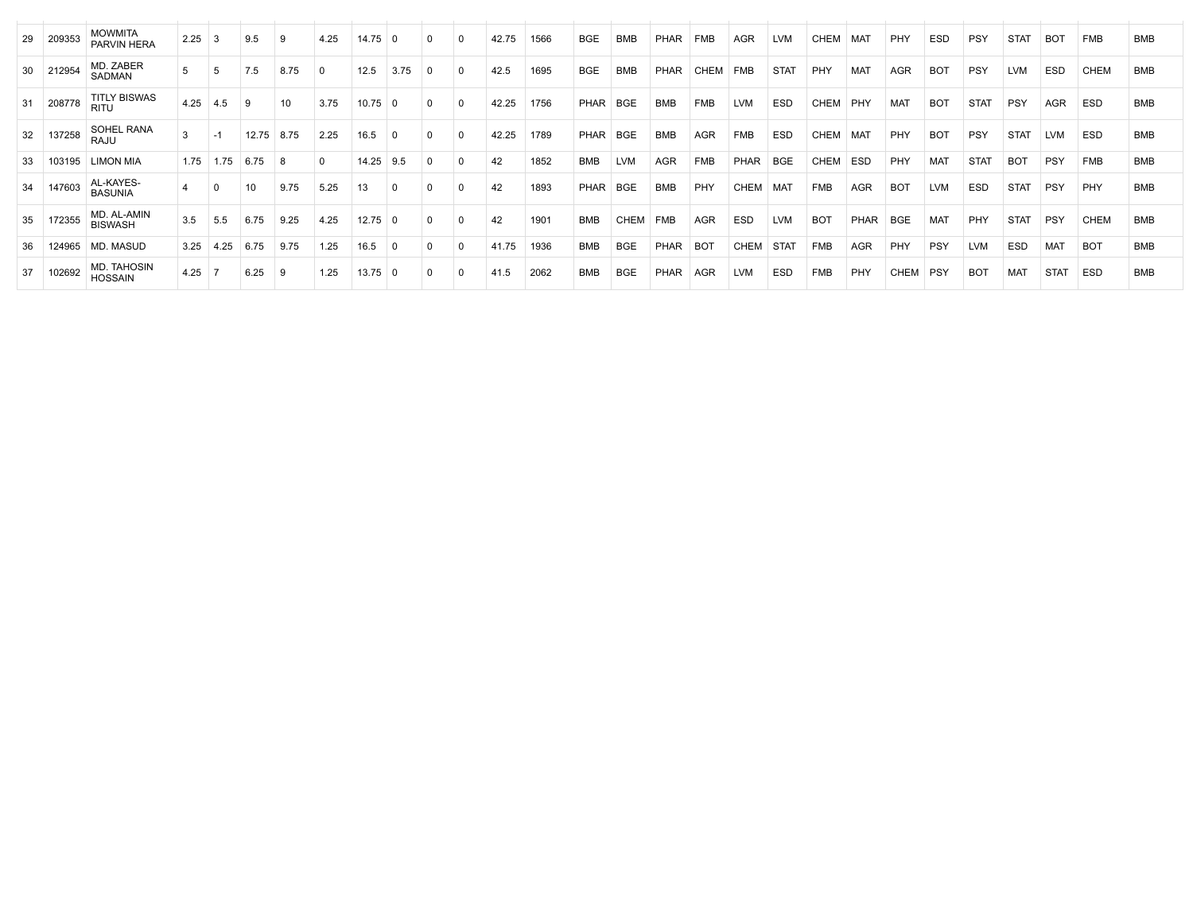| 29 | 209353 | MOWMITA PARVIN HERA | 2.25 | 3 | 9.5 | 9 | 4.25 | 14.75 | 0 | 0 | 0 | 42.75 | 1566 | BGE | BMB | PHAR | FMB | AGR | LVM | CHEM | MAT | PHY | ESD | PSY | STAT | BOT | FMB | BMB |
|---|---|---|---|---|---|---|---|---|---|---|---|---|---|---|---|---|---|---|---|---|---|---|---|---|---|---|---|---|
| 30 | 212954 | MD. ZABER SADMAN | 5 | 5 | 7.5 | 8.75 | 0 | 12.5 | 3.75 | 0 | 0 | 42.5 | 1695 | BGE | BMB | PHAR | CHEM | FMB | STAT | PHY | MAT | AGR | BOT | PSY | LVM | ESD | CHEM | BMB |
| 31 | 208778 | TITLY BISWAS RITU | 4.25 | 4.5 | 9 | 10 | 3.75 | 10.75 | 0 | 0 | 0 | 42.25 | 1756 | PHAR | BGE | BMB | FMB | LVM | ESD | CHEM | PHY | MAT | BOT | STAT | PSY | AGR | ESD | BMB |
| 32 | 137258 | SOHEL RANA RAJU | 3 | -1 | 12.75 | 8.75 | 2.25 | 16.5 | 0 | 0 | 0 | 42.25 | 1789 | PHAR | BGE | BMB | AGR | FMB | ESD | CHEM | MAT | PHY | BOT | PSY | STAT | LVM | ESD | BMB |
| 33 | 103195 | LIMON MIA | 1.75 | 1.75 | 6.75 | 8 | 0 | 14.25 | 9.5 | 0 | 0 | 42 | 1852 | BMB | LVM | AGR | FMB | PHAR | BGE | CHEM | ESD | PHY | MAT | STAT | BOT | PSY | FMB | BMB |
| 34 | 147603 | AL-KAYES-BASUNIA | 4 | 0 | 10 | 9.75 | 5.25 | 13 | 0 | 0 | 0 | 42 | 1893 | PHAR | BGE | BMB | PHY | CHEM | MAT | FMB | AGR | BOT | LVM | ESD | STAT | PSY | PHY | BMB |
| 35 | 172355 | MD. AL-AMIN BISWASH | 3.5 | 5.5 | 6.75 | 9.25 | 4.25 | 12.75 | 0 | 0 | 0 | 42 | 1901 | BMB | CHEM | FMB | AGR | ESD | LVM | BOT | PHAR | BGE | MAT | PHY | STAT | PSY | CHEM | BMB |
| 36 | 124965 | MD. MASUD | 3.25 | 4.25 | 6.75 | 9.75 | 1.25 | 16.5 | 0 | 0 | 0 | 41.75 | 1936 | BMB | BGE | PHAR | BOT | CHEM | STAT | FMB | AGR | PHY | PSY | LVM | ESD | MAT | BOT | BMB |
| 37 | 102692 | MD. TAHOSIN HOSSAIN | 4.25 | 7 | 6.25 | 9 | 1.25 | 13.75 | 0 | 0 | 0 | 41.5 | 2062 | BMB | BGE | PHAR | AGR | LVM | ESD | FMB | PHY | CHEM | PSY | BOT | MAT | STAT | ESD | BMB |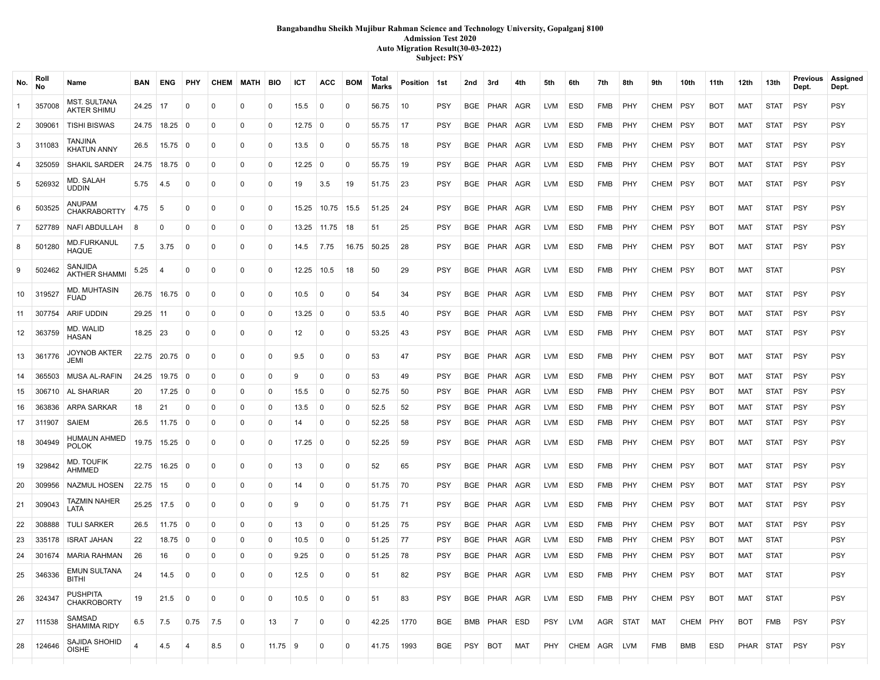**Bangabandhu Sheikh Mujibur Rahman Science and Technology University, Gopalganj 8100**
**Admission Test 2020**
**Auto Migration Result(30-03-2022)**
**Subject: PSY**

| No. | Roll No | Name | BAN | ENG | PHY | CHEM | MATH | BIO | ICT | ACC | BOM | Total Marks | Position | 1st | 2nd | 3rd | 4th | 5th | 6th | 7th | 8th | 9th | 10th | 11th | 12th | 13th | Previous Dept. | Assigned Dept. |
|---|---|---|---|---|---|---|---|---|---|---|---|---|---|---|---|---|---|---|---|---|---|---|---|---|---|---|---|---|
| 1 | 357008 | MST. SULTANA AKTER SHIMU | 24.25 | 17 | 0 | 0 | 0 | 0 | 15.5 | 0 | 0 | 56.75 | 10 | PSY | BGE | PHAR | AGR | LVM | ESD | FMB | PHY | CHEM | PSY | BOT | MAT | STAT | PSY | PSY |
| 2 | 309061 | TISHI BISWAS | 24.75 | 18.25 | 0 | 0 | 0 | 0 | 12.75 | 0 | 0 | 55.75 | 17 | PSY | BGE | PHAR | AGR | LVM | ESD | FMB | PHY | CHEM | PSY | BOT | MAT | STAT | PSY | PSY |
| 3 | 311083 | TANJINA KHATUN ANNY | 26.5 | 15.75 | 0 | 0 | 0 | 0 | 13.5 | 0 | 0 | 55.75 | 18 | PSY | BGE | PHAR | AGR | LVM | ESD | FMB | PHY | CHEM | PSY | BOT | MAT | STAT | PSY | PSY |
| 4 | 325059 | SHAKIL SARDER | 24.75 | 18.75 | 0 | 0 | 0 | 0 | 12.25 | 0 | 0 | 55.75 | 19 | PSY | BGE | PHAR | AGR | LVM | ESD | FMB | PHY | CHEM | PSY | BOT | MAT | STAT | PSY | PSY |
| 5 | 526932 | MD. SALAH UDDIN | 5.75 | 4.5 | 0 | 0 | 0 | 0 | 19 | 3.5 | 19 | 51.75 | 23 | PSY | BGE | PHAR | AGR | LVM | ESD | FMB | PHY | CHEM | PSY | BOT | MAT | STAT | PSY | PSY |
| 6 | 503525 | ANUPAM CHAKRABORTTY | 4.75 | 5 | 0 | 0 | 0 | 0 | 15.25 | 10.75 | 15.5 | 51.25 | 24 | PSY | BGE | PHAR | AGR | LVM | ESD | FMB | PHY | CHEM | PSY | BOT | MAT | STAT | PSY | PSY |
| 7 | 527789 | NAFI ABDULLAH | 8 | 0 | 0 | 0 | 0 | 0 | 13.25 | 11.75 | 18 | 51 | 25 | PSY | BGE | PHAR | AGR | LVM | ESD | FMB | PHY | CHEM | PSY | BOT | MAT | STAT | PSY | PSY |
| 8 | 501280 | MD.FURKANUL HAQUE | 7.5 | 3.75 | 0 | 0 | 0 | 0 | 14.5 | 7.75 | 16.75 | 50.25 | 28 | PSY | BGE | PHAR | AGR | LVM | ESD | FMB | PHY | CHEM | PSY | BOT | MAT | STAT | PSY | PSY |
| 9 | 502462 | SANJIDA AKTHER SHAMMI | 5.25 | 4 | 0 | 0 | 0 | 0 | 12.25 | 10.5 | 18 | 50 | 29 | PSY | BGE | PHAR | AGR | LVM | ESD | FMB | PHY | CHEM | PSY | BOT | MAT | STAT | | PSY |
| 10 | 319527 | MD. MUHTASIN FUAD | 26.75 | 16.75 | 0 | 0 | 0 | 0 | 10.5 | 0 | 0 | 54 | 34 | PSY | BGE | PHAR | AGR | LVM | ESD | FMB | PHY | CHEM | PSY | BOT | MAT | STAT | PSY | PSY |
| 11 | 307754 | ARIF UDDIN | 29.25 | 11 | 0 | 0 | 0 | 0 | 13.25 | 0 | 0 | 53.5 | 40 | PSY | BGE | PHAR | AGR | LVM | ESD | FMB | PHY | CHEM | PSY | BOT | MAT | STAT | PSY | PSY |
| 12 | 363759 | MD. WALID HASAN | 18.25 | 23 | 0 | 0 | 0 | 0 | 12 | 0 | 0 | 53.25 | 43 | PSY | BGE | PHAR | AGR | LVM | ESD | FMB | PHY | CHEM | PSY | BOT | MAT | STAT | PSY | PSY |
| 13 | 361776 | JOYNOB AKTER JEMI | 22.75 | 20.75 | 0 | 0 | 0 | 0 | 9.5 | 0 | 0 | 53 | 47 | PSY | BGE | PHAR | AGR | LVM | ESD | FMB | PHY | CHEM | PSY | BOT | MAT | STAT | PSY | PSY |
| 14 | 365503 | MUSA AL-RAFIN | 24.25 | 19.75 | 0 | 0 | 0 | 0 | 9 | 0 | 0 | 53 | 49 | PSY | BGE | PHAR | AGR | LVM | ESD | FMB | PHY | CHEM | PSY | BOT | MAT | STAT | PSY | PSY |
| 15 | 306710 | AL SHARIAR | 20 | 17.25 | 0 | 0 | 0 | 0 | 15.5 | 0 | 0 | 52.75 | 50 | PSY | BGE | PHAR | AGR | LVM | ESD | FMB | PHY | CHEM | PSY | BOT | MAT | STAT | PSY | PSY |
| 16 | 363836 | ARPA SARKAR | 18 | 21 | 0 | 0 | 0 | 0 | 13.5 | 0 | 0 | 52.5 | 52 | PSY | BGE | PHAR | AGR | LVM | ESD | FMB | PHY | CHEM | PSY | BOT | MAT | STAT | PSY | PSY |
| 17 | 311907 | SAIEM | 26.5 | 11.75 | 0 | 0 | 0 | 0 | 14 | 0 | 0 | 52.25 | 58 | PSY | BGE | PHAR | AGR | LVM | ESD | FMB | PHY | CHEM | PSY | BOT | MAT | STAT | PSY | PSY |
| 18 | 304949 | HUMAUN AHMED POLOK | 19.75 | 15.25 | 0 | 0 | 0 | 0 | 17.25 | 0 | 0 | 52.25 | 59 | PSY | BGE | PHAR | AGR | LVM | ESD | FMB | PHY | CHEM | PSY | BOT | MAT | STAT | PSY | PSY |
| 19 | 329842 | MD. TOUFIK AHMMED | 22.75 | 16.25 | 0 | 0 | 0 | 0 | 13 | 0 | 0 | 52 | 65 | PSY | BGE | PHAR | AGR | LVM | ESD | FMB | PHY | CHEM | PSY | BOT | MAT | STAT | PSY | PSY |
| 20 | 309956 | NAZMUL HOSEN | 22.75 | 15 | 0 | 0 | 0 | 0 | 14 | 0 | 0 | 51.75 | 70 | PSY | BGE | PHAR | AGR | LVM | ESD | FMB | PHY | CHEM | PSY | BOT | MAT | STAT | PSY | PSY |
| 21 | 309043 | TAZMIN NAHER LATA | 25.25 | 17.5 | 0 | 0 | 0 | 0 | 9 | 0 | 0 | 51.75 | 71 | PSY | BGE | PHAR | AGR | LVM | ESD | FMB | PHY | CHEM | PSY | BOT | MAT | STAT | PSY | PSY |
| 22 | 308888 | TULI SARKER | 26.5 | 11.75 | 0 | 0 | 0 | 0 | 13 | 0 | 0 | 51.25 | 75 | PSY | BGE | PHAR | AGR | LVM | ESD | FMB | PHY | CHEM | PSY | BOT | MAT | STAT | PSY | PSY |
| 23 | 335178 | ISRAT JAHAN | 22 | 18.75 | 0 | 0 | 0 | 0 | 10.5 | 0 | 0 | 51.25 | 77 | PSY | BGE | PHAR | AGR | LVM | ESD | FMB | PHY | CHEM | PSY | BOT | MAT | STAT | | PSY |
| 24 | 301674 | MARIA RAHMAN | 26 | 16 | 0 | 0 | 0 | 0 | 9.25 | 0 | 0 | 51.25 | 78 | PSY | BGE | PHAR | AGR | LVM | ESD | FMB | PHY | CHEM | PSY | BOT | MAT | STAT | | PSY |
| 25 | 346336 | EMUN SULTANA BITHI | 24 | 14.5 | 0 | 0 | 0 | 0 | 12.5 | 0 | 0 | 51 | 82 | PSY | BGE | PHAR | AGR | LVM | ESD | FMB | PHY | CHEM | PSY | BOT | MAT | STAT | | PSY |
| 26 | 324347 | PUSHPITA CHAKROBORTY | 19 | 21.5 | 0 | 0 | 0 | 0 | 10.5 | 0 | 0 | 51 | 83 | PSY | BGE | PHAR | AGR | LVM | ESD | FMB | PHY | CHEM | PSY | BOT | MAT | STAT | | PSY |
| 27 | 111538 | SAMSAD SHAMIMA RIDY | 6.5 | 7.5 | 0.75 | 7.5 | 0 | 13 | 7 | 0 | 0 | 42.25 | 1770 | BGE | BMB | PHAR | ESD | PSY | LVM | AGR | STAT | MAT | CHEM | PHY | BOT | FMB | PSY | PSY |
| 28 | 124646 | SAJIDA SHOHID OISHE | 4 | 4.5 | 4 | 8.5 | 0 | 11.75 | 9 | 0 | 0 | 41.75 | 1993 | BGE | PSY | BOT | MAT | PHY | CHEM | AGR | LVM | FMB | BMB | ESD | PHAR | STAT | PSY | PSY |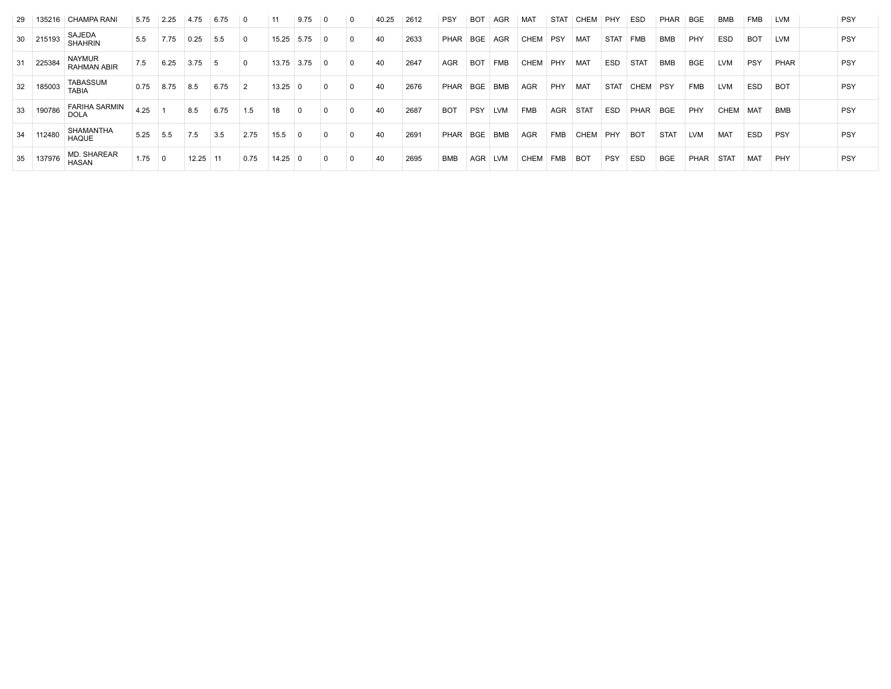| | | | | | | | | | | | | | | | | | | | | | | | | | | | | | | |
|---|---|---|---|---|---|---|---|---|---|---|---|---|---|---|---|---|---|---|---|---|---|---|---|---|---|---|---|---|---|---|
| 29 | 135216 | CHAMPA RANI | 5.75 | 2.25 | 4.75 | 6.75 | 0 | 11 | 9.75 | 0 | 0 | 40.25 | 2612 | PSY | BOT | AGR | MAT | STAT | CHEM | PHY | ESD | PHAR | BGE | BMB | FMB | LVM | | PSY |
| 30 | 215193 | SAJEDA SHAHRIN | 5.5 | 7.75 | 0.25 | 5.5 | 0 | 15.25 | 5.75 | 0 | 0 | 40 | 2633 | PHAR | BGE | AGR | CHEM | PSY | MAT | STAT | FMB | BMB | PHY | ESD | BOT | LVM | | PSY |
| 31 | 225384 | NAYMUR RAHMAN ABIR | 7.5 | 6.25 | 3.75 | 5 | 0 | 13.75 | 3.75 | 0 | 0 | 40 | 2647 | AGR | BOT | FMB | CHEM | PHY | MAT | ESD | STAT | BMB | BGE | LVM | PSY | PHAR | | PSY |
| 32 | 185003 | TABASSUM TABIA | 0.75 | 8.75 | 8.5 | 6.75 | 2 | 13.25 | 0 | 0 | 0 | 40 | 2676 | PHAR | BGE | BMB | AGR | PHY | MAT | STAT | CHEM | PSY | FMB | LVM | ESD | BOT | | PSY |
| 33 | 190786 | FARIHA SARMIN DOLA | 4.25 | 1 | 8.5 | 6.75 | 1.5 | 18 | 0 | 0 | 0 | 40 | 2687 | BOT | PSY | LVM | FMB | AGR | STAT | ESD | PHAR | BGE | PHY | CHEM | MAT | BMB | | PSY |
| 34 | 112480 | SHAMANTHA HAQUE | 5.25 | 5.5 | 7.5 | 3.5 | 2.75 | 15.5 | 0 | 0 | 0 | 40 | 2691 | PHAR | BGE | BMB | AGR | FMB | CHEM | PHY | BOT | STAT | LVM | MAT | ESD | PSY | | PSY |
| 35 | 137976 | MD. SHAREAR HASAN | 1.75 | 0 | 12.25 | 11 | 0.75 | 14.25 | 0 | 0 | 0 | 40 | 2695 | BMB | AGR | LVM | CHEM | FMB | BOT | PSY | ESD | BGE | PHAR | STAT | MAT | PHY | | PSY |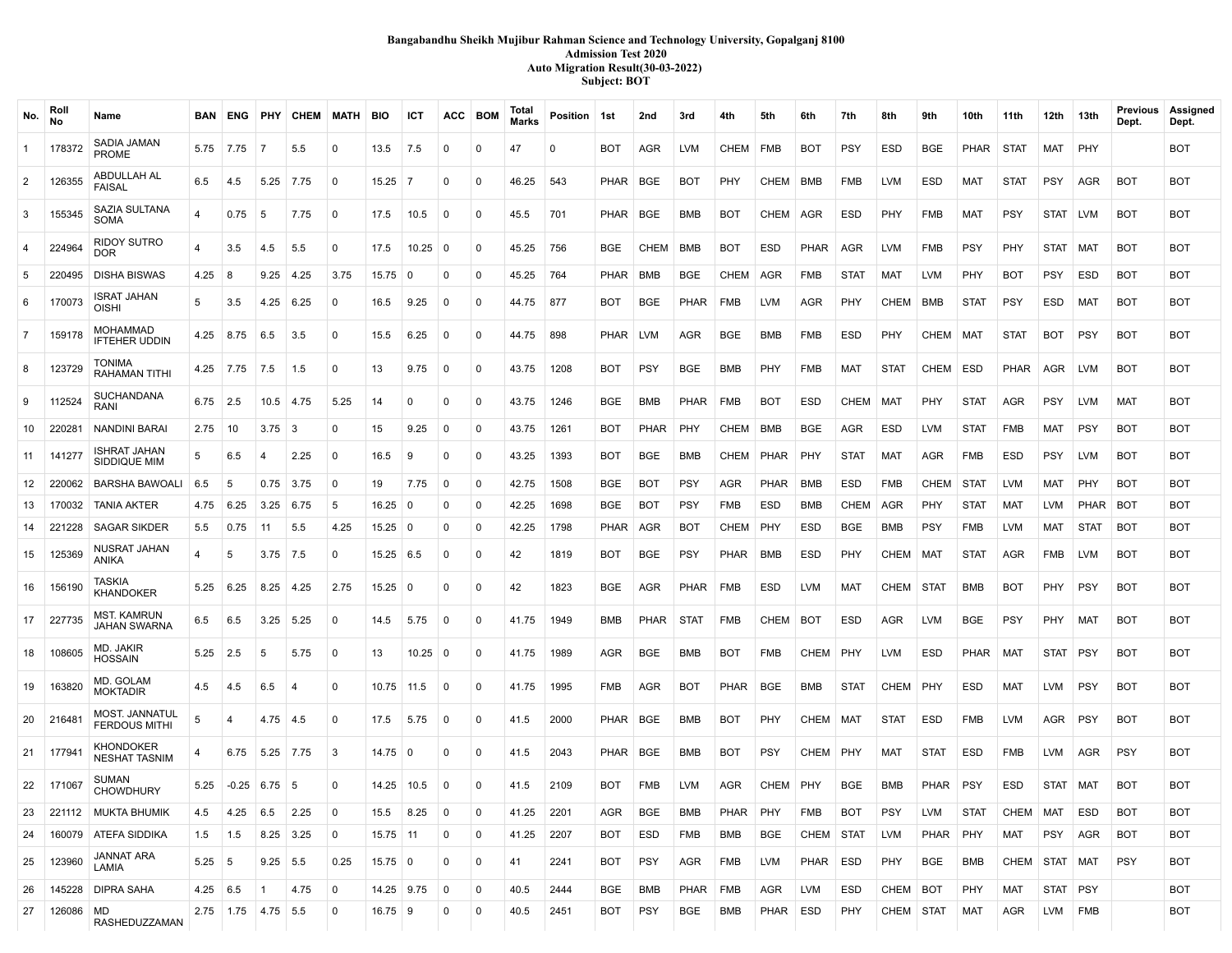**Bangabandhu Sheikh Mujibur Rahman Science and Technology University, Gopalganj 8100**
**Admission Test 2020**
**Auto Migration Result(30-03-2022)**
**Subject: BOT**

| No. | Roll No | Name | BAN | ENG | PHY | CHEM | MATH | BIO | ICT | ACC | BOM | Total Marks | Position | 1st | 2nd | 3rd | 4th | 5th | 6th | 7th | 8th | 9th | 10th | 11th | 12th | 13th | Previous Dept. | Assigned Dept. |
|---|---|---|---|---|---|---|---|---|---|---|---|---|---|---|---|---|---|---|---|---|---|---|---|---|---|---|---|---|
| 1 | 178372 | SADIA JAMAN PROME | 5.75 | 7.75 | 7 | 5.5 | 0 | 13.5 | 7.5 | 0 | 0 | 47 | 0 | BOT | AGR | LVM | CHEM | FMB | BOT | PSY | ESD | BGE | PHAR | STAT | MAT | PHY | | BOT |
| 2 | 126355 | ABDULLAH AL FAISAL | 6.5 | 4.5 | 5.25 | 7.75 | 0 | 15.25 | 7 | 0 | 0 | 46.25 | 543 | PHAR | BGE | BOT | PHY | CHEM | BMB | FMB | LVM | ESD | MAT | STAT | PSY | AGR | BOT | BOT |
| 3 | 155345 | SAZIA SULTANA SOMA | 4 | 0.75 | 5 | 7.75 | 0 | 17.5 | 10.5 | 0 | 0 | 45.5 | 701 | PHAR | BGE | BMB | BOT | CHEM | AGR | ESD | PHY | FMB | MAT | PSY | STAT | LVM | BOT | BOT |
| 4 | 224964 | RIDOY SUTRO DOR | 4 | 3.5 | 4.5 | 5.5 | 0 | 17.5 | 10.25 | 0 | 0 | 45.25 | 756 | BGE | CHEM | BMB | BOT | ESD | PHAR | AGR | LVM | FMB | PSY | PHY | STAT | MAT | BOT | BOT |
| 5 | 220495 | DISHA BISWAS | 4.25 | 8 | 9.25 | 4.25 | 3.75 | 15.75 | 0 | 0 | 0 | 45.25 | 764 | PHAR | BMB | BGE | CHEM | AGR | FMB | STAT | MAT | LVM | PHY | BOT | PSY | ESD | BOT | BOT |
| 6 | 170073 | ISRAT JAHAN OISHI | 5 | 3.5 | 4.25 | 6.25 | 0 | 16.5 | 9.25 | 0 | 0 | 44.75 | 877 | BOT | BGE | PHAR | FMB | LVM | AGR | PHY | CHEM | BMB | STAT | PSY | ESD | MAT | BOT | BOT |
| 7 | 159178 | MOHAMMAD IFTEHER UDDIN | 4.25 | 8.75 | 6.5 | 3.5 | 0 | 15.5 | 6.25 | 0 | 0 | 44.75 | 898 | PHAR | LVM | AGR | BGE | BMB | FMB | ESD | PHY | CHEM | MAT | STAT | BOT | PSY | BOT | BOT |
| 8 | 123729 | TONIMA RAHAMAN TITHI | 4.25 | 7.75 | 7.5 | 1.5 | 0 | 13 | 9.75 | 0 | 0 | 43.75 | 1208 | BOT | PSY | BGE | BMB | PHY | FMB | MAT | STAT | CHEM | ESD | PHAR | AGR | LVM | BOT | BOT |
| 9 | 112524 | SUCHANDANA RANI | 6.75 | 2.5 | 10.5 | 4.75 | 5.25 | 14 | 0 | 0 | 0 | 43.75 | 1246 | BGE | BMB | PHAR | FMB | BOT | ESD | CHEM | MAT | PHY | STAT | AGR | PSY | LVM | MAT | BOT |
| 10 | 220281 | NANDINI BARAI | 2.75 | 10 | 3.75 | 3 | 0 | 15 | 9.25 | 0 | 0 | 43.75 | 1261 | BOT | PHAR | PHY | CHEM | BMB | BGE | AGR | ESD | LVM | STAT | FMB | MAT | PSY | BOT | BOT |
| 11 | 141277 | ISHRAT JAHAN SIDDIQUE MIM | 5 | 6.5 | 4 | 2.25 | 0 | 16.5 | 9 | 0 | 0 | 43.25 | 1393 | BOT | BGE | BMB | CHEM | PHAR | PHY | STAT | MAT | AGR | FMB | ESD | PSY | LVM | BOT | BOT |
| 12 | 220062 | BARSHA BAWOALI | 6.5 | 5 | 0.75 | 3.75 | 0 | 19 | 7.75 | 0 | 0 | 42.75 | 1508 | BGE | BOT | PSY | AGR | PHAR | BMB | ESD | FMB | CHEM | STAT | LVM | MAT | PHY | BOT | BOT |
| 13 | 170032 | TANIA AKTER | 4.75 | 6.25 | 3.25 | 6.75 | 5 | 16.25 | 0 | 0 | 0 | 42.25 | 1698 | BGE | BOT | PSY | FMB | ESD | BMB | CHEM | AGR | PHY | STAT | MAT | LVM | PHAR | BOT | BOT |
| 14 | 221228 | SAGAR SIKDER | 5.5 | 0.75 | 11 | 5.5 | 4.25 | 15.25 | 0 | 0 | 0 | 42.25 | 1798 | PHAR | AGR | BOT | CHEM | PHY | ESD | BGE | BMB | PSY | FMB | LVM | MAT | STAT | BOT | BOT |
| 15 | 125369 | NUSRAT JAHAN ANIKA | 4 | 5 | 3.75 | 7.5 | 0 | 15.25 | 6.5 | 0 | 0 | 42 | 1819 | BOT | BGE | PSY | PHAR | BMB | ESD | PHY | CHEM | MAT | STAT | AGR | FMB | LVM | BOT | BOT |
| 16 | 156190 | TASKIA KHANDOKER | 5.25 | 6.25 | 8.25 | 4.25 | 2.75 | 15.25 | 0 | 0 | 0 | 42 | 1823 | BGE | AGR | PHAR | FMB | ESD | LVM | MAT | CHEM | STAT | BMB | BOT | PHY | PSY | BOT | BOT |
| 17 | 227735 | MST. KAMRUN JAHAN SWARNA | 6.5 | 6.5 | 3.25 | 5.25 | 0 | 14.5 | 5.75 | 0 | 0 | 41.75 | 1949 | BMB | PHAR | STAT | FMB | CHEM | BOT | ESD | AGR | LVM | BGE | PSY | PHY | MAT | BOT | BOT |
| 18 | 108605 | MD. JAKIR HOSSAIN | 5.25 | 2.5 | 5 | 5.75 | 0 | 13 | 10.25 | 0 | 0 | 41.75 | 1989 | AGR | BGE | BMB | BOT | FMB | CHEM | PHY | LVM | ESD | PHAR | MAT | STAT | PSY | BOT | BOT |
| 19 | 163820 | MD. GOLAM MOKTADIR | 4.5 | 4.5 | 6.5 | 4 | 0 | 10.75 | 11.5 | 0 | 0 | 41.75 | 1995 | FMB | AGR | BOT | PHAR | BGE | BMB | STAT | CHEM | PHY | ESD | MAT | LVM | PSY | BOT | BOT |
| 20 | 216481 | MOST. JANNATUL FERDOUS MITHI | 5 | 4 | 4.75 | 4.5 | 0 | 17.5 | 5.75 | 0 | 0 | 41.5 | 2000 | PHAR | BGE | BMB | BOT | PHY | CHEM | MAT | STAT | ESD | FMB | LVM | AGR | PSY | BOT | BOT |
| 21 | 177941 | KHONDOKER NESHAT TASNIM | 4 | 6.75 | 5.25 | 7.75 | 3 | 14.75 | 0 | 0 | 0 | 41.5 | 2043 | PHAR | BGE | BMB | BOT | PSY | CHEM | PHY | MAT | STAT | ESD | FMB | LVM | AGR | PSY | BOT |
| 22 | 171067 | SUMAN CHOWDHURY | 5.25 | -0.25 | 6.75 | 5 | 0 | 14.25 | 10.5 | 0 | 0 | 41.5 | 2109 | BOT | FMB | LVM | AGR | CHEM | PHY | BGE | BMB | PHAR | PSY | ESD | STAT | MAT | BOT | BOT |
| 23 | 221112 | MUKTA BHUMIK | 4.5 | 4.25 | 6.5 | 2.25 | 0 | 15.5 | 8.25 | 0 | 0 | 41.25 | 2201 | AGR | BGE | BMB | PHAR | PHY | FMB | BOT | PSY | LVM | STAT | CHEM | MAT | ESD | BOT | BOT |
| 24 | 160079 | ATEFA SIDDIKA | 1.5 | 1.5 | 8.25 | 3.25 | 0 | 15.75 | 11 | 0 | 0 | 41.25 | 2207 | BOT | ESD | FMB | BMB | BGE | CHEM | STAT | LVM | PHAR | PHY | MAT | PSY | AGR | BOT | BOT |
| 25 | 123960 | JANNAT ARA LAMIA | 5.25 | 5 | 9.25 | 5.5 | 0.25 | 15.75 | 0 | 0 | 0 | 41 | 2241 | BOT | PSY | AGR | FMB | LVM | PHAR | ESD | PHY | BGE | BMB | CHEM | STAT | MAT | PSY | BOT |
| 26 | 145228 | DIPRA SAHA | 4.25 | 6.5 | 1 | 4.75 | 0 | 14.25 | 9.75 | 0 | 0 | 40.5 | 2444 | BGE | BMB | PHAR | FMB | AGR | LVM | ESD | CHEM | BOT | PHY | MAT | STAT | PSY | | BOT |
| 27 | 126086 | MD RASHEDUZZAMAN | 2.75 | 1.75 | 4.75 | 5.5 | 0 | 16.75 | 9 | 0 | 0 | 40.5 | 2451 | BOT | PSY | BGE | BMB | PHAR | ESD | PHY | CHEM | STAT | MAT | AGR | LVM | FMB | | BOT |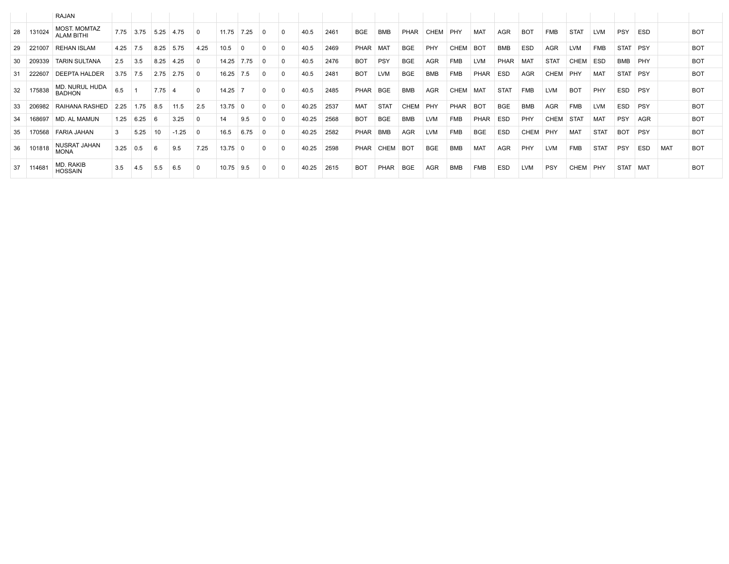| | | | | | | | | | | | | | | | | | | | | | | | | | | | | |
|---|---|---|---|---|---|---|---|---|---|---|---|---|---|---|---|---|---|---|---|---|---|---|---|---|---|---|---|---|
| | | RAJAN | | | | | | | | | | | | | | | | | | | | | | | | | | |
| 28 | 131024 | MOST. MOMTAZ ALAM BITHI | 7.75 | 3.75 | 5.25 | 4.75 | 0 | 11.75 | 7.25 | 0 | 0 | 40.5 | 2461 | BGE | BMB | PHAR | CHEM | PHY | MAT | AGR | BOT | FMB | STAT | LVM | PSY | ESD | | BOT |
| 29 | 221007 | REHAN ISLAM | 4.25 | 7.5 | 8.25 | 5.75 | 4.25 | 10.5 | 0 | 0 | 0 | 40.5 | 2469 | PHAR | MAT | BGE | PHY | CHEM | BOT | BMB | ESD | AGR | LVM | FMB | STAT | PSY | | BOT |
| 30 | 209339 | TARIN SULTANA | 2.5 | 3.5 | 8.25 | 4.25 | 0 | 14.25 | 7.75 | 0 | 0 | 40.5 | 2476 | BOT | PSY | BGE | AGR | FMB | LVM | PHAR | MAT | STAT | CHEM | ESD | BMB | PHY | | BOT |
| 31 | 222607 | DEEPTA HALDER | 3.75 | 7.5 | 2.75 | 2.75 | 0 | 16.25 | 7.5 | 0 | 0 | 40.5 | 2481 | BOT | LVM | BGE | BMB | FMB | PHAR | ESD | AGR | CHEM | PHY | MAT | STAT | PSY | | BOT |
| 32 | 175838 | MD. NURUL HUDA BADHON | 6.5 | 1 | 7.75 | 4 | 0 | 14.25 | 7 | 0 | 0 | 40.5 | 2485 | PHAR | BGE | BMB | AGR | CHEM | MAT | STAT | FMB | LVM | BOT | PHY | ESD | PSY | | BOT |
| 33 | 206982 | RAIHANA RASHED | 2.25 | 1.75 | 8.5 | 11.5 | 2.5 | 13.75 | 0 | 0 | 0 | 40.25 | 2537 | MAT | STAT | CHEM | PHY | PHAR | BOT | BGE | BMB | AGR | FMB | LVM | ESD | PSY | | BOT |
| 34 | 168697 | MD. AL MAMUN | 1.25 | 6.25 | 6 | 3.25 | 0 | 14 | 9.5 | 0 | 0 | 40.25 | 2568 | BOT | BGE | BMB | LVM | FMB | PHAR | ESD | PHY | CHEM | STAT | MAT | PSY | AGR | | BOT |
| 35 | 170568 | FARIA JAHAN | 3 | 5.25 | 10 | -1.25 | 0 | 16.5 | 6.75 | 0 | 0 | 40.25 | 2582 | PHAR | BMB | AGR | LVM | FMB | BGE | ESD | CHEM | PHY | MAT | STAT | BOT | PSY | | BOT |
| 36 | 101818 | NUSRAT JAHAN MONA | 3.25 | 0.5 | 6 | 9.5 | 7.25 | 13.75 | 0 | 0 | 0 | 40.25 | 2598 | PHAR | CHEM | BOT | BGE | BMB | MAT | AGR | PHY | LVM | FMB | STAT | PSY | ESD | MAT | BOT |
| 37 | 114681 | MD. RAKIB HOSSAIN | 3.5 | 4.5 | 5.5 | 6.5 | 0 | 10.75 | 9.5 | 0 | 0 | 40.25 | 2615 | BOT | PHAR | BGE | AGR | BMB | FMB | ESD | LVM | PSY | CHEM | PHY | STAT | MAT | | BOT |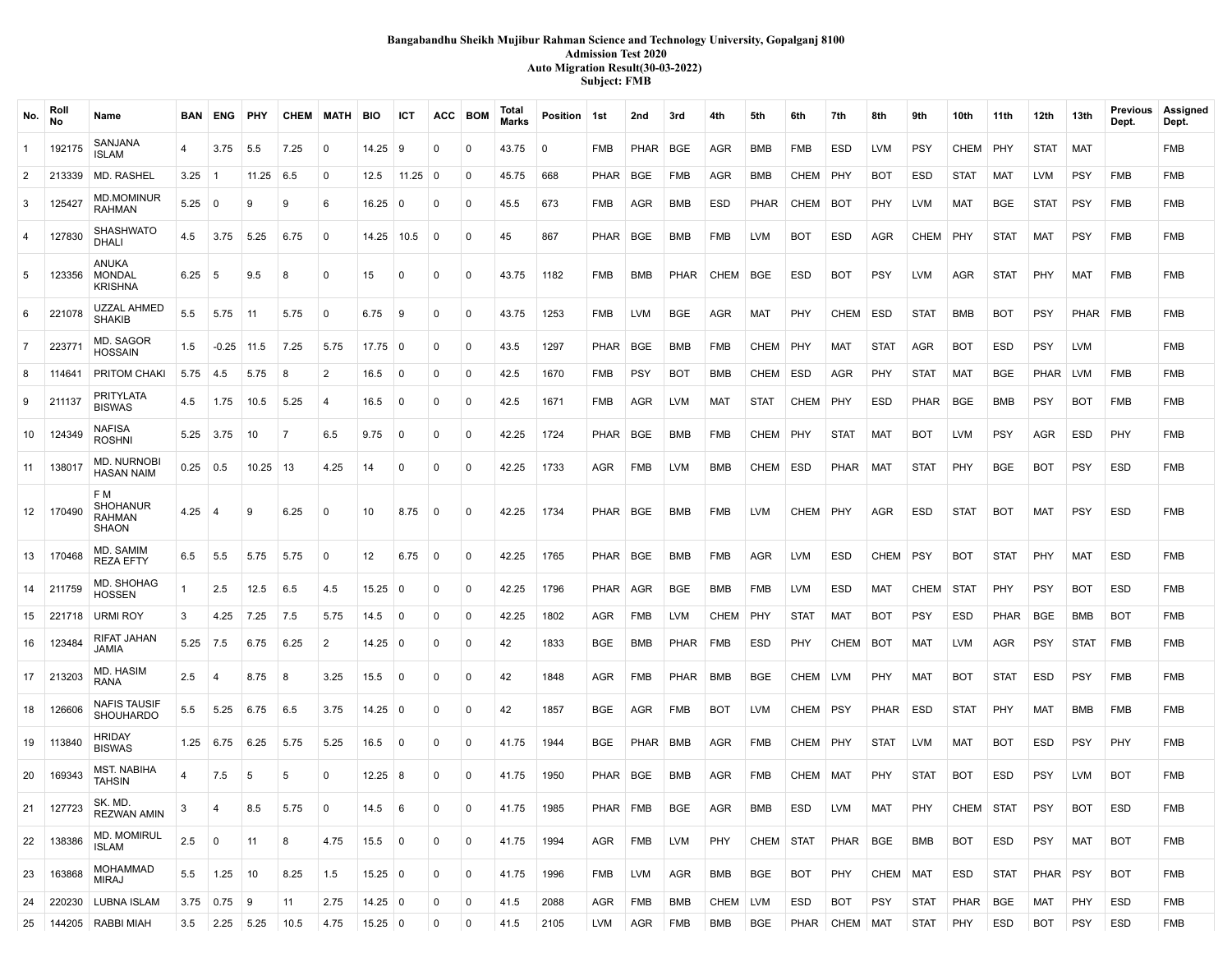**Bangabandhu Sheikh Mujibur Rahman Science and Technology University, Gopalganj 8100**
**Admission Test 2020**
**Auto Migration Result(30-03-2022)**
**Subject: FMB**

| No. | Roll No | Name | BAN | ENG | PHY | CHEM | MATH | BIO | ICT | ACC | BOM | Total Marks | Position | 1st | 2nd | 3rd | 4th | 5th | 6th | 7th | 8th | 9th | 10th | 11th | 12th | 13th | Previous Dept. | Assigned Dept. |
|---|---|---|---|---|---|---|---|---|---|---|---|---|---|---|---|---|---|---|---|---|---|---|---|---|---|---|---|---|
| 1 | 192175 | SANJANA ISLAM | 4 | 3.75 | 5.5 | 7.25 | 0 | 14.25 | 9 | 0 | 0 | 43.75 | 0 | FMB | PHAR | BGE | AGR | BMB | FMB | ESD | LVM | PSY | CHEM | PHY | STAT | MAT | | FMB |
| 2 | 213339 | MD. RASHEL | 3.25 | 1 | 11.25 | 6.5 | 0 | 12.5 | 11.25 | 0 | 0 | 45.75 | 668 | PHAR | BGE | FMB | AGR | BMB | CHEM | PHY | BOT | ESD | STAT | MAT | LVM | PSY | FMB | FMB |
| 3 | 125427 | MD.MOMINUR RAHMAN | 5.25 | 0 | 9 | 9 | 6 | 16.25 | 0 | 0 | 0 | 45.5 | 673 | FMB | AGR | BMB | ESD | PHAR | CHEM | BOT | PHY | LVM | MAT | BGE | STAT | PSY | FMB | FMB |
| 4 | 127830 | SHASHWATO DHALI | 4.5 | 3.75 | 5.25 | 6.75 | 0 | 14.25 | 10.5 | 0 | 0 | 45 | 867 | PHAR | BGE | BMB | FMB | LVM | BOT | ESD | AGR | CHEM | PHY | STAT | MAT | PSY | FMB | FMB |
| 5 | 123356 | ANUKA MONDAL KRISHNA | 6.25 | 5 | 9.5 | 8 | 0 | 15 | 0 | 0 | 0 | 43.75 | 1182 | FMB | BMB | PHAR | CHEM | BGE | ESD | BOT | PSY | LVM | AGR | STAT | PHY | MAT | FMB | FMB |
| 6 | 221078 | UZZAL AHMED SHAKIB | 5.5 | 5.75 | 11 | 5.75 | 0 | 6.75 | 9 | 0 | 0 | 43.75 | 1253 | FMB | LVM | BGE | AGR | MAT | PHY | CHEM | ESD | STAT | BMB | BOT | PSY | PHAR | FMB | FMB |
| 7 | 223771 | MD. SAGOR HOSSAIN | 1.5 | -0.25 | 11.5 | 7.25 | 5.75 | 17.75 | 0 | 0 | 0 | 43.5 | 1297 | PHAR | BGE | BMB | FMB | CHEM | PHY | MAT | STAT | AGR | BOT | ESD | PSY | LVM | | FMB |
| 8 | 114641 | PRITOM CHAKI | 5.75 | 4.5 | 5.75 | 8 | 2 | 16.5 | 0 | 0 | 0 | 42.5 | 1670 | FMB | PSY | BOT | BMB | CHEM | ESD | AGR | PHY | STAT | MAT | BGE | PHAR | LVM | FMB | FMB |
| 9 | 211137 | PRITYLATA BISWAS | 4.5 | 1.75 | 10.5 | 5.25 | 4 | 16.5 | 0 | 0 | 0 | 42.5 | 1671 | FMB | AGR | LVM | MAT | STAT | CHEM | PHY | ESD | PHAR | BGE | BMB | PSY | BOT | FMB | FMB |
| 10 | 124349 | NAFISA ROSHNI | 5.25 | 3.75 | 10 | 7 | 6.5 | 9.75 | 0 | 0 | 0 | 42.25 | 1724 | PHAR | BGE | BMB | FMB | CHEM | PHY | STAT | MAT | BOT | LVM | PSY | AGR | ESD | PHY | FMB |
| 11 | 138017 | MD. NURNOBI HASAN NAIM | 0.25 | 0.5 | 10.25 | 13 | 4.25 | 14 | 0 | 0 | 0 | 42.25 | 1733 | AGR | FMB | LVM | BMB | CHEM | ESD | PHAR | MAT | STAT | PHY | BGE | BOT | PSY | ESD | FMB |
| 12 | 170490 | F M SHOHANUR RAHMAN SHAON | 4.25 | 4 | 9 | 6.25 | 0 | 10 | 8.75 | 0 | 0 | 42.25 | 1734 | PHAR | BGE | BMB | FMB | LVM | CHEM | PHY | AGR | ESD | STAT | BOT | MAT | PSY | ESD | FMB |
| 13 | 170468 | MD. SAMIM REZA EFTY | 6.5 | 5.5 | 5.75 | 5.75 | 0 | 12 | 6.75 | 0 | 0 | 42.25 | 1765 | PHAR | BGE | BMB | FMB | AGR | LVM | ESD | CHEM | PSY | BOT | STAT | PHY | MAT | ESD | FMB |
| 14 | 211759 | MD. SHOHAG HOSSEN | 1 | 2.5 | 12.5 | 6.5 | 4.5 | 15.25 | 0 | 0 | 0 | 42.25 | 1796 | PHAR | AGR | BGE | BMB | FMB | LVM | ESD | MAT | CHEM | STAT | PHY | PSY | BOT | ESD | FMB |
| 15 | 221718 | URMI ROY | 3 | 4.25 | 7.25 | 7.5 | 5.75 | 14.5 | 0 | 0 | 0 | 42.25 | 1802 | AGR | FMB | LVM | CHEM | PHY | STAT | MAT | BOT | PSY | ESD | PHAR | BGE | BMB | BOT | FMB |
| 16 | 123484 | RIFAT JAHAN JAMIA | 5.25 | 7.5 | 6.75 | 6.25 | 2 | 14.25 | 0 | 0 | 0 | 42 | 1833 | BGE | BMB | PHAR | FMB | ESD | PHY | CHEM | BOT | MAT | LVM | AGR | PSY | STAT | FMB | FMB |
| 17 | 213203 | MD. HASIM RANA | 2.5 | 4 | 8.75 | 8 | 3.25 | 15.5 | 0 | 0 | 0 | 42 | 1848 | AGR | FMB | PHAR | BMB | BGE | CHEM | LVM | PHY | MAT | BOT | STAT | ESD | PSY | FMB | FMB |
| 18 | 126606 | NAFIS TAUSIF SHOUHARDO | 5.5 | 5.25 | 6.75 | 6.5 | 3.75 | 14.25 | 0 | 0 | 0 | 42 | 1857 | BGE | AGR | FMB | BOT | LVM | CHEM | PSY | PHAR | ESD | STAT | PHY | MAT | BMB | FMB | FMB |
| 19 | 113840 | HRIDAY BISWAS | 1.25 | 6.75 | 6.25 | 5.75 | 5.25 | 16.5 | 0 | 0 | 0 | 41.75 | 1944 | BGE | PHAR | BMB | AGR | FMB | CHEM | PHY | STAT | LVM | MAT | BOT | ESD | PSY | PHY | FMB |
| 20 | 169343 | MST. NABIHA TAHSIN | 4 | 7.5 | 5 | 5 | 0 | 12.25 | 8 | 0 | 0 | 41.75 | 1950 | PHAR | BGE | BMB | AGR | FMB | CHEM | MAT | PHY | STAT | BOT | ESD | PSY | LVM | BOT | FMB |
| 21 | 127723 | SK. MD. REZWAN AMIN | 3 | 4 | 8.5 | 5.75 | 0 | 14.5 | 6 | 0 | 0 | 41.75 | 1985 | PHAR | FMB | BGE | AGR | BMB | ESD | LVM | MAT | PHY | CHEM | STAT | PSY | BOT | ESD | FMB |
| 22 | 138386 | MD. MOMIRUL ISLAM | 2.5 | 0 | 11 | 8 | 4.75 | 15.5 | 0 | 0 | 0 | 41.75 | 1994 | AGR | FMB | LVM | PHY | CHEM | STAT | PHAR | BGE | BMB | BOT | ESD | PSY | MAT | BOT | FMB |
| 23 | 163868 | MOHAMMAD MIRAJ | 5.5 | 1.25 | 10 | 8.25 | 1.5 | 15.25 | 0 | 0 | 0 | 41.75 | 1996 | FMB | LVM | AGR | BMB | BGE | BOT | PHY | CHEM | MAT | ESD | STAT | PHAR | PSY | BOT | FMB |
| 24 | 220230 | LUBNA ISLAM | 3.75 | 0.75 | 9 | 11 | 2.75 | 14.25 | 0 | 0 | 0 | 41.5 | 2088 | AGR | FMB | BMB | CHEM | LVM | ESD | BOT | PSY | STAT | PHAR | BGE | MAT | PHY | ESD | FMB |
| 25 | 144205 | RABBI MIAH | 3.5 | 2.25 | 5.25 | 10.5 | 4.75 | 15.25 | 0 | 0 | 0 | 41.5 | 2105 | LVM | AGR | FMB | BMB | BGE | PHAR | CHEM | MAT | STAT | PHY | ESD | BOT | PSY | ESD | FMB |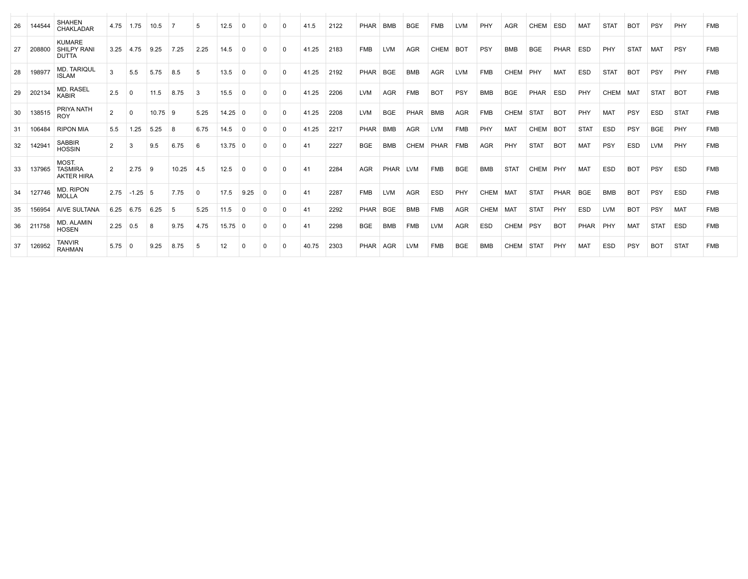| 26 | 144544 | SHAHEN CHAKLADAR | 4.75 | 1.75 | 10.5 | 7 | 5 | 12.5 | 0 | 0 | 0 | 41.5 | 2122 | PHAR | BMB | BGE | FMB | LVM | PHY | AGR | CHEM | ESD | MAT | STAT | BOT | PSY | PHY | FMB |
|---|---|---|---|---|---|---|---|---|---|---|---|---|---|---|---|---|---|---|---|---|---|---|---|---|---|---|---|---|
| 27 | 208800 | KUMARE SHILPY RANI DUTTA | 3.25 | 4.75 | 9.25 | 7.25 | 2.25 | 14.5 | 0 | 0 | 0 | 41.25 | 2183 | FMB | LVM | AGR | CHEM | BOT | PSY | BMB | BGE | PHAR | ESD | PHY | STAT | MAT | PSY | FMB |
| 28 | 198977 | MD. TARIQUL ISLAM | 3 | 5.5 | 5.75 | 8.5 | 5 | 13.5 | 0 | 0 | 0 | 41.25 | 2192 | PHAR | BGE | BMB | AGR | LVM | FMB | CHEM | PHY | MAT | ESD | STAT | BOT | PSY | PHY | FMB |
| 29 | 202134 | MD. RASEL KABIR | 2.5 | 0 | 11.5 | 8.75 | 3 | 15.5 | 0 | 0 | 0 | 41.25 | 2206 | LVM | AGR | FMB | BOT | PSY | BMB | BGE | PHAR | ESD | PHY | CHEM | MAT | STAT | BOT | FMB |
| 30 | 138515 | PRIYA NATH ROY | 2 | 0 | 10.75 | 9 | 5.25 | 14.25 | 0 | 0 | 0 | 41.25 | 2208 | LVM | BGE | PHAR | BMB | AGR | FMB | CHEM | STAT | BOT | PHY | MAT | PSY | ESD | STAT | FMB |
| 31 | 106484 | RIPON MIA | 5.5 | 1.25 | 5.25 | 8 | 6.75 | 14.5 | 0 | 0 | 0 | 41.25 | 2217 | PHAR | BMB | AGR | LVM | FMB | PHY | MAT | CHEM | BOT | STAT | ESD | PSY | BGE | PHY | FMB |
| 32 | 142941 | SABBIR HOSSIN | 2 | 3 | 9.5 | 6.75 | 6 | 13.75 | 0 | 0 | 0 | 41 | 2227 | BGE | BMB | CHEM | PHAR | FMB | AGR | PHY | STAT | BOT | MAT | PSY | ESD | LVM | PHY | FMB |
| 33 | 137965 | MOST. TASMIRA AKTER HIRA | 2 | 2.75 | 9 | 10.25 | 4.5 | 12.5 | 0 | 0 | 0 | 41 | 2284 | AGR | PHAR | LVM | FMB | BGE | BMB | STAT | CHEM | PHY | MAT | ESD | BOT | PSY | ESD | FMB |
| 34 | 127746 | MD. RIPON MOLLA | 2.75 | -1.25 | 5 | 7.75 | 0 | 17.5 | 9.25 | 0 | 0 | 41 | 2287 | FMB | LVM | AGR | ESD | PHY | CHEM | MAT | STAT | PHAR | BGE | BMB | BOT | PSY | ESD | FMB |
| 35 | 156954 | AIVE SULTANA | 6.25 | 6.75 | 6.25 | 5 | 5.25 | 11.5 | 0 | 0 | 0 | 41 | 2292 | PHAR | BGE | BMB | FMB | AGR | CHEM | MAT | STAT | PHY | ESD | LVM | BOT | PSY | MAT | FMB |
| 36 | 211758 | MD. ALAMIN HOSEN | 2.25 | 0.5 | 8 | 9.75 | 4.75 | 15.75 | 0 | 0 | 0 | 41 | 2298 | BGE | BMB | FMB | LVM | AGR | ESD | CHEM | PSY | BOT | PHAR | PHY | MAT | STAT | ESD | FMB |
| 37 | 126952 | TANVIR RAHMAN | 5.75 | 0 | 9.25 | 8.75 | 5 | 12 | 0 | 0 | 0 | 40.75 | 2303 | PHAR | AGR | LVM | FMB | BGE | BMB | CHEM | STAT | PHY | MAT | ESD | PSY | BOT | STAT | FMB |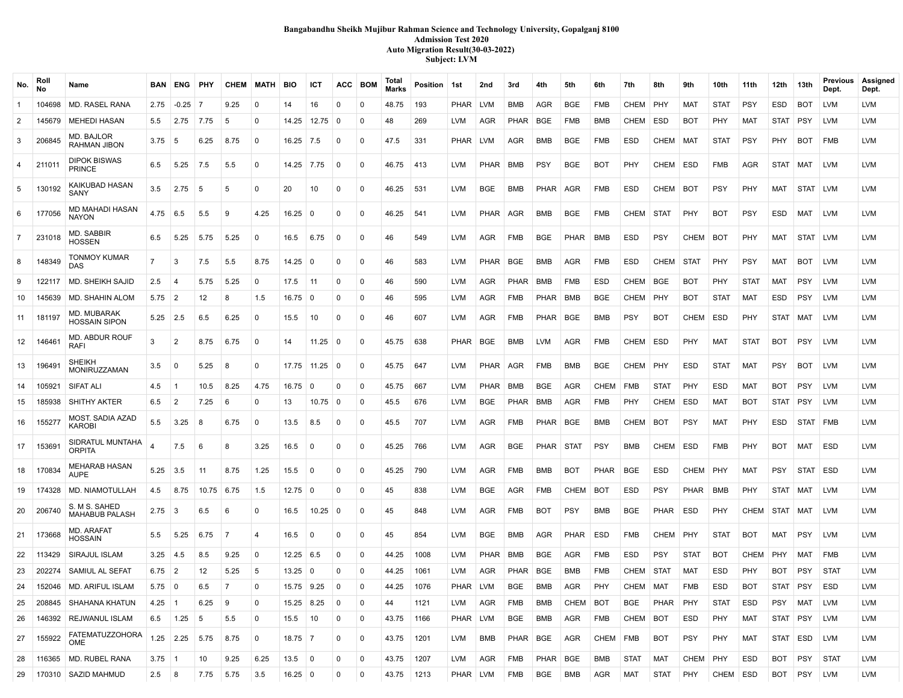**Bangabandhu Sheikh Mujibur Rahman Science and Technology University, Gopalganj 8100**
**Admission Test 2020**
**Auto Migration Result(30-03-2022)**
**Subject: LVM**

| No. | Roll No | Name | BAN | ENG | PHY | CHEM | MATH | BIO | ICT | ACC | BOM | Total Marks | Position | 1st | 2nd | 3rd | 4th | 5th | 6th | 7th | 8th | 9th | 10th | 11th | 12th | 13th | Previous Dept. | Assigned Dept. |
|---|---|---|---|---|---|---|---|---|---|---|---|---|---|---|---|---|---|---|---|---|---|---|---|---|---|---|---|---|
| 1 | 104698 | MD. RASEL RANA | 2.75 | -0.25 | 7 | 9.25 | 0 | 14 | 16 | 0 | 0 | 48.75 | 193 | PHAR | LVM | BMB | AGR | BGE | FMB | CHEM | PHY | MAT | STAT | PSY | ESD | BOT | LVM | LVM |
| 2 | 145679 | MEHEDI HASAN | 5.5 | 2.75 | 7.75 | 5 | 0 | 14.25 | 12.75 | 0 | 0 | 48 | 269 | LVM | AGR | PHAR | BGE | FMB | BMB | CHEM | ESD | BOT | PHY | MAT | STAT | PSY | LVM | LVM |
| 3 | 206845 | MD. BAJLOR RAHMAN JIBON | 3.75 | 5 | 6.25 | 8.75 | 0 | 16.25 | 7.5 | 0 | 0 | 47.5 | 331 | PHAR | LVM | AGR | BMB | BGE | FMB | ESD | CHEM | MAT | STAT | PSY | PHY | BOT | FMB | LVM |
| 4 | 211011 | DIPOK BISWAS PRINCE | 6.5 | 5.25 | 7.5 | 5.5 | 0 | 14.25 | 7.75 | 0 | 0 | 46.75 | 413 | LVM | PHAR | BMB | PSY | BGE | BOT | PHY | CHEM | ESD | FMB | AGR | STAT | MAT | LVM | LVM |
| 5 | 130192 | KAIKUBAD HASAN SANY | 3.5 | 2.75 | 5 | 5 | 0 | 20 | 10 | 0 | 0 | 46.25 | 531 | LVM | BGE | BMB | PHAR | AGR | FMB | ESD | CHEM | BOT | PSY | PHY | MAT | STAT | LVM | LVM |
| 6 | 177056 | MD MAHADI HASAN NAYON | 4.75 | 6.5 | 5.5 | 9 | 4.25 | 16.25 | 0 | 0 | 0 | 46.25 | 541 | LVM | PHAR | AGR | BMB | BGE | FMB | CHEM | STAT | PHY | BOT | PSY | ESD | MAT | LVM | LVM |
| 7 | 231018 | MD. SABBIR HOSSEN | 6.5 | 5.25 | 5.75 | 5.25 | 0 | 16.5 | 6.75 | 0 | 0 | 46 | 549 | LVM | AGR | FMB | BGE | PHAR | BMB | ESD | PSY | CHEM | BOT | PHY | MAT | STAT | LVM | LVM |
| 8 | 148349 | TONMOY KUMAR DAS | 7 | 3 | 7.5 | 5.5 | 8.75 | 14.25 | 0 | 0 | 0 | 46 | 583 | LVM | PHAR | BGE | BMB | AGR | FMB | ESD | CHEM | STAT | PHY | PSY | MAT | BOT | LVM | LVM |
| 9 | 122117 | MD. SHEIKH SAJID | 2.5 | 4 | 5.75 | 5.25 | 0 | 17.5 | 11 | 0 | 0 | 46 | 590 | LVM | AGR | PHAR | BMB | FMB | ESD | CHEM | BGE | BOT | PHY | STAT | MAT | PSY | LVM | LVM |
| 10 | 145639 | MD. SHAHIN ALOM | 5.75 | 2 | 12 | 8 | 1.5 | 16.75 | 0 | 0 | 0 | 46 | 595 | LVM | AGR | FMB | PHAR | BMB | BGE | CHEM | PHY | BOT | STAT | MAT | ESD | PSY | LVM | LVM |
| 11 | 181197 | MD. MUBARAK HOSSAIN SIPON | 5.25 | 2.5 | 6.5 | 6.25 | 0 | 15.5 | 10 | 0 | 0 | 46 | 607 | LVM | AGR | FMB | PHAR | BGE | BMB | PSY | BOT | CHEM | ESD | PHY | STAT | MAT | LVM | LVM |
| 12 | 146461 | MD. ABDUR ROUF RAFI | 3 | 2 | 8.75 | 6.75 | 0 | 14 | 11.25 | 0 | 0 | 45.75 | 638 | PHAR | BGE | BMB | LVM | AGR | FMB | CHEM | ESD | PHY | MAT | STAT | BOT | PSY | LVM | LVM |
| 13 | 196491 | SHEIKH MONIRUZZAMAN | 3.5 | 0 | 5.25 | 8 | 0 | 17.75 | 11.25 | 0 | 0 | 45.75 | 647 | LVM | PHAR | AGR | FMB | BMB | BGE | CHEM | PHY | ESD | STAT | MAT | PSY | BOT | LVM | LVM |
| 14 | 105921 | SIFAT ALI | 4.5 | 1 | 10.5 | 8.25 | 4.75 | 16.75 | 0 | 0 | 0 | 45.75 | 667 | LVM | PHAR | BMB | BGE | AGR | CHEM | FMB | STAT | PHY | ESD | MAT | BOT | PSY | LVM | LVM |
| 15 | 185938 | SHITHY AKTER | 6.5 | 2 | 7.25 | 6 | 0 | 13 | 10.75 | 0 | 0 | 45.5 | 676 | LVM | BGE | PHAR | BMB | AGR | FMB | PHY | CHEM | ESD | MAT | BOT | STAT | PSY | LVM | LVM |
| 16 | 155277 | MOST. SADIA AZAD KAROBI | 5.5 | 3.25 | 8 | 6.75 | 0 | 13.5 | 8.5 | 0 | 0 | 45.5 | 707 | LVM | AGR | FMB | PHAR | BGE | BMB | CHEM | BOT | PSY | MAT | PHY | ESD | STAT | FMB | LVM |
| 17 | 153691 | SIDRATUL MUNTAHA ORPITA | 4 | 7.5 | 6 | 8 | 3.25 | 16.5 | 0 | 0 | 0 | 45.25 | 766 | LVM | AGR | BGE | PHAR | STAT | PSY | BMB | CHEM | ESD | FMB | PHY | BOT | MAT | ESD | LVM |
| 18 | 170834 | MEHARAB HASAN AUPE | 5.25 | 3.5 | 11 | 8.75 | 1.25 | 15.5 | 0 | 0 | 0 | 45.25 | 790 | LVM | AGR | FMB | BMB | BOT | PHAR | BGE | ESD | CHEM | PHY | MAT | PSY | STAT | ESD | LVM |
| 19 | 174328 | MD. NIAMOTULLAH | 4.5 | 8.75 | 10.75 | 6.75 | 1.5 | 12.75 | 0 | 0 | 0 | 45 | 838 | LVM | BGE | AGR | FMB | CHEM | BOT | ESD | PSY | PHAR | BMB | PHY | STAT | MAT | LVM | LVM |
| 20 | 206740 | S. M S. SAHED MAHABUB PALASH | 2.75 | 3 | 6.5 | 6 | 0 | 16.5 | 10.25 | 0 | 0 | 45 | 848 | LVM | AGR | FMB | BOT | PSY | BMB | BGE | PHAR | ESD | PHY | CHEM | STAT | MAT | LVM | LVM |
| 21 | 173668 | MD. ARAFAT HOSSAIN | 5.5 | 5.25 | 6.75 | 7 | 4 | 16.5 | 0 | 0 | 0 | 45 | 854 | LVM | BGE | BMB | AGR | PHAR | ESD | FMB | CHEM | PHY | STAT | BOT | MAT | PSY | LVM | LVM |
| 22 | 113429 | SIRAJUL ISLAM | 3.25 | 4.5 | 8.5 | 9.25 | 0 | 12.25 | 6.5 | 0 | 0 | 44.25 | 1008 | LVM | PHAR | BMB | BGE | AGR | FMB | ESD | PSY | STAT | BOT | CHEM | PHY | MAT | FMB | LVM |
| 23 | 202274 | SAMIUL AL SEFAT | 6.75 | 2 | 12 | 5.25 | 5 | 13.25 | 0 | 0 | 0 | 44.25 | 1061 | LVM | AGR | PHAR | BGE | BMB | FMB | CHEM | STAT | MAT | ESD | PHY | BOT | PSY | STAT | LVM |
| 24 | 152046 | MD. ARIFUL ISLAM | 5.75 | 0 | 6.5 | 7 | 0 | 15.75 | 9.25 | 0 | 0 | 44.25 | 1076 | PHAR | LVM | BGE | BMB | AGR | PHY | CHEM | MAT | FMB | ESD | BOT | STAT | PSY | ESD | LVM |
| 25 | 208845 | SHAHANA KHATUN | 4.25 | 1 | 6.25 | 9 | 0 | 15.25 | 8.25 | 0 | 0 | 44 | 1121 | LVM | AGR | FMB | BMB | CHEM | BOT | BGE | PHAR | PHY | STAT | ESD | PSY | MAT | LVM | LVM |
| 26 | 146392 | REJWANUL ISLAM | 6.5 | 1.25 | 5 | 5.5 | 0 | 15.5 | 10 | 0 | 0 | 43.75 | 1166 | PHAR | LVM | BGE | BMB | AGR | FMB | CHEM | BOT | ESD | PHY | MAT | STAT | PSY | LVM | LVM |
| 27 | 155922 | FATEMATUZZOHORA OME | 1.25 | 2.25 | 5.75 | 8.75 | 0 | 18.75 | 7 | 0 | 0 | 43.75 | 1201 | LVM | BMB | PHAR | BGE | AGR | CHEM | FMB | BOT | PSY | PHY | MAT | STAT | ESD | LVM | LVM |
| 28 | 116365 | MD. RUBEL RANA | 3.75 | 1 | 10 | 9.25 | 6.25 | 13.5 | 0 | 0 | 0 | 43.75 | 1207 | LVM | AGR | FMB | PHAR | BGE | BMB | STAT | MAT | CHEM | PHY | ESD | BOT | PSY | STAT | LVM |
| 29 | 170310 | SAZID MAHMUD | 2.5 | 8 | 7.75 | 5.75 | 3.5 | 16.25 | 0 | 0 | 0 | 43.75 | 1213 | PHAR | LVM | FMB | BGE | BMB | AGR | MAT | STAT | PHY | CHEM | ESD | BOT | PSY | LVM | LVM |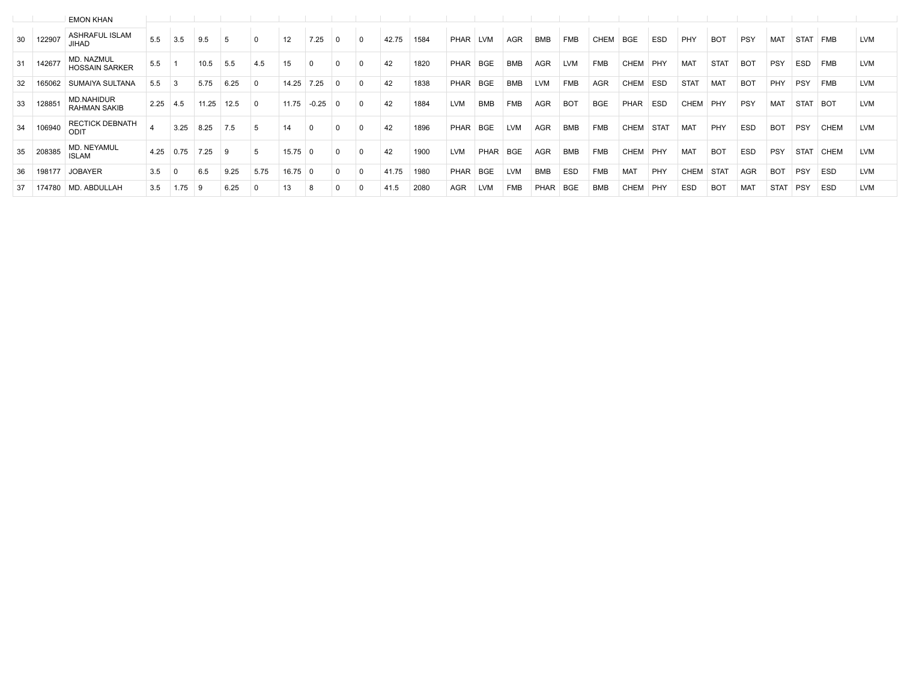| | | EMON KHAN | | | | | | | | | | | | | | | | | | | | | | | | | | | | |
|---|---|---|---|---|---|---|---|---|---|---|---|---|---|---|---|---|---|---|---|---|---|---|---|---|---|---|---|---|---|---|
| 30 | 122907 | ASHRAFUL ISLAM JIHAD | 5.5 | 3.5 | 9.5 | 5 | 0 | 12 | 7.25 | 0 | 0 | 42.75 | 1584 | PHAR | LVM | AGR | BMB | FMB | CHEM | BGE | ESD | PHY | BOT | PSY | MAT | STAT | FMB | LVM |
| 31 | 142677 | MD. NAZMUL HOSSAIN SARKER | 5.5 | 1 | 10.5 | 5.5 | 4.5 | 15 | 0 | 0 | 0 | 42 | 1820 | PHAR | BGE | BMB | AGR | LVM | FMB | CHEM | PHY | MAT | STAT | BOT | PSY | ESD | FMB | LVM |
| 32 | 165062 | SUMAIYA SULTANA | 5.5 | 3 | 5.75 | 6.25 | 0 | 14.25 | 7.25 | 0 | 0 | 42 | 1838 | PHAR | BGE | BMB | LVM | FMB | AGR | CHEM | ESD | STAT | MAT | BOT | PHY | PSY | FMB | LVM |
| 33 | 128851 | MD.NAHIDUR RAHMAN SAKIB | 2.25 | 4.5 | 11.25 | 12.5 | 0 | 11.75 | -0.25 | 0 | 0 | 42 | 1884 | LVM | BMB | FMB | AGR | BOT | BGE | PHAR | ESD | CHEM | PHY | PSY | MAT | STAT | BOT | LVM |
| 34 | 106940 | RECTICK DEBNATH ODIT | 4 | 3.25 | 8.25 | 7.5 | 5 | 14 | 0 | 0 | 0 | 42 | 1896 | PHAR | BGE | LVM | AGR | BMB | FMB | CHEM | STAT | MAT | PHY | ESD | BOT | PSY | CHEM | LVM |
| 35 | 208385 | MD. NEYAMUL ISLAM | 4.25 | 0.75 | 7.25 | 9 | 5 | 15.75 | 0 | 0 | 0 | 42 | 1900 | LVM | PHAR | BGE | AGR | BMB | FMB | CHEM | PHY | MAT | BOT | ESD | PSY | STAT | CHEM | LVM |
| 36 | 198177 | JOBAYER | 3.5 | 0 | 6.5 | 9.25 | 5.75 | 16.75 | 0 | 0 | 0 | 41.75 | 1980 | PHAR | BGE | LVM | BMB | ESD | FMB | MAT | PHY | CHEM | STAT | AGR | BOT | PSY | ESD | LVM |
| 37 | 174780 | MD. ABDULLAH | 3.5 | 1.75 | 9 | 6.25 | 0 | 13 | 8 | 0 | 0 | 41.5 | 2080 | AGR | LVM | FMB | PHAR | BGE | BMB | CHEM | PHY | ESD | BOT | MAT | STAT | PSY | ESD | LVM |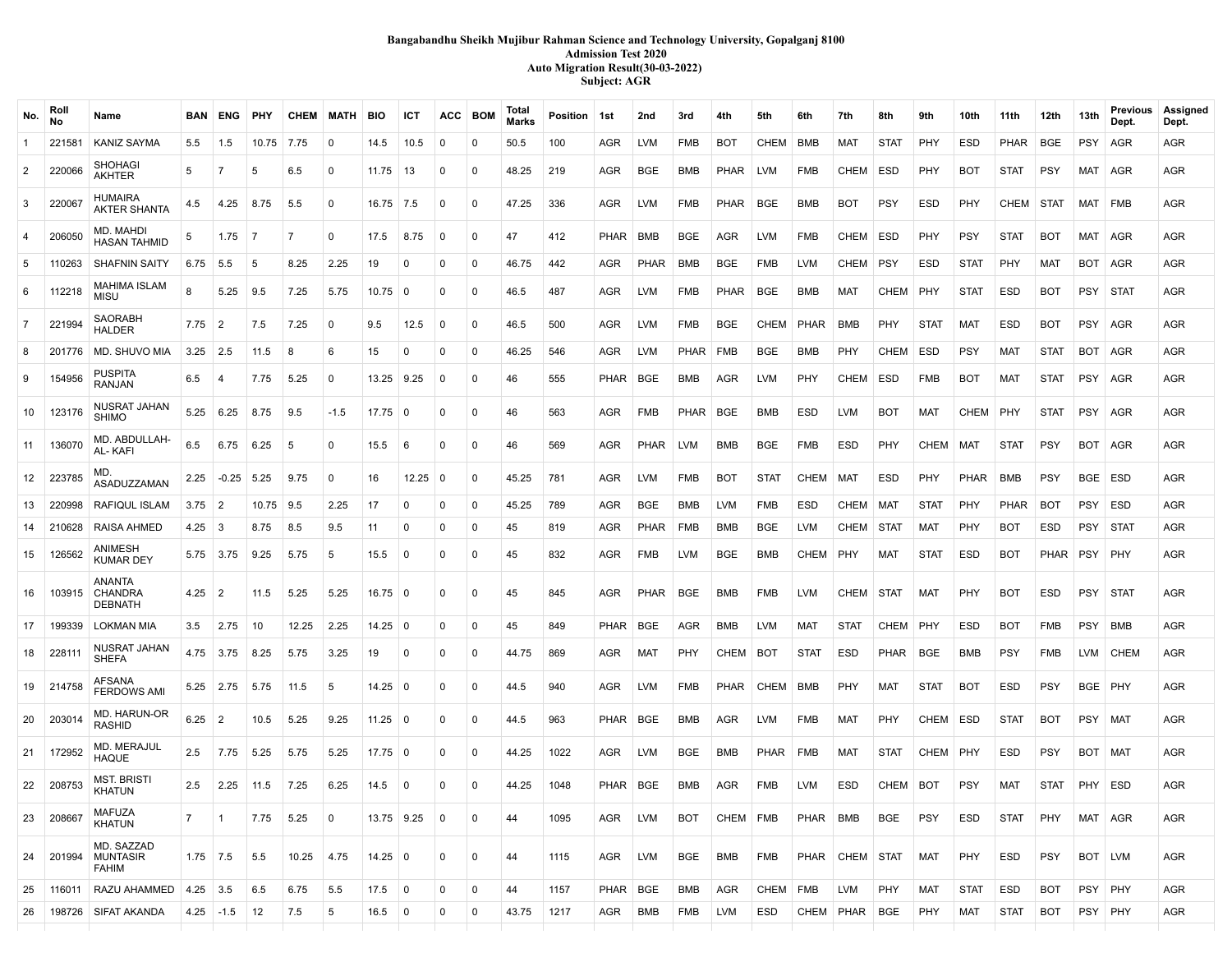**Bangabandhu Sheikh Mujibur Rahman Science and Technology University, Gopalganj 8100**
**Admission Test 2020**
**Auto Migration Result(30-03-2022)**
**Subject: AGR**

| No. | Roll No | Name | BAN | ENG | PHY | CHEM | MATH | BIO | ICT | ACC | BOM | Total Marks | Position | 1st | 2nd | 3rd | 4th | 5th | 6th | 7th | 8th | 9th | 10th | 11th | 12th | 13th | Previous Dept. | Assigned Dept. |
|---|---|---|---|---|---|---|---|---|---|---|---|---|---|---|---|---|---|---|---|---|---|---|---|---|---|---|---|---|
| 1 | 221581 | KANIZ SAYMA | 5.5 | 1.5 | 10.75 | 7.75 | 0 | 14.5 | 10.5 | 0 | 0 | 50.5 | 100 | AGR | LVM | FMB | BOT | CHEM | BMB | MAT | STAT | PHY | ESD | PHAR | BGE | PSY | AGR | AGR |
| 2 | 220066 | SHOHAGI AKHTER | 5 | 7 | 5 | 6.5 | 0 | 11.75 | 13 | 0 | 0 | 48.25 | 219 | AGR | BGE | BMB | PHAR | LVM | FMB | CHEM | ESD | PHY | BOT | STAT | PSY | MAT | AGR | AGR |
| 3 | 220067 | HUMAIRA AKTER SHANTA | 4.5 | 4.25 | 8.75 | 5.5 | 0 | 16.75 | 7.5 | 0 | 0 | 47.25 | 336 | AGR | LVM | FMB | PHAR | BGE | BMB | BOT | PSY | ESD | PHY | CHEM | STAT | MAT | FMB | AGR |
| 4 | 206050 | MD. MAHDI HASAN TAHMID | 5 | 1.75 | 7 | 7 | 0 | 17.5 | 8.75 | 0 | 0 | 47 | 412 | PHAR | BMB | BGE | AGR | LVM | FMB | CHEM | ESD | PHY | PSY | STAT | BOT | MAT | AGR | AGR |
| 5 | 110263 | SHAFNIN SAITY | 6.75 | 5.5 | 5 | 8.25 | 2.25 | 19 | 0 | 0 | 0 | 46.75 | 442 | AGR | PHAR | BMB | BGE | FMB | LVM | CHEM | PSY | ESD | STAT | PHY | MAT | BOT | AGR | AGR |
| 6 | 112218 | MAHIMA ISLAM MISU | 8 | 5.25 | 9.5 | 7.25 | 5.75 | 10.75 | 0 | 0 | 0 | 46.5 | 487 | AGR | LVM | FMB | PHAR | BGE | BMB | MAT | CHEM | PHY | STAT | ESD | BOT | PSY | STAT | AGR |
| 7 | 221994 | SAORABH HALDER | 7.75 | 2 | 7.5 | 7.25 | 0 | 9.5 | 12.5 | 0 | 0 | 46.5 | 500 | AGR | LVM | FMB | BGE | CHEM | PHAR | BMB | PHY | STAT | MAT | ESD | BOT | PSY | AGR | AGR |
| 8 | 201776 | MD. SHUVO MIA | 3.25 | 2.5 | 11.5 | 8 | 6 | 15 | 0 | 0 | 0 | 46.25 | 546 | AGR | LVM | PHAR | FMB | BGE | BMB | PHY | CHEM | ESD | PSY | MAT | STAT | BOT | AGR | AGR |
| 9 | 154956 | PUSPITA RANJAN | 6.5 | 4 | 7.75 | 5.25 | 0 | 13.25 | 9.25 | 0 | 0 | 46 | 555 | PHAR | BGE | BMB | AGR | LVM | PHY | CHEM | ESD | FMB | BOT | MAT | STAT | PSY | AGR | AGR |
| 10 | 123176 | NUSRAT JAHAN SHIMO | 5.25 | 6.25 | 8.75 | 9.5 | -1.5 | 17.75 | 0 | 0 | 0 | 46 | 563 | AGR | FMB | PHAR | BGE | BMB | ESD | LVM | BOT | MAT | CHEM | PHY | STAT | PSY | AGR | AGR |
| 11 | 136070 | MD. ABDULLAH-AL- KAFI | 6.5 | 6.75 | 6.25 | 5 | 0 | 15.5 | 6 | 0 | 0 | 46 | 569 | AGR | PHAR | LVM | BMB | BGE | FMB | ESD | PHY | CHEM | MAT | STAT | PSY | BOT | AGR | AGR |
| 12 | 223785 | MD. ASADUZZAMAN | 2.25 | -0.25 | 5.25 | 9.75 | 0 | 16 | 12.25 | 0 | 0 | 45.25 | 781 | AGR | LVM | FMB | BOT | STAT | CHEM | MAT | ESD | PHY | PHAR | BMB | PSY | BGE | ESD | AGR |
| 13 | 220998 | RAFIQUL ISLAM | 3.75 | 2 | 10.75 | 9.5 | 2.25 | 17 | 0 | 0 | 0 | 45.25 | 789 | AGR | BGE | BMB | LVM | FMB | ESD | CHEM | MAT | STAT | PHY | PHAR | BOT | PSY | ESD | AGR |
| 14 | 210628 | RAISA AHMED | 4.25 | 3 | 8.75 | 8.5 | 9.5 | 11 | 0 | 0 | 0 | 45 | 819 | AGR | PHAR | FMB | BMB | BGE | LVM | CHEM | STAT | MAT | PHY | BOT | ESD | PSY | STAT | AGR |
| 15 | 126562 | ANIMESH KUMAR DEY | 5.75 | 3.75 | 9.25 | 5.75 | 5 | 15.5 | 0 | 0 | 0 | 45 | 832 | AGR | FMB | LVM | BGE | BMB | CHEM | PHY | MAT | STAT | ESD | BOT | PHAR | PSY | PHY | AGR |
| 16 | 103915 | ANANTA CHANDRA DEBNATH | 4.25 | 2 | 11.5 | 5.25 | 5.25 | 16.75 | 0 | 0 | 0 | 45 | 845 | AGR | PHAR | BGE | BMB | FMB | LVM | CHEM | STAT | MAT | PHY | BOT | ESD | PSY | STAT | AGR |
| 17 | 199339 | LOKMAN MIA | 3.5 | 2.75 | 10 | 12.25 | 2.25 | 14.25 | 0 | 0 | 0 | 45 | 849 | PHAR | BGE | AGR | BMB | LVM | MAT | STAT | CHEM | PHY | ESD | BOT | FMB | PSY | BMB | AGR |
| 18 | 228111 | NUSRAT JAHAN SHEFA | 4.75 | 3.75 | 8.25 | 5.75 | 3.25 | 19 | 0 | 0 | 0 | 44.75 | 869 | AGR | MAT | PHY | CHEM | BOT | STAT | ESD | PHAR | BGE | BMB | PSY | FMB | LVM | CHEM | AGR |
| 19 | 214758 | AFSANA FERDOWS AMI | 5.25 | 2.75 | 5.75 | 11.5 | 5 | 14.25 | 0 | 0 | 0 | 44.5 | 940 | AGR | LVM | FMB | PHAR | CHEM | BMB | PHY | MAT | STAT | BOT | ESD | PSY | BGE | PHY | AGR |
| 20 | 203014 | MD. HARUN-OR RASHID | 6.25 | 2 | 10.5 | 5.25 | 9.25 | 11.25 | 0 | 0 | 0 | 44.5 | 963 | PHAR | BGE | BMB | AGR | LVM | FMB | MAT | PHY | CHEM | ESD | STAT | BOT | PSY | MAT | AGR |
| 21 | 172952 | MD. MERAJUL HAQUE | 2.5 | 7.75 | 5.25 | 5.75 | 5.25 | 17.75 | 0 | 0 | 0 | 44.25 | 1022 | AGR | LVM | BGE | BMB | PHAR | FMB | MAT | STAT | CHEM | PHY | ESD | PSY | BOT | MAT | AGR |
| 22 | 208753 | MST. BRISTI KHATUN | 2.5 | 2.25 | 11.5 | 7.25 | 6.25 | 14.5 | 0 | 0 | 0 | 44.25 | 1048 | PHAR | BGE | BMB | AGR | FMB | LVM | ESD | CHEM | BOT | PSY | MAT | STAT | PHY | ESD | AGR |
| 23 | 208667 | MAFUZA KHATUN | 7 | 1 | 7.75 | 5.25 | 0 | 13.75 | 9.25 | 0 | 0 | 44 | 1095 | AGR | LVM | BOT | CHEM | FMB | PHAR | BMB | BGE | PSY | ESD | STAT | PHY | MAT | AGR | AGR |
| 24 | 201994 | MD. SAZZAD MUNTASIR FAHIM | 1.75 | 7.5 | 5.5 | 10.25 | 4.75 | 14.25 | 0 | 0 | 0 | 44 | 1115 | AGR | LVM | BGE | BMB | FMB | PHAR | CHEM | STAT | MAT | PHY | ESD | PSY | BOT | LVM | AGR |
| 25 | 116011 | RAZU AHAMMED | 4.25 | 3.5 | 6.5 | 6.75 | 5.5 | 17.5 | 0 | 0 | 0 | 44 | 1157 | PHAR | BGE | BMB | AGR | CHEM | FMB | LVM | PHY | MAT | STAT | ESD | BOT | PSY | PHY | AGR |
| 26 | 198726 | SIFAT AKANDA | 4.25 | -1.5 | 12 | 7.5 | 5 | 16.5 | 0 | 0 | 0 | 43.75 | 1217 | AGR | BMB | FMB | LVM | ESD | CHEM | PHAR | BGE | PHY | MAT | STAT | BOT | PSY | PHY | AGR |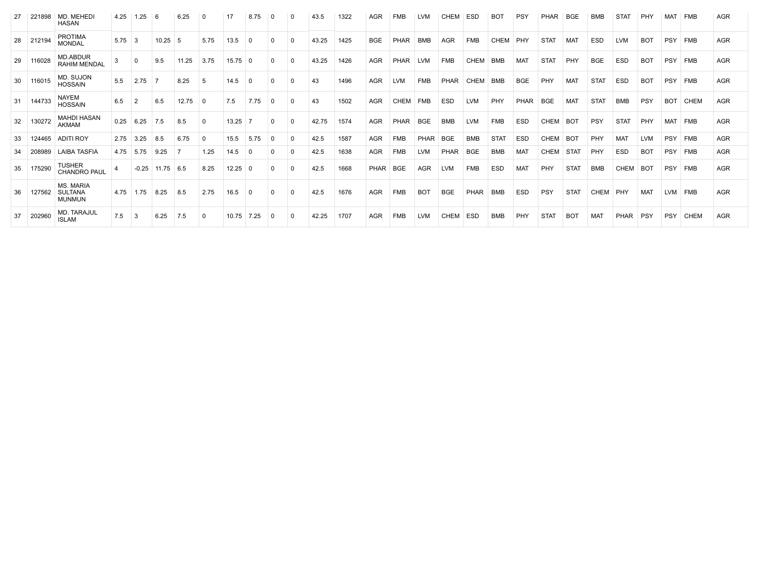| | | | | | | | | | | | | | | | | | | | | | | | | | | | | | | |
|---|---|---|---|---|---|---|---|---|---|---|---|---|---|---|---|---|---|---|---|---|---|---|---|---|---|---|---|---|---|---|
| 27 | 221898 | MD. MEHEDI HASAN | 4.25 | 1.25 | 6 | 6.25 | 0 | 17 | 8.75 | 0 | 0 | 43.5 | 1322 | AGR | FMB | LVM | CHEM | ESD | BOT | PSY | PHAR | BGE | BMB | STAT | PHY | MAT | FMB | AGR |
| 28 | 212194 | PROTIMA MONDAL | 5.75 | 3 | 10.25 | 5 | 5.75 | 13.5 | 0 | 0 | 0 | 43.25 | 1425 | BGE | PHAR | BMB | AGR | FMB | CHEM | PHY | STAT | MAT | ESD | LVM | BOT | PSY | FMB | AGR |
| 29 | 116028 | MD.ABDUR RAHIM MENDAL | 3 | 0 | 9.5 | 11.25 | 3.75 | 15.75 | 0 | 0 | 0 | 43.25 | 1426 | AGR | PHAR | LVM | FMB | CHEM | BMB | MAT | STAT | PHY | BGE | ESD | BOT | PSY | FMB | AGR |
| 30 | 116015 | MD. SUJON HOSSAIN | 5.5 | 2.75 | 7 | 8.25 | 5 | 14.5 | 0 | 0 | 0 | 43 | 1496 | AGR | LVM | FMB | PHAR | CHEM | BMB | BGE | PHY | MAT | STAT | ESD | BOT | PSY | FMB | AGR |
| 31 | 144733 | NAYEM HOSSAIN | 6.5 | 2 | 6.5 | 12.75 | 0 | 7.5 | 7.75 | 0 | 0 | 43 | 1502 | AGR | CHEM | FMB | ESD | LVM | PHY | PHAR | BGE | MAT | STAT | BMB | PSY | BOT | CHEM | AGR |
| 32 | 130272 | MAHDI HASAN AKMAM | 0.25 | 6.25 | 7.5 | 8.5 | 0 | 13.25 | 7 | 0 | 0 | 42.75 | 1574 | AGR | PHAR | BGE | BMB | LVM | FMB | ESD | CHEM | BOT | PSY | STAT | PHY | MAT | FMB | AGR |
| 33 | 124465 | ADITI ROY | 2.75 | 3.25 | 8.5 | 6.75 | 0 | 15.5 | 5.75 | 0 | 0 | 42.5 | 1587 | AGR | FMB | PHAR | BGE | BMB | STAT | ESD | CHEM | BOT | PHY | MAT | LVM | PSY | FMB | AGR |
| 34 | 208989 | LAIBA TASFIA | 4.75 | 5.75 | 9.25 | 7 | 1.25 | 14.5 | 0 | 0 | 0 | 42.5 | 1638 | AGR | FMB | LVM | PHAR | BGE | BMB | MAT | CHEM | STAT | PHY | ESD | BOT | PSY | FMB | AGR |
| 35 | 175290 | TUSHER CHANDRO PAUL | 4 | -0.25 | 11.75 | 6.5 | 8.25 | 12.25 | 0 | 0 | 0 | 42.5 | 1668 | PHAR | BGE | AGR | LVM | FMB | ESD | MAT | PHY | STAT | BMB | CHEM | BOT | PSY | FMB | AGR |
| 36 | 127562 | MS. MARIA SULTANA MUNMUN | 4.75 | 1.75 | 8.25 | 8.5 | 2.75 | 16.5 | 0 | 0 | 0 | 42.5 | 1676 | AGR | FMB | BOT | BGE | PHAR | BMB | ESD | PSY | STAT | CHEM | PHY | MAT | LVM | FMB | AGR |
| 37 | 202960 | MD. TARAJUL ISLAM | 7.5 | 3 | 6.25 | 7.5 | 0 | 10.75 | 7.25 | 0 | 0 | 42.25 | 1707 | AGR | FMB | LVM | CHEM | ESD | BMB | PHY | STAT | BOT | MAT | PHAR | PSY | PSY | CHEM | AGR |